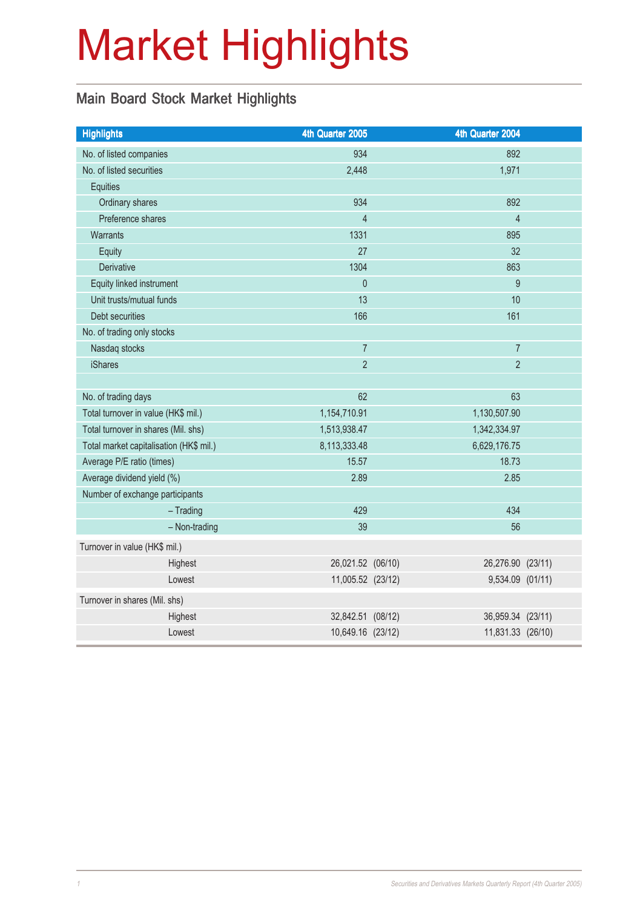# Market Highlights

## Main Board Stock Market Highlights

| Highlights | 4th Quarter 2005 | 4th Quarter 2004 |
|---|---|---|
| No. of listed companies | 934 | 892 |
| No. of listed securities | 2,448 | 1,971 |
| Equities | | |
| Ordinary shares | 934 | 892 |
| Preference shares | 4 | 4 |
| Warrants | 1331 | 895 |
| Equity | 27 | 32 |
| Derivative | 1304 | 863 |
| Equity linked instrument | 0 | 9 |
| Unit trusts/mutual funds | 13 | 10 |
| Debt securities | 166 | 161 |
| No. of trading only stocks | | |
| Nasdaq stocks | 7 | 7 |
| iShares | 2 | 2 |
| | | |
| No. of trading days | 62 | 63 |
| Total turnover in value (HK$ mil.) | 1,154,710.91 | 1,130,507.90 |
| Total turnover in shares (Mil. shs) | 1,513,938.47 | 1,342,334.97 |
| Total market capitalisation (HK$ mil.) | 8,113,333.48 | 6,629,176.75 |
| Average P/E ratio (times) | 15.57 | 18.73 |
| Average dividend yield (%) | 2.89 | 2.85 |
| Number of exchange participants | | |
| – Trading | 429 | 434 |
| – Non-trading | 39 | 56 |
| Turnover in value (HK$ mil.) | | |
| Highest | 26,021.52 (06/10) | 26,276.90 (23/11) |
| Lowest | 11,005.52 (23/12) | 9,534.09 (01/11) |
| Turnover in shares (Mil. shs) | | |
| Highest | 32,842.51 (08/12) | 36,959.34 (23/11) |
| Lowest | 10,649.16 (23/12) | 11,831.33 (26/10) |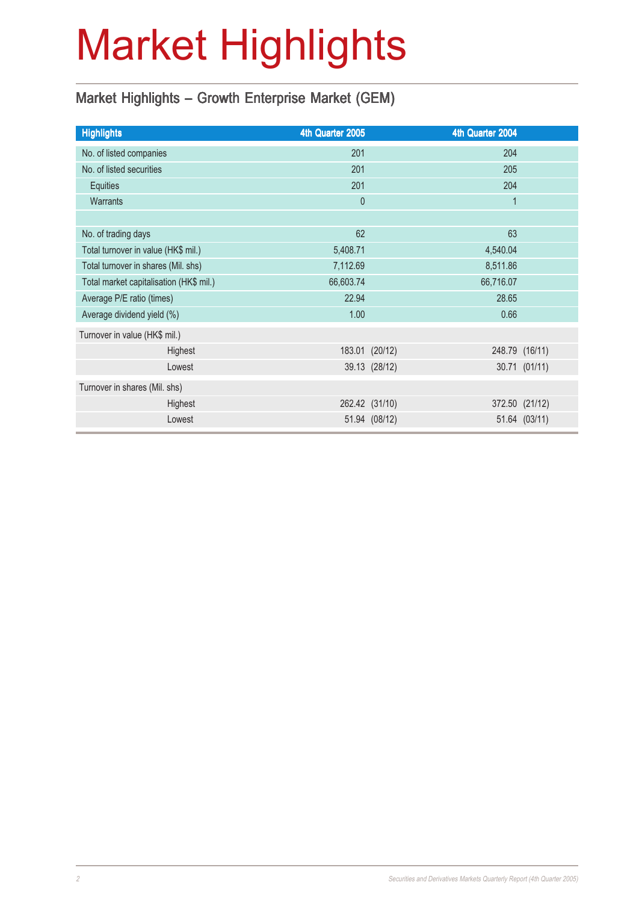# Market Highlights

## Market Highlights – Growth Enterprise Market (GEM)

| Highlights | 4th Quarter 2005 | 4th Quarter 2004 |
|---|---|---|
| No. of listed companies | 201 | 204 |
| No. of listed securities | 201 | 205 |
| Equities | 201 | 204 |
| Warrants | 0 | 1 |
| | | |
| No. of trading days | 62 | 63 |
| Total turnover in value (HK$ mil.) | 5,408.71 | 4,540.04 |
| Total turnover in shares (Mil. shs) | 7,112.69 | 8,511.86 |
| Total market capitalisation (HK$ mil.) | 66,603.74 | 66,716.07 |
| Average P/E ratio (times) | 22.94 | 28.65 |
| Average dividend yield (%) | 1.00 | 0.66 |
| Turnover in value (HK$ mil.) | | |
| Highest | 183.01 (20/12) | 248.79 (16/11) |
| Lowest | 39.13 (28/12) | 30.71 (01/11) |
| Turnover in shares (Mil. shs) | | |
| Highest | 262.42 (31/10) | 372.50 (21/12) |
| Lowest | 51.94 (08/12) | 51.64 (03/11) |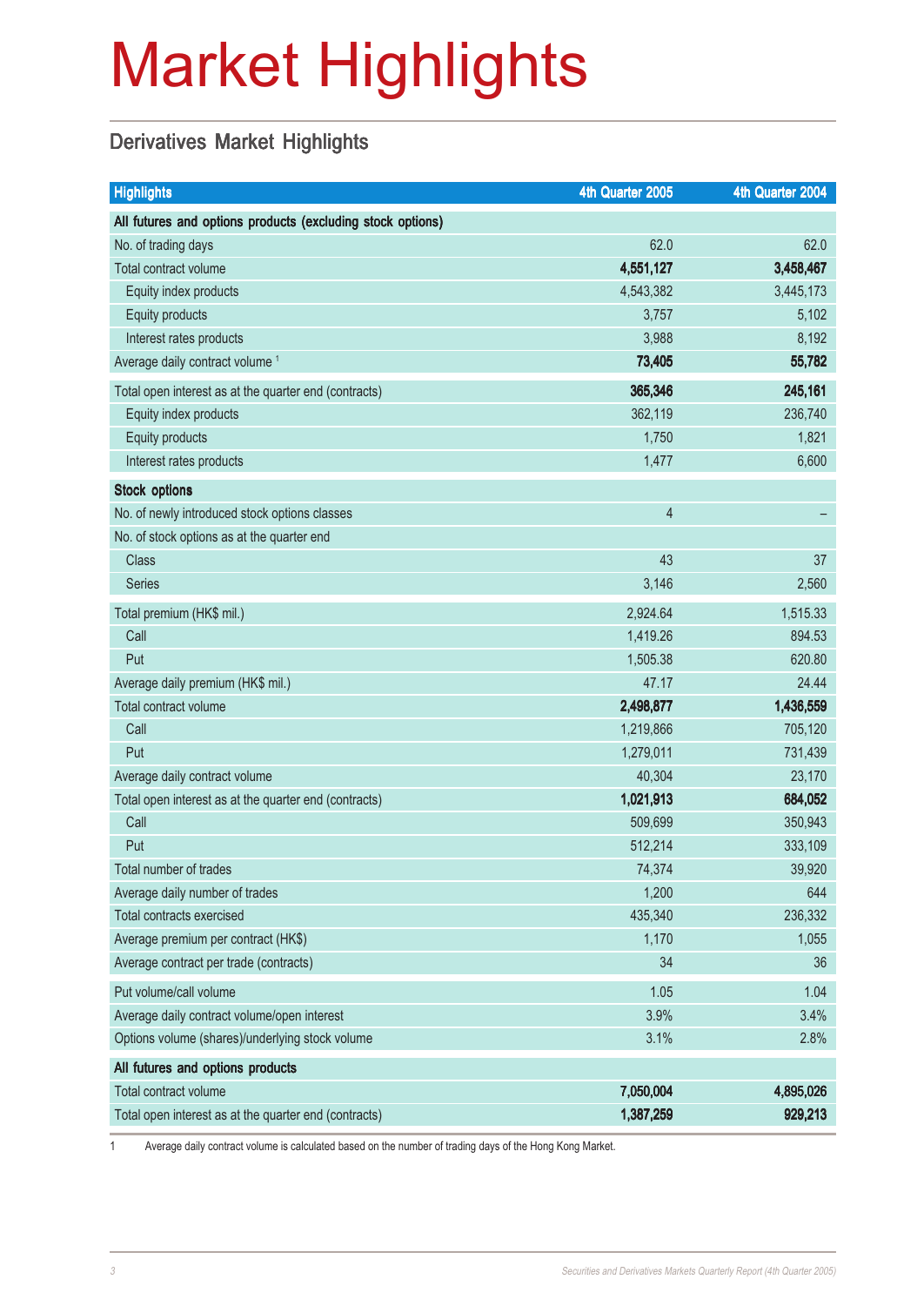# Market Highlights

## Derivatives Market Highlights

| Highlights | 4th Quarter 2005 | 4th Quarter 2004 |
|---|---|---|
| **All futures and options products (excluding stock options)** | | |
| No. of trading days | 62.0 | 62.0 |
| Total contract volume | **4,551,127** | **3,458,467** |
| Equity index products | 4,543,382 | 3,445,173 |
| Equity products | 3,757 | 5,102 |
| Interest rates products | 3,988 | 8,192 |
| Average daily contract volume [1] | **73,405** | **55,782** |
| Total open interest as at the quarter end (contracts) | **365,346** | **245,161** |
| Equity index products | 362,119 | 236,740 |
| Equity products | 1,750 | 1,821 |
| Interest rates products | 1,477 | 6,600 |
| **Stock options** | | |
| No. of newly introduced stock options classes | 4 | – |
| No. of stock options as at the quarter end | | |
| Class | 43 | 37 |
| Series | 3,146 | 2,560 |
| Total premium (HK$ mil.) | 2,924.64 | 1,515.33 |
| Call | 1,419.26 | 894.53 |
| Put | 1,505.38 | 620.80 |
| Average daily premium (HK$ mil.) | 47.17 | 24.44 |
| Total contract volume | **2,498,877** | **1,436,559** |
| Call | 1,219,866 | 705,120 |
| Put | 1,279,011 | 731,439 |
| Average daily contract volume | 40,304 | 23,170 |
| Total open interest as at the quarter end (contracts) | **1,021,913** | **684,052** |
| Call | 509,699 | 350,943 |
| Put | 512,214 | 333,109 |
| Total number of trades | 74,374 | 39,920 |
| Average daily number of trades | 1,200 | 644 |
| Total contracts exercised | 435,340 | 236,332 |
| Average premium per contract (HK$) | 1,170 | 1,055 |
| Average contract per trade (contracts) | 34 | 36 |
| Put volume/call volume | 1.05 | 1.04 |
| Average daily contract volume/open interest | 3.9% | 3.4% |
| Options volume (shares)/underlying stock volume | 3.1% | 2.8% |
| **All futures and options products** | | |
| Total contract volume | **7,050,004** | **4,895,026** |
| Total open interest as at the quarter end (contracts) | **1,387,259** | **929,213** |

1 Average daily contract volume is calculated based on the number of trading days of the Hong Kong Market.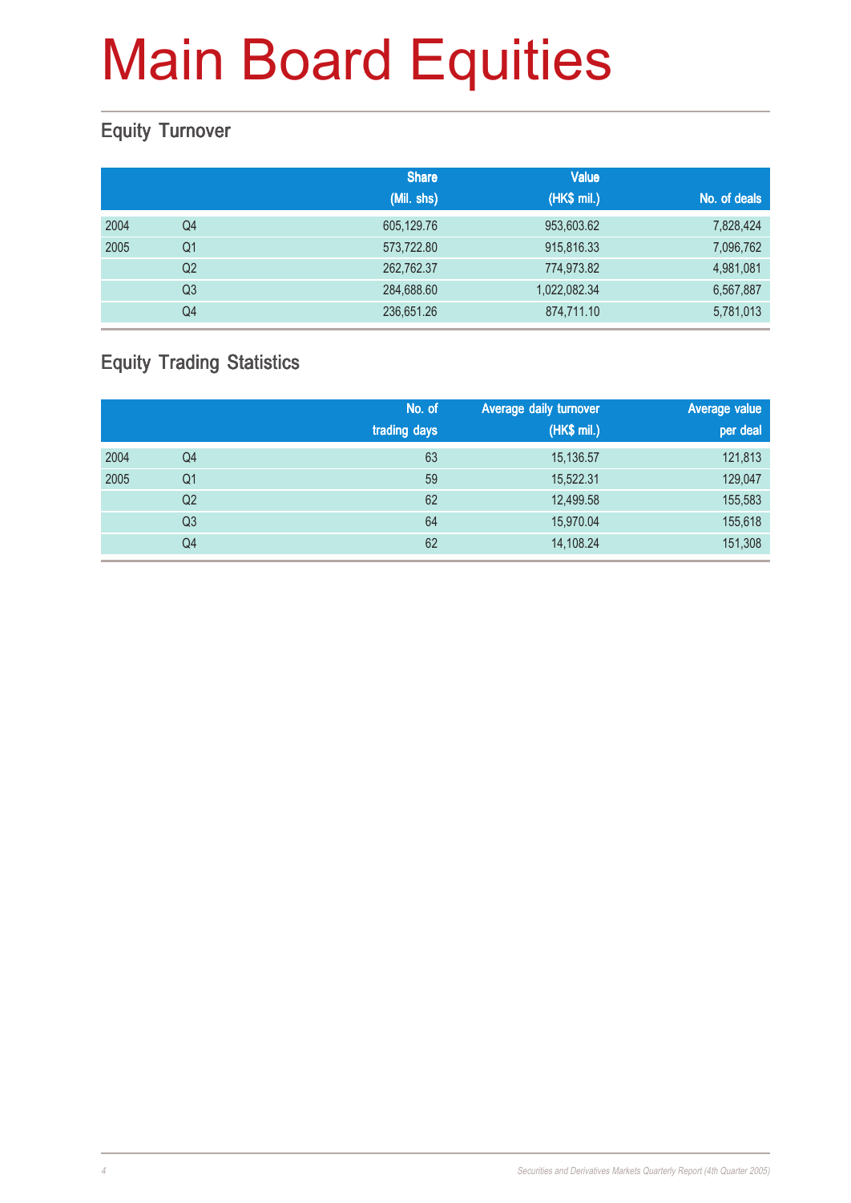# Main Board Equities

## Equity Turnover

| | | Share (Mil. shs) | Value (HK$ mil.) | No. of deals |
|---|---|---|---|---|
| 2004 | Q4 | 605,129.76 | 953,603.62 | 7,828,424 |
| 2005 | Q1 | 573,722.80 | 915,816.33 | 7,096,762 |
| | Q2 | 262,762.37 | 774,973.82 | 4,981,081 |
| | Q3 | 284,688.60 | 1,022,082.34 | 6,567,887 |
| | Q4 | 236,651.26 | 874,711.10 | 5,781,013 |

## Equity Trading Statistics

| | | No. of trading days | Average daily turnover (HK$ mil.) | Average value per deal |
|---|---|---|---|---|
| 2004 | Q4 | 63 | 15,136.57 | 121,813 |
| 2005 | Q1 | 59 | 15,522.31 | 129,047 |
| | Q2 | 62 | 12,499.58 | 155,583 |
| | Q3 | 64 | 15,970.04 | 155,618 |
| | Q4 | 62 | 14,108.24 | 151,308 |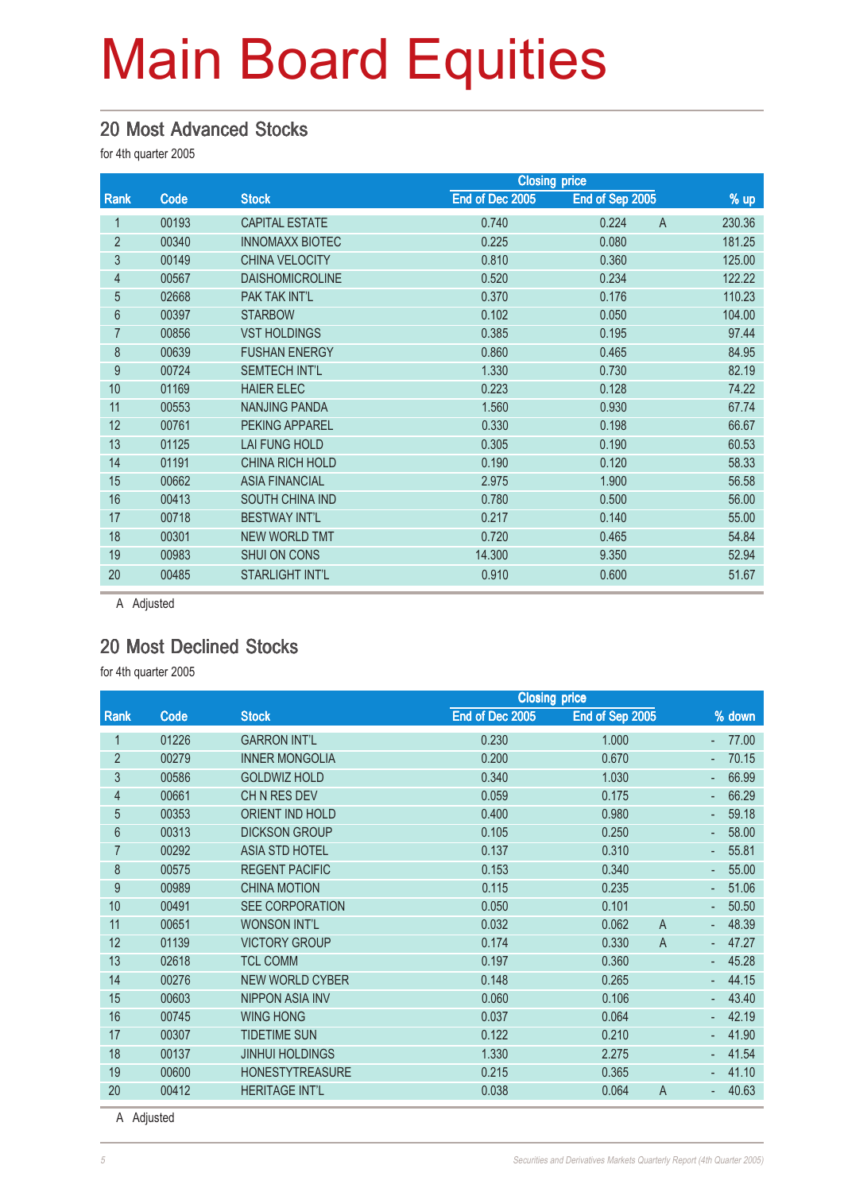# Main Board Equities

## 20 Most Advanced Stocks

for 4th quarter 2005

| Rank | Code | Stock | Closing price | | | |
|---|---|---|---|---|---|---|
| | | | End of Dec 2005 | End of Sep 2005 | | % up |
| 1 | 00193 | CAPITAL ESTATE | 0.740 | 0.224 | A | 230.36 |
| 2 | 00340 | INNOMAXX BIOTEC | 0.225 | 0.080 | | 181.25 |
| 3 | 00149 | CHINA VELOCITY | 0.810 | 0.360 | | 125.00 |
| 4 | 00567 | DAISHOMICROLINE | 0.520 | 0.234 | | 122.22 |
| 5 | 02668 | PAK TAK INT'L | 0.370 | 0.176 | | 110.23 |
| 6 | 00397 | STARBOW | 0.102 | 0.050 | | 104.00 |
| 7 | 00856 | VST HOLDINGS | 0.385 | 0.195 | | 97.44 |
| 8 | 00639 | FUSHAN ENERGY | 0.860 | 0.465 | | 84.95 |
| 9 | 00724 | SEMTECH INT'L | 1.330 | 0.730 | | 82.19 |
| 10 | 01169 | HAIER ELEC | 0.223 | 0.128 | | 74.22 |
| 11 | 00553 | NANJING PANDA | 1.560 | 0.930 | | 67.74 |
| 12 | 00761 | PEKING APPAREL | 0.330 | 0.198 | | 66.67 |
| 13 | 01125 | LAI FUNG HOLD | 0.305 | 0.190 | | 60.53 |
| 14 | 01191 | CHINA RICH HOLD | 0.190 | 0.120 | | 58.33 |
| 15 | 00662 | ASIA FINANCIAL | 2.975 | 1.900 | | 56.58 |
| 16 | 00413 | SOUTH CHINA IND | 0.780 | 0.500 | | 56.00 |
| 17 | 00718 | BESTWAY INT'L | 0.217 | 0.140 | | 55.00 |
| 18 | 00301 | NEW WORLD TMT | 0.720 | 0.465 | | 54.84 |
| 19 | 00983 | SHUI ON CONS | 14.300 | 9.350 | | 52.94 |
| 20 | 00485 | STARLIGHT INT'L | 0.910 | 0.600 | | 51.67 |

A Adjusted

## 20 Most Declined Stocks

for 4th quarter 2005

| Rank | Code | Stock | Closing price | | | |
|---|---|---|---|---|---|---|
| | | | End of Dec 2005 | End of Sep 2005 | | % down |
| 1 | 01226 | GARRON INT'L | 0.230 | 1.000 | | - 77.00 |
| 2 | 00279 | INNER MONGOLIA | 0.200 | 0.670 | | - 70.15 |
| 3 | 00586 | GOLDWIZ HOLD | 0.340 | 1.030 | | - 66.99 |
| 4 | 00661 | CH N RES DEV | 0.059 | 0.175 | | - 66.29 |
| 5 | 00353 | ORIENT IND HOLD | 0.400 | 0.980 | | - 59.18 |
| 6 | 00313 | DICKSON GROUP | 0.105 | 0.250 | | - 58.00 |
| 7 | 00292 | ASIA STD HOTEL | 0.137 | 0.310 | | - 55.81 |
| 8 | 00575 | REGENT PACIFIC | 0.153 | 0.340 | | - 55.00 |
| 9 | 00989 | CHINA MOTION | 0.115 | 0.235 | | - 51.06 |
| 10 | 00491 | SEE CORPORATION | 0.050 | 0.101 | | - 50.50 |
| 11 | 00651 | WONSON INT'L | 0.032 | 0.062 | A | - 48.39 |
| 12 | 01139 | VICTORY GROUP | 0.174 | 0.330 | A | - 47.27 |
| 13 | 02618 | TCL COMM | 0.197 | 0.360 | | - 45.28 |
| 14 | 00276 | NEW WORLD CYBER | 0.148 | 0.265 | | - 44.15 |
| 15 | 00603 | NIPPON ASIA INV | 0.060 | 0.106 | | - 43.40 |
| 16 | 00745 | WING HONG | 0.037 | 0.064 | | - 42.19 |
| 17 | 00307 | TIDETIME SUN | 0.122 | 0.210 | | - 41.90 |
| 18 | 00137 | JINHUI HOLDINGS | 1.330 | 2.275 | | - 41.54 |
| 19 | 00600 | HONESTYTREASURE | 0.215 | 0.365 | | - 41.10 |
| 20 | 00412 | HERITAGE INT'L | 0.038 | 0.064 | A | - 40.63 |

A Adjusted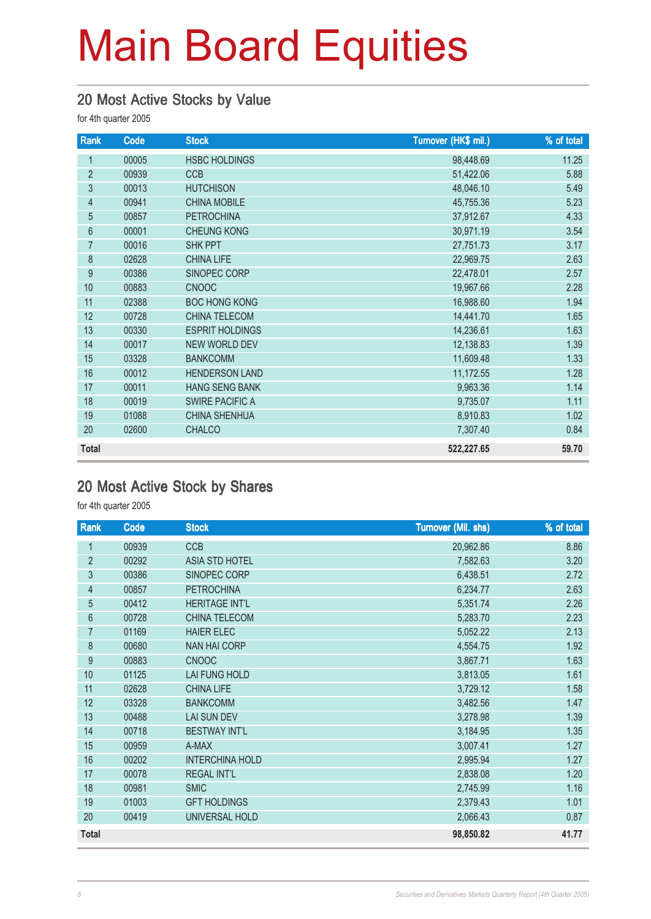# Main Board Equities

## 20 Most Active Stocks by Value

for 4th quarter 2005

| Rank | Code | Stock | Turnover (HK$ mil.) | % of total |
|---|---|---|---|---|
| 1 | 00005 | HSBC HOLDINGS | 98,448.69 | 11.25 |
| 2 | 00939 | CCB | 51,422.06 | 5.88 |
| 3 | 00013 | HUTCHISON | 48,046.10 | 5.49 |
| 4 | 00941 | CHINA MOBILE | 45,755.36 | 5.23 |
| 5 | 00857 | PETROCHINA | 37,912.67 | 4.33 |
| 6 | 00001 | CHEUNG KONG | 30,971.19 | 3.54 |
| 7 | 00016 | SHK PPT | 27,751.73 | 3.17 |
| 8 | 02628 | CHINA LIFE | 22,969.75 | 2.63 |
| 9 | 00386 | SINOPEC CORP | 22,478.01 | 2.57 |
| 10 | 00883 | CNOOC | 19,967.66 | 2.28 |
| 11 | 02388 | BOC HONG KONG | 16,988.60 | 1.94 |
| 12 | 00728 | CHINA TELECOM | 14,441.70 | 1.65 |
| 13 | 00330 | ESPRIT HOLDINGS | 14,236.61 | 1.63 |
| 14 | 00017 | NEW WORLD DEV | 12,138.83 | 1.39 |
| 15 | 03328 | BANKCOMM | 11,609.48 | 1.33 |
| 16 | 00012 | HENDERSON LAND | 11,172.55 | 1.28 |
| 17 | 00011 | HANG SENG BANK | 9,963.36 | 1.14 |
| 18 | 00019 | SWIRE PACIFIC A | 9,735.07 | 1.11 |
| 19 | 01088 | CHINA SHENHUA | 8,910.83 | 1.02 |
| 20 | 02600 | CHALCO | 7,307.40 | 0.84 |
| **Total** | | | **522,227.65** | **59.70** |

## 20 Most Active Stock by Shares

for 4th quarter 2005

| Rank | Code | Stock | Turnover (Mil. shs) | % of total |
|---|---|---|---|---|
| 1 | 00939 | CCB | 20,962.86 | 8.86 |
| 2 | 00292 | ASIA STD HOTEL | 7,582.63 | 3.20 |
| 3 | 00386 | SINOPEC CORP | 6,438.51 | 2.72 |
| 4 | 00857 | PETROCHINA | 6,234.77 | 2.63 |
| 5 | 00412 | HERITAGE INT'L | 5,351.74 | 2.26 |
| 6 | 00728 | CHINA TELECOM | 5,283.70 | 2.23 |
| 7 | 01169 | HAIER ELEC | 5,052.22 | 2.13 |
| 8 | 00680 | NAN HAI CORP | 4,554.75 | 1.92 |
| 9 | 00883 | CNOOC | 3,867.71 | 1.63 |
| 10 | 01125 | LAI FUNG HOLD | 3,813.05 | 1.61 |
| 11 | 02628 | CHINA LIFE | 3,729.12 | 1.58 |
| 12 | 03328 | BANKCOMM | 3,482.56 | 1.47 |
| 13 | 00488 | LAI SUN DEV | 3,278.98 | 1.39 |
| 14 | 00718 | BESTWAY INT'L | 3,184.95 | 1.35 |
| 15 | 00959 | A-MAX | 3,007.41 | 1.27 |
| 16 | 00202 | INTERCHINA HOLD | 2,995.94 | 1.27 |
| 17 | 00078 | REGAL INT'L | 2,838.08 | 1.20 |
| 18 | 00981 | SMIC | 2,745.99 | 1.16 |
| 19 | 01003 | GFT HOLDINGS | 2,379.43 | 1.01 |
| 20 | 00419 | UNIVERSAL HOLD | 2,066.43 | 0.87 |
| **Total** | | | **98,850.82** | **41.77** |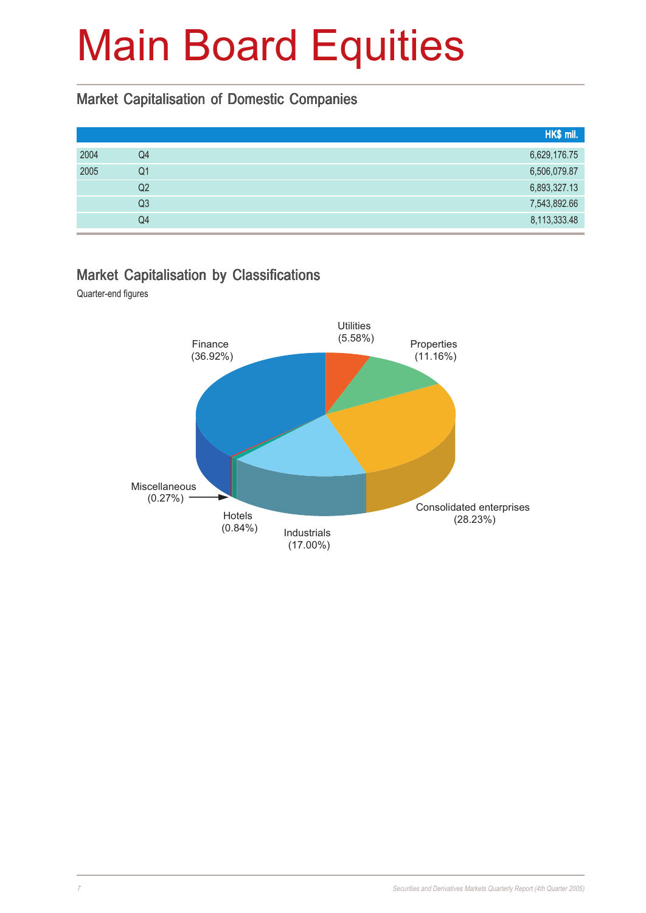# Main Board Equities

## Market Capitalisation of Domestic Companies

| | | HK$ mil. |
|---|---|---|
| 2004 | Q4 | 6,629,176.75 |
| 2005 | Q1 | 6,506,079.87 |
| | Q2 | 6,893,327.13 |
| | Q3 | 7,543,892.66 |
| | Q4 | 8,113,333.48 |

## Market Capitalisation by Classifications

Quarter-end figures

Finance (36.92%)
Utilities (5.58%)
Properties (11.16%)
Consolidated enterprises (28.23%)
Industrials (17.00%)
Hotels (0.84%)
Miscellaneous (0.27%)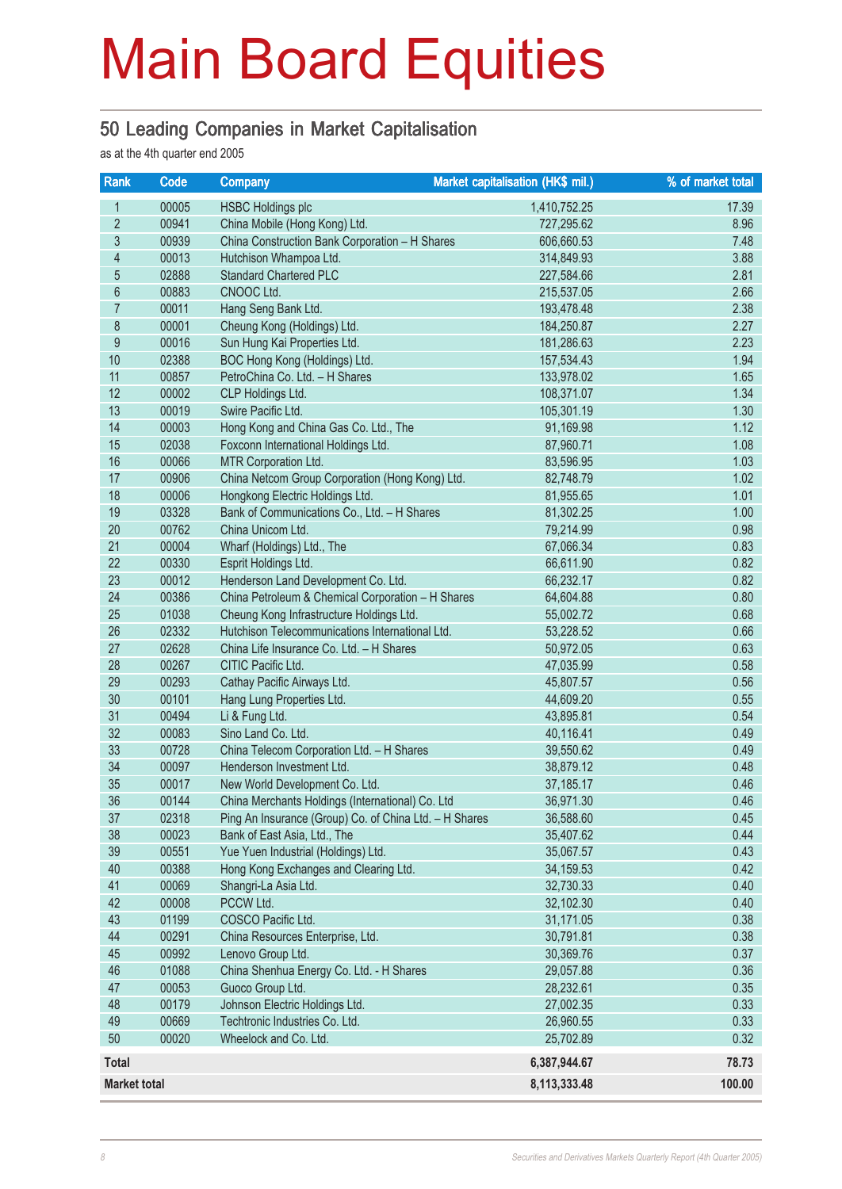# Main Board Equities

## 50 Leading Companies in Market Capitalisation

as at the 4th quarter end 2005

| Rank | Code | Company | Market capitalisation (HK$ mil.) | % of market total |
|---|---|---|---|---|
| 1 | 00005 | HSBC Holdings plc | 1,410,752.25 | 17.39 |
| 2 | 00941 | China Mobile (Hong Kong) Ltd. | 727,295.62 | 8.96 |
| 3 | 00939 | China Construction Bank Corporation – H Shares | 606,660.53 | 7.48 |
| 4 | 00013 | Hutchison Whampoa Ltd. | 314,849.93 | 3.88 |
| 5 | 02888 | Standard Chartered PLC | 227,584.66 | 2.81 |
| 6 | 00883 | CNOOC Ltd. | 215,537.05 | 2.66 |
| 7 | 00011 | Hang Seng Bank Ltd. | 193,478.48 | 2.38 |
| 8 | 00001 | Cheung Kong (Holdings) Ltd. | 184,250.87 | 2.27 |
| 9 | 00016 | Sun Hung Kai Properties Ltd. | 181,286.63 | 2.23 |
| 10 | 02388 | BOC Hong Kong (Holdings) Ltd. | 157,534.43 | 1.94 |
| 11 | 00857 | PetroChina Co. Ltd. – H Shares | 133,978.02 | 1.65 |
| 12 | 00002 | CLP Holdings Ltd. | 108,371.07 | 1.34 |
| 13 | 00019 | Swire Pacific Ltd. | 105,301.19 | 1.30 |
| 14 | 00003 | Hong Kong and China Gas Co. Ltd., The | 91,169.98 | 1.12 |
| 15 | 02038 | Foxconn International Holdings Ltd. | 87,960.71 | 1.08 |
| 16 | 00066 | MTR Corporation Ltd. | 83,596.95 | 1.03 |
| 17 | 00906 | China Netcom Group Corporation (Hong Kong) Ltd. | 82,748.79 | 1.02 |
| 18 | 00006 | Hongkong Electric Holdings Ltd. | 81,955.65 | 1.01 |
| 19 | 03328 | Bank of Communications Co., Ltd. – H Shares | 81,302.25 | 1.00 |
| 20 | 00762 | China Unicom Ltd. | 79,214.99 | 0.98 |
| 21 | 00004 | Wharf (Holdings) Ltd., The | 67,066.34 | 0.83 |
| 22 | 00330 | Esprit Holdings Ltd. | 66,611.90 | 0.82 |
| 23 | 00012 | Henderson Land Development Co. Ltd. | 66,232.17 | 0.82 |
| 24 | 00386 | China Petroleum & Chemical Corporation – H Shares | 64,604.88 | 0.80 |
| 25 | 01038 | Cheung Kong Infrastructure Holdings Ltd. | 55,002.72 | 0.68 |
| 26 | 02332 | Hutchison Telecommunications International Ltd. | 53,228.52 | 0.66 |
| 27 | 02628 | China Life Insurance Co. Ltd. – H Shares | 50,972.05 | 0.63 |
| 28 | 00267 | CITIC Pacific Ltd. | 47,035.99 | 0.58 |
| 29 | 00293 | Cathay Pacific Airways Ltd. | 45,807.57 | 0.56 |
| 30 | 00101 | Hang Lung Properties Ltd. | 44,609.20 | 0.55 |
| 31 | 00494 | Li & Fung Ltd. | 43,895.81 | 0.54 |
| 32 | 00083 | Sino Land Co. Ltd. | 40,116.41 | 0.49 |
| 33 | 00728 | China Telecom Corporation Ltd. – H Shares | 39,550.62 | 0.49 |
| 34 | 00097 | Henderson Investment Ltd. | 38,879.12 | 0.48 |
| 35 | 00017 | New World Development Co. Ltd. | 37,185.17 | 0.46 |
| 36 | 00144 | China Merchants Holdings (International) Co. Ltd | 36,971.30 | 0.46 |
| 37 | 02318 | Ping An Insurance (Group) Co. of China Ltd. – H Shares | 36,588.60 | 0.45 |
| 38 | 00023 | Bank of East Asia, Ltd., The | 35,407.62 | 0.44 |
| 39 | 00551 | Yue Yuen Industrial (Holdings) Ltd. | 35,067.57 | 0.43 |
| 40 | 00388 | Hong Kong Exchanges and Clearing Ltd. | 34,159.53 | 0.42 |
| 41 | 00069 | Shangri-La Asia Ltd. | 32,730.33 | 0.40 |
| 42 | 00008 | PCCW Ltd. | 32,102.30 | 0.40 |
| 43 | 01199 | COSCO Pacific Ltd. | 31,171.05 | 0.38 |
| 44 | 00291 | China Resources Enterprise, Ltd. | 30,791.81 | 0.38 |
| 45 | 00992 | Lenovo Group Ltd. | 30,369.76 | 0.37 |
| 46 | 01088 | China Shenhua Energy Co. Ltd. - H Shares | 29,057.88 | 0.36 |
| 47 | 00053 | Guoco Group Ltd. | 28,232.61 | 0.35 |
| 48 | 00179 | Johnson Electric Holdings Ltd. | 27,002.35 | 0.33 |
| 49 | 00669 | Techtronic Industries Co. Ltd. | 26,960.55 | 0.33 |
| 50 | 00020 | Wheelock and Co. Ltd. | 25,702.89 | 0.32 |
| **Total** | | | **6,387,944.67** | **78.73** |
| **Market total** | | | **8,113,333.48** | **100.00** |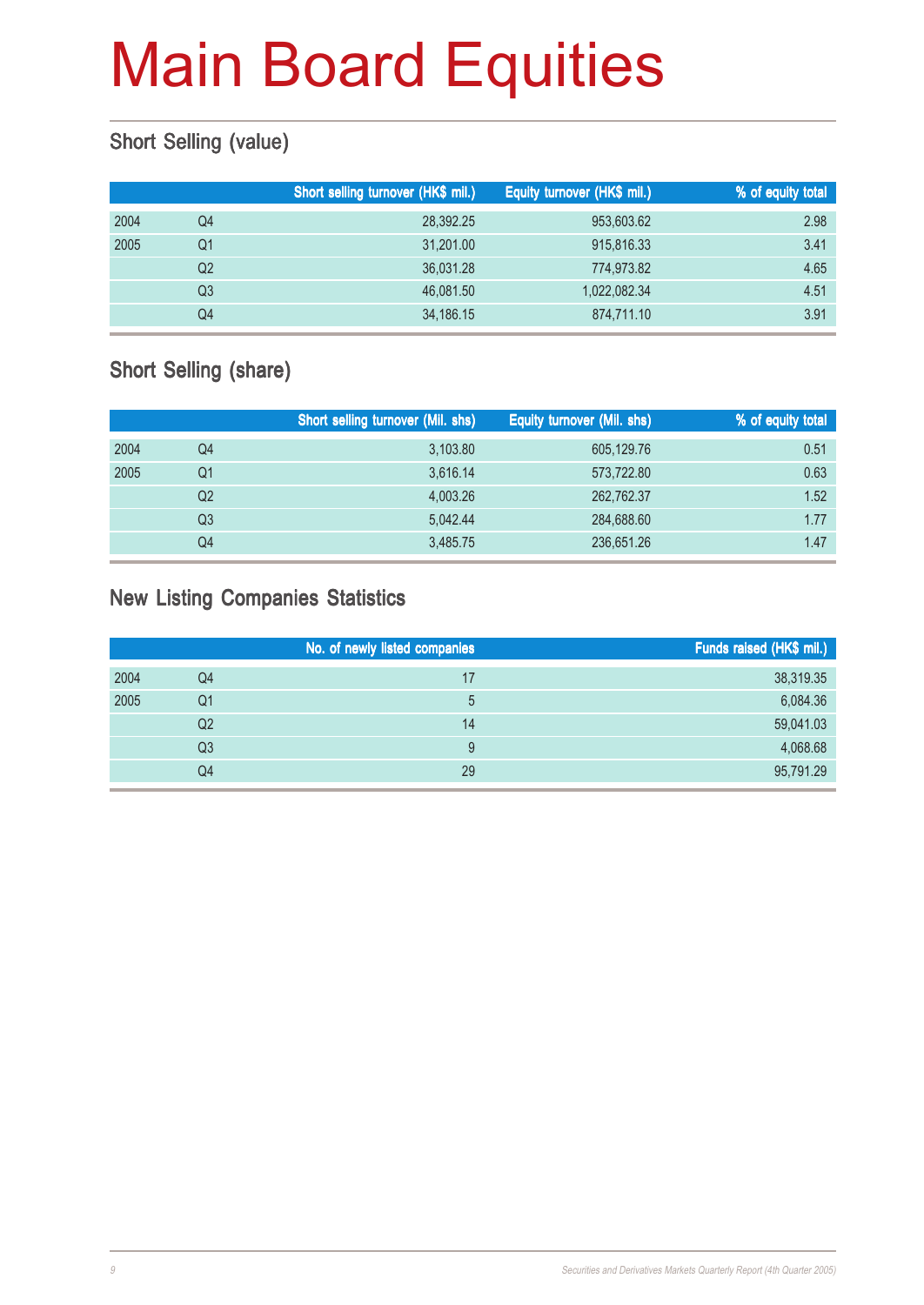# Main Board Equities

## Short Selling (value)

| | | Short selling turnover (HK$ mil.) | Equity turnover (HK$ mil.) | % of equity total |
|---|---|---|---|---|
| 2004 | Q4 | 28,392.25 | 953,603.62 | 2.98 |
| 2005 | Q1 | 31,201.00 | 915,816.33 | 3.41 |
| | Q2 | 36,031.28 | 774,973.82 | 4.65 |
| | Q3 | 46,081.50 | 1,022,082.34 | 4.51 |
| | Q4 | 34,186.15 | 874,711.10 | 3.91 |

## Short Selling (share)

| | | Short selling turnover (Mil. shs) | Equity turnover (Mil. shs) | % of equity total |
|---|---|---|---|---|
| 2004 | Q4 | 3,103.80 | 605,129.76 | 0.51 |
| 2005 | Q1 | 3,616.14 | 573,722.80 | 0.63 |
| | Q2 | 4,003.26 | 262,762.37 | 1.52 |
| | Q3 | 5,042.44 | 284,688.60 | 1.77 |
| | Q4 | 3,485.75 | 236,651.26 | 1.47 |

## New Listing Companies Statistics

| | | No. of newly listed companies | Funds raised (HK$ mil.) |
|---|---|---|---|
| 2004 | Q4 | 17 | 38,319.35 |
| 2005 | Q1 | 5 | 6,084.36 |
| | Q2 | 14 | 59,041.03 |
| | Q3 | 9 | 4,068.68 |
| | Q4 | 29 | 95,791.29 |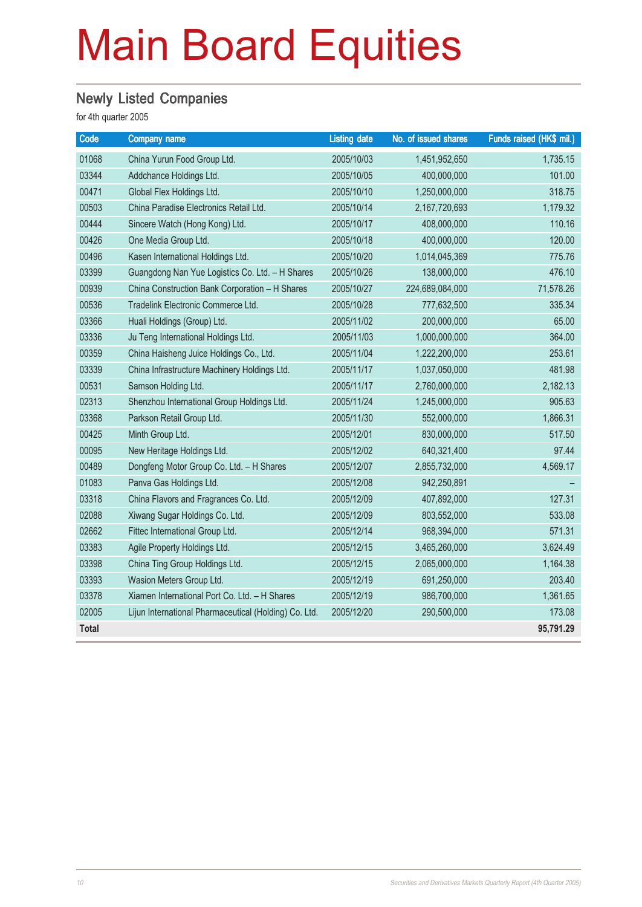# Main Board Equities

## Newly Listed Companies

for 4th quarter 2005

| Code | Company name | Listing date | No. of issued shares | Funds raised (HK$ mil.) |
|---|---|---|---|---|
| 01068 | China Yurun Food Group Ltd. | 2005/10/03 | 1,451,952,650 | 1,735.15 |
| 03344 | Addchance Holdings Ltd. | 2005/10/05 | 400,000,000 | 101.00 |
| 00471 | Global Flex Holdings Ltd. | 2005/10/10 | 1,250,000,000 | 318.75 |
| 00503 | China Paradise Electronics Retail Ltd. | 2005/10/14 | 2,167,720,693 | 1,179.32 |
| 00444 | Sincere Watch (Hong Kong) Ltd. | 2005/10/17 | 408,000,000 | 110.16 |
| 00426 | One Media Group Ltd. | 2005/10/18 | 400,000,000 | 120.00 |
| 00496 | Kasen International Holdings Ltd. | 2005/10/20 | 1,014,045,369 | 775.76 |
| 03399 | Guangdong Nan Yue Logistics Co. Ltd. – H Shares | 2005/10/26 | 138,000,000 | 476.10 |
| 00939 | China Construction Bank Corporation – H Shares | 2005/10/27 | 224,689,084,000 | 71,578.26 |
| 00536 | Tradelink Electronic Commerce Ltd. | 2005/10/28 | 777,632,500 | 335.34 |
| 03366 | Huali Holdings (Group) Ltd. | 2005/11/02 | 200,000,000 | 65.00 |
| 03336 | Ju Teng International Holdings Ltd. | 2005/11/03 | 1,000,000,000 | 364.00 |
| 00359 | China Haisheng Juice Holdings Co., Ltd. | 2005/11/04 | 1,222,200,000 | 253.61 |
| 03339 | China Infrastructure Machinery Holdings Ltd. | 2005/11/17 | 1,037,050,000 | 481.98 |
| 00531 | Samson Holding Ltd. | 2005/11/17 | 2,760,000,000 | 2,182.13 |
| 02313 | Shenzhou International Group Holdings Ltd. | 2005/11/24 | 1,245,000,000 | 905.63 |
| 03368 | Parkson Retail Group Ltd. | 2005/11/30 | 552,000,000 | 1,866.31 |
| 00425 | Minth Group Ltd. | 2005/12/01 | 830,000,000 | 517.50 |
| 00095 | New Heritage Holdings Ltd. | 2005/12/02 | 640,321,400 | 97.44 |
| 00489 | Dongfeng Motor Group Co. Ltd. – H Shares | 2005/12/07 | 2,855,732,000 | 4,569.17 |
| 01083 | Panva Gas Holdings Ltd. | 2005/12/08 | 942,250,891 | – |
| 03318 | China Flavors and Fragrances Co. Ltd. | 2005/12/09 | 407,892,000 | 127.31 |
| 02088 | Xiwang Sugar Holdings Co. Ltd. | 2005/12/09 | 803,552,000 | 533.08 |
| 02662 | Fittec International Group Ltd. | 2005/12/14 | 968,394,000 | 571.31 |
| 03383 | Agile Property Holdings Ltd. | 2005/12/15 | 3,465,260,000 | 3,624.49 |
| 03398 | China Ting Group Holdings Ltd. | 2005/12/15 | 2,065,000,000 | 1,164.38 |
| 03393 | Wasion Meters Group Ltd. | 2005/12/19 | 691,250,000 | 203.40 |
| 03378 | Xiamen International Port Co. Ltd. – H Shares | 2005/12/19 | 986,700,000 | 1,361.65 |
| 02005 | Lijun International Pharmaceutical (Holding) Co. Ltd. | 2005/12/20 | 290,500,000 | 173.08 |
| **Total** | | | | **95,791.29** |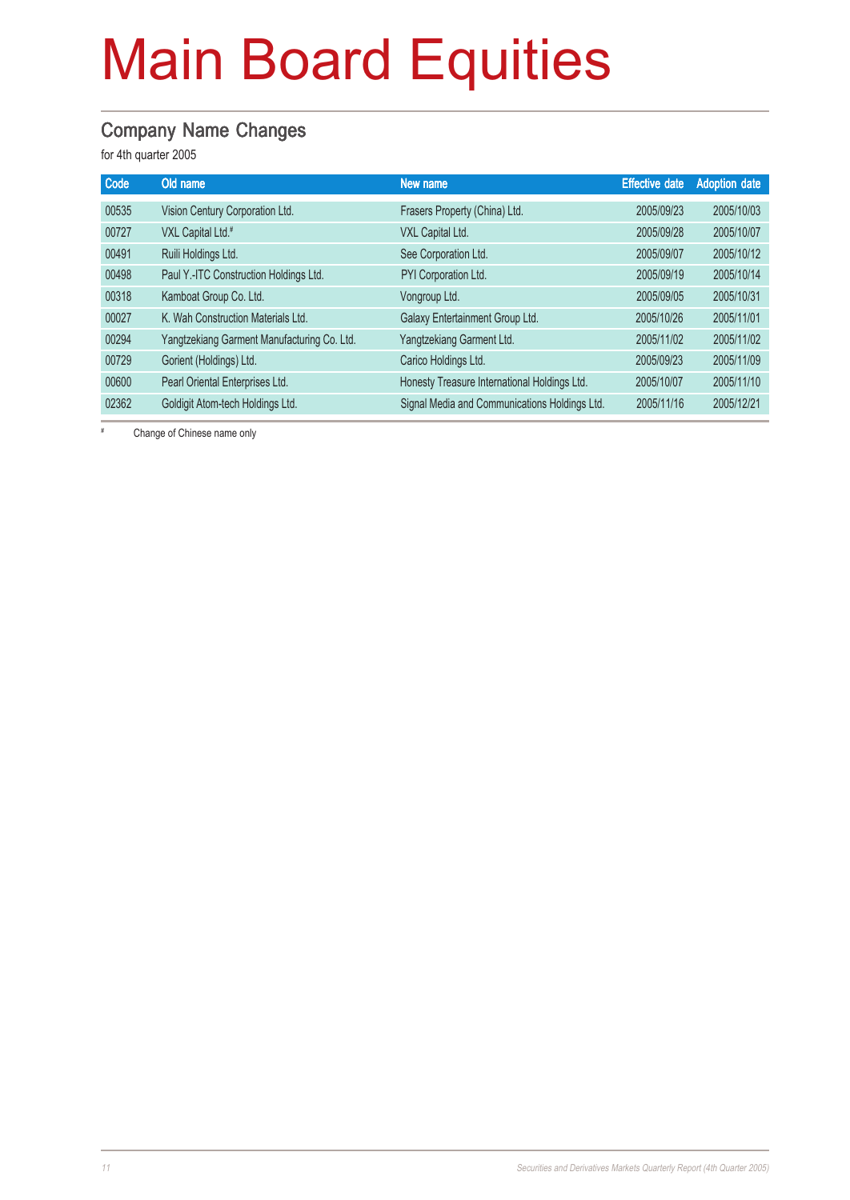# Main Board Equities

## Company Name Changes

for 4th quarter 2005

| Code | Old name | New name | Effective date | Adoption date |
|---|---|---|---|---|
| 00535 | Vision Century Corporation Ltd. | Frasers Property (China) Ltd. | 2005/09/23 | 2005/10/03 |
| 00727 | VXL Capital Ltd.# | VXL Capital Ltd. | 2005/09/28 | 2005/10/07 |
| 00491 | Ruili Holdings Ltd. | See Corporation Ltd. | 2005/09/07 | 2005/10/12 |
| 00498 | Paul Y.-ITC Construction Holdings Ltd. | PYI Corporation Ltd. | 2005/09/19 | 2005/10/14 |
| 00318 | Kamboat Group Co. Ltd. | Vongroup Ltd. | 2005/09/05 | 2005/10/31 |
| 00027 | K. Wah Construction Materials Ltd. | Galaxy Entertainment Group Ltd. | 2005/10/26 | 2005/11/01 |
| 00294 | Yangtzekiang Garment Manufacturing Co. Ltd. | Yangtzekiang Garment Ltd. | 2005/11/02 | 2005/11/02 |
| 00729 | Gorient (Holdings) Ltd. | Carico Holdings Ltd. | 2005/09/23 | 2005/11/09 |
| 00600 | Pearl Oriental Enterprises Ltd. | Honesty Treasure International Holdings Ltd. | 2005/10/07 | 2005/11/10 |
| 02362 | Goldigit Atom-tech Holdings Ltd. | Signal Media and Communications Holdings Ltd. | 2005/11/16 | 2005/12/21 |

# Change of Chinese name only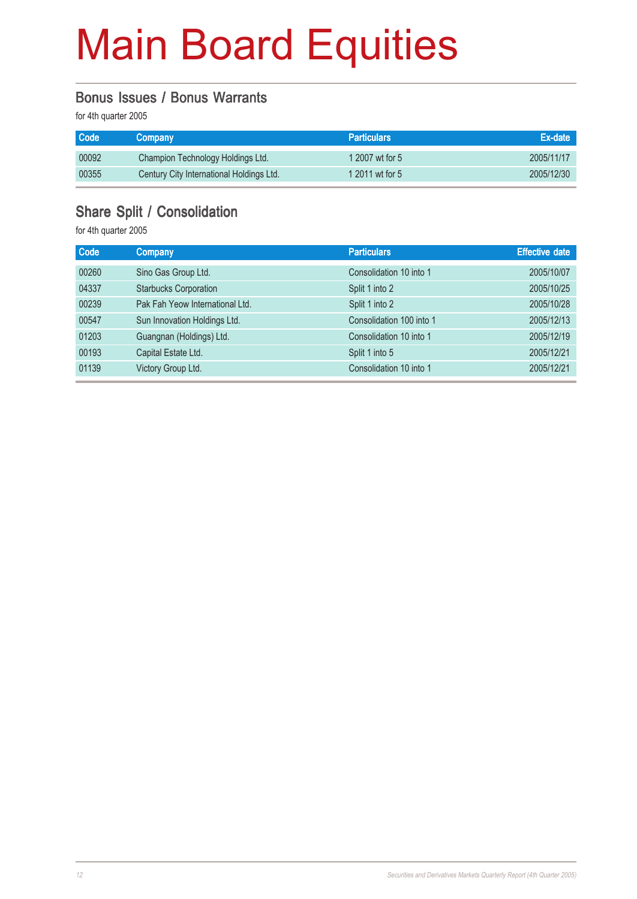# Main Board Equities

## Bonus Issues / Bonus Warrants

for 4th quarter 2005

| Code | Company | Particulars | Ex-date |
|---|---|---|---|
| 00092 | Champion Technology Holdings Ltd. | 1 2007 wt for 5 | 2005/11/17 |
| 00355 | Century City International Holdings Ltd. | 1 2011 wt for 5 | 2005/12/30 |

## Share Split / Consolidation

for 4th quarter 2005

| Code | Company | Particulars | Effective date |
|---|---|---|---|
| 00260 | Sino Gas Group Ltd. | Consolidation 10 into 1 | 2005/10/07 |
| 04337 | Starbucks Corporation | Split 1 into 2 | 2005/10/25 |
| 00239 | Pak Fah Yeow International Ltd. | Split 1 into 2 | 2005/10/28 |
| 00547 | Sun Innovation Holdings Ltd. | Consolidation 100 into 1 | 2005/12/13 |
| 01203 | Guangnan (Holdings) Ltd. | Consolidation 10 into 1 | 2005/12/19 |
| 00193 | Capital Estate Ltd. | Split 1 into 5 | 2005/12/21 |
| 01139 | Victory Group Ltd. | Consolidation 10 into 1 | 2005/12/21 |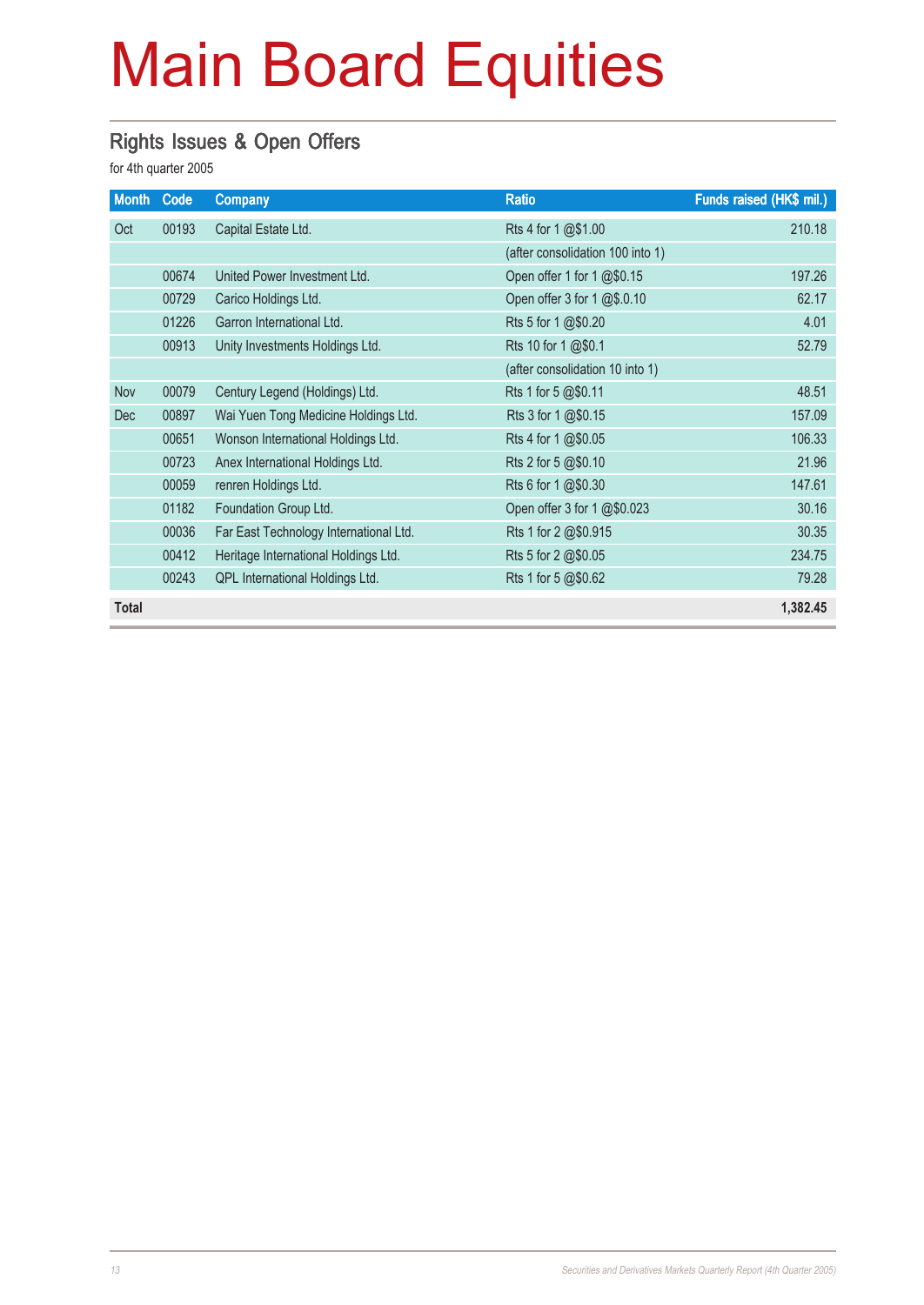# Main Board Equities

## Rights Issues & Open Offers

for 4th quarter 2005

| Month | Code | Company | Ratio | Funds raised (HK$ mil.) |
|---|---|---|---|---|
| Oct | 00193 | Capital Estate Ltd. | Rts 4 for 1 @$1.00 | 210.18 |
| | | | (after consolidation 100 into 1) | |
| | 00674 | United Power Investment Ltd. | Open offer 1 for 1 @$0.15 | 197.26 |
| | 00729 | Carico Holdings Ltd. | Open offer 3 for 1 @$.0.10 | 62.17 |
| | 01226 | Garron International Ltd. | Rts 5 for 1 @$0.20 | 4.01 |
| | 00913 | Unity Investments Holdings Ltd. | Rts 10 for 1 @$0.1 | 52.79 |
| | | | (after consolidation 10 into 1) | |
| Nov | 00079 | Century Legend (Holdings) Ltd. | Rts 1 for 5 @$0.11 | 48.51 |
| Dec | 00897 | Wai Yuen Tong Medicine Holdings Ltd. | Rts 3 for 1 @$0.15 | 157.09 |
| | 00651 | Wonson International Holdings Ltd. | Rts 4 for 1 @$0.05 | 106.33 |
| | 00723 | Anex International Holdings Ltd. | Rts 2 for 5 @$0.10 | 21.96 |
| | 00059 | renren Holdings Ltd. | Rts 6 for 1 @$0.30 | 147.61 |
| | 01182 | Foundation Group Ltd. | Open offer 3 for 1 @$0.023 | 30.16 |
| | 00036 | Far East Technology International Ltd. | Rts 1 for 2 @$0.915 | 30.35 |
| | 00412 | Heritage International Holdings Ltd. | Rts 5 for 2 @$0.05 | 234.75 |
| | 00243 | QPL International Holdings Ltd. | Rts 1 for 5 @$0.62 | 79.28 |
| **Total** | | | | **1,382.45** |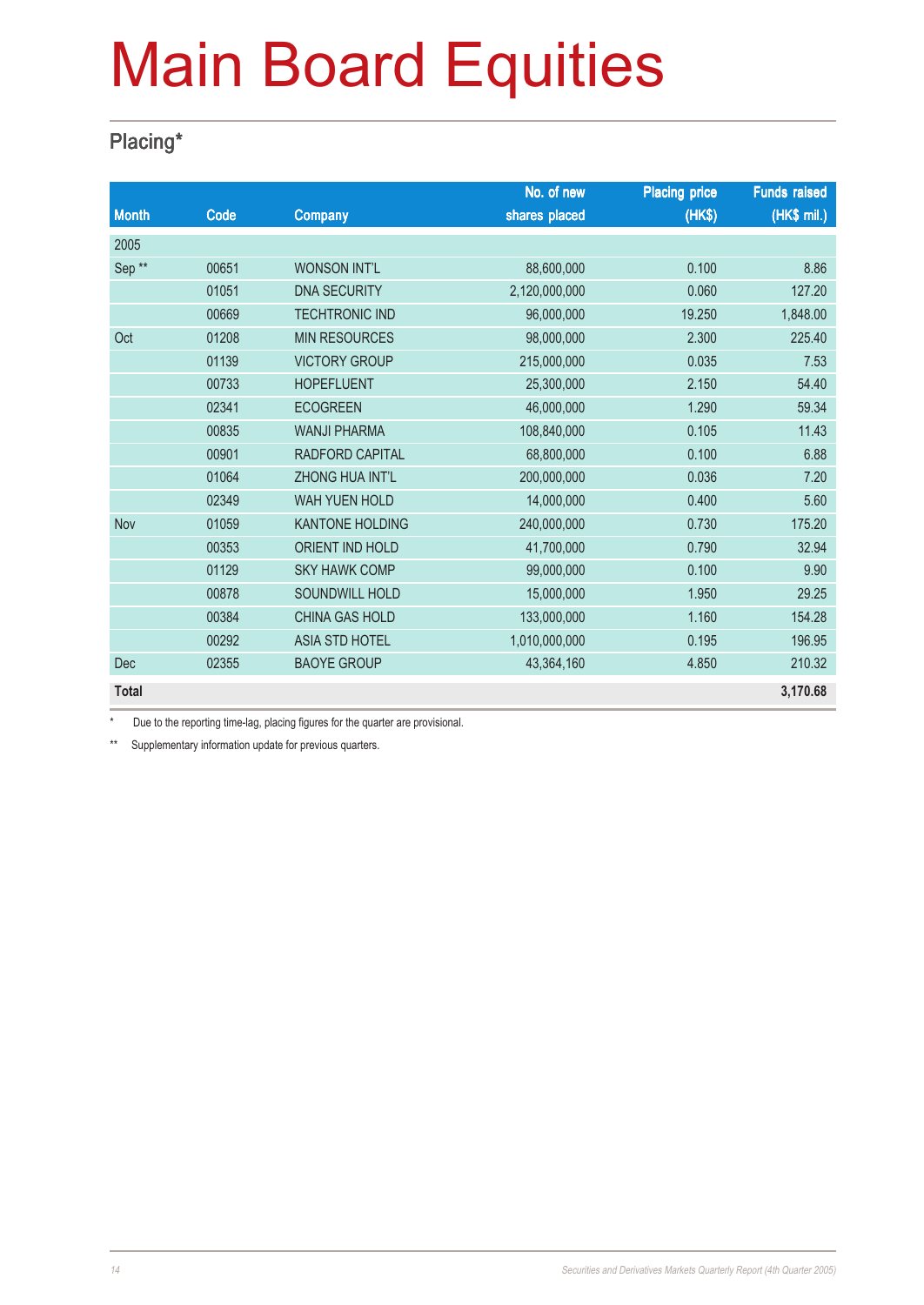# Main Board Equities

## Placing*

| Month | Code | Company | No. of new shares placed | Placing price (HK$) | Funds raised (HK$ mil.) |
|---|---|---|---|---|---|
| 2005 | | | | | |
| Sep ** | 00651 | WONSON INT'L | 88,600,000 | 0.100 | 8.86 |
| | 01051 | DNA SECURITY | 2,120,000,000 | 0.060 | 127.20 |
| | 00669 | TECHTRONIC IND | 96,000,000 | 19.250 | 1,848.00 |
| Oct | 01208 | MIN RESOURCES | 98,000,000 | 2.300 | 225.40 |
| | 01139 | VICTORY GROUP | 215,000,000 | 0.035 | 7.53 |
| | 00733 | HOPEFLUENT | 25,300,000 | 2.150 | 54.40 |
| | 02341 | ECOGREEN | 46,000,000 | 1.290 | 59.34 |
| | 00835 | WANJI PHARMA | 108,840,000 | 0.105 | 11.43 |
| | 00901 | RADFORD CAPITAL | 68,800,000 | 0.100 | 6.88 |
| | 01064 | ZHONG HUA INT'L | 200,000,000 | 0.036 | 7.20 |
| | 02349 | WAH YUEN HOLD | 14,000,000 | 0.400 | 5.60 |
| Nov | 01059 | KANTONE HOLDING | 240,000,000 | 0.730 | 175.20 |
| | 00353 | ORIENT IND HOLD | 41,700,000 | 0.790 | 32.94 |
| | 01129 | SKY HAWK COMP | 99,000,000 | 0.100 | 9.90 |
| | 00878 | SOUNDWILL HOLD | 15,000,000 | 1.950 | 29.25 |
| | 00384 | CHINA GAS HOLD | 133,000,000 | 1.160 | 154.28 |
| | 00292 | ASIA STD HOTEL | 1,010,000,000 | 0.195 | 196.95 |
| Dec | 02355 | BAOYE GROUP | 43,364,160 | 4.850 | 210.32 |
| **Total** | | | | | **3,170.68** |

* Due to the reporting time-lag, placing figures for the quarter are provisional.

** Supplementary information update for previous quarters.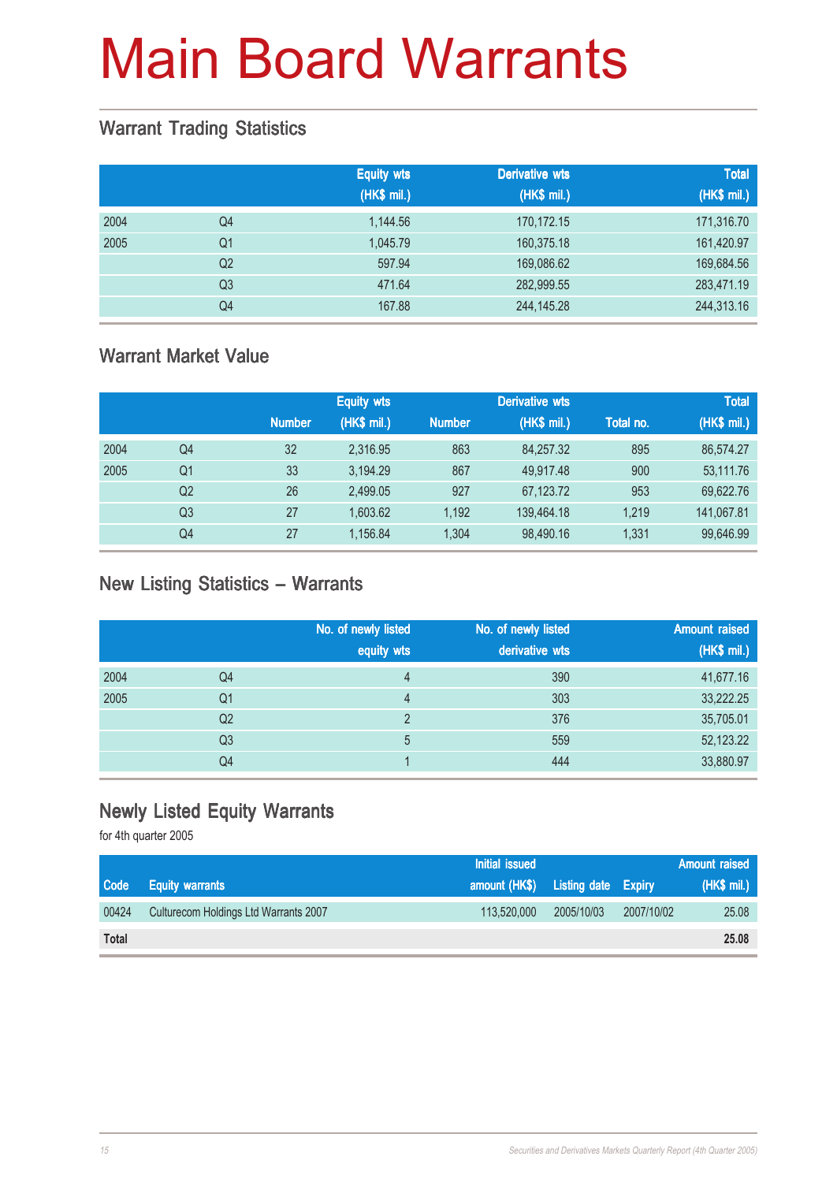# Main Board Warrants

## Warrant Trading Statistics

| | | Equity wts (HK$ mil.) | Derivative wts (HK$ mil.) | Total (HK$ mil.) |
|---|---|---|---|---|
| 2004 | Q4 | 1,144.56 | 170,172.15 | 171,316.70 |
| 2005 | Q1 | 1,045.79 | 160,375.18 | 161,420.97 |
| | Q2 | 597.94 | 169,086.62 | 169,684.56 |
| | Q3 | 471.64 | 282,999.55 | 283,471.19 |
| | Q4 | 167.88 | 244,145.28 | 244,313.16 |

## Warrant Market Value

| | | Equity wts | | Derivative wts | | Total | |
|---|---|---|---|---|---|---|---|
| | | Number | (HK$ mil.) | Number | (HK$ mil.) | Total no. | (HK$ mil.) |
| 2004 | Q4 | 32 | 2,316.95 | 863 | 84,257.32 | 895 | 86,574.27 |
| 2005 | Q1 | 33 | 3,194.29 | 867 | 49,917.48 | 900 | 53,111.76 |
| | Q2 | 26 | 2,499.05 | 927 | 67,123.72 | 953 | 69,622.76 |
| | Q3 | 27 | 1,603.62 | 1,192 | 139,464.18 | 1,219 | 141,067.81 |
| | Q4 | 27 | 1,156.84 | 1,304 | 98,490.16 | 1,331 | 99,646.99 |

## New Listing Statistics – Warrants

| | | No. of newly listed equity wts | No. of newly listed derivative wts | Amount raised (HK$ mil.) |
|---|---|---|---|---|
| 2004 | Q4 | 4 | 390 | 41,677.16 |
| 2005 | Q1 | 4 | 303 | 33,222.25 |
| | Q2 | 2 | 376 | 35,705.01 |
| | Q3 | 5 | 559 | 52,123.22 |
| | Q4 | 1 | 444 | 33,880.97 |

## Newly Listed Equity Warrants

for 4th quarter 2005

| Code | Equity warrants | Initial issued amount (HK$) | Listing date | Expiry | Amount raised (HK$ mil.) |
|---|---|---|---|---|---|
| 00424 | Culturecom Holdings Ltd Warrants 2007 | 113,520,000 | 2005/10/03 | 2007/10/02 | 25.08 |
| **Total** | | | | | **25.08** |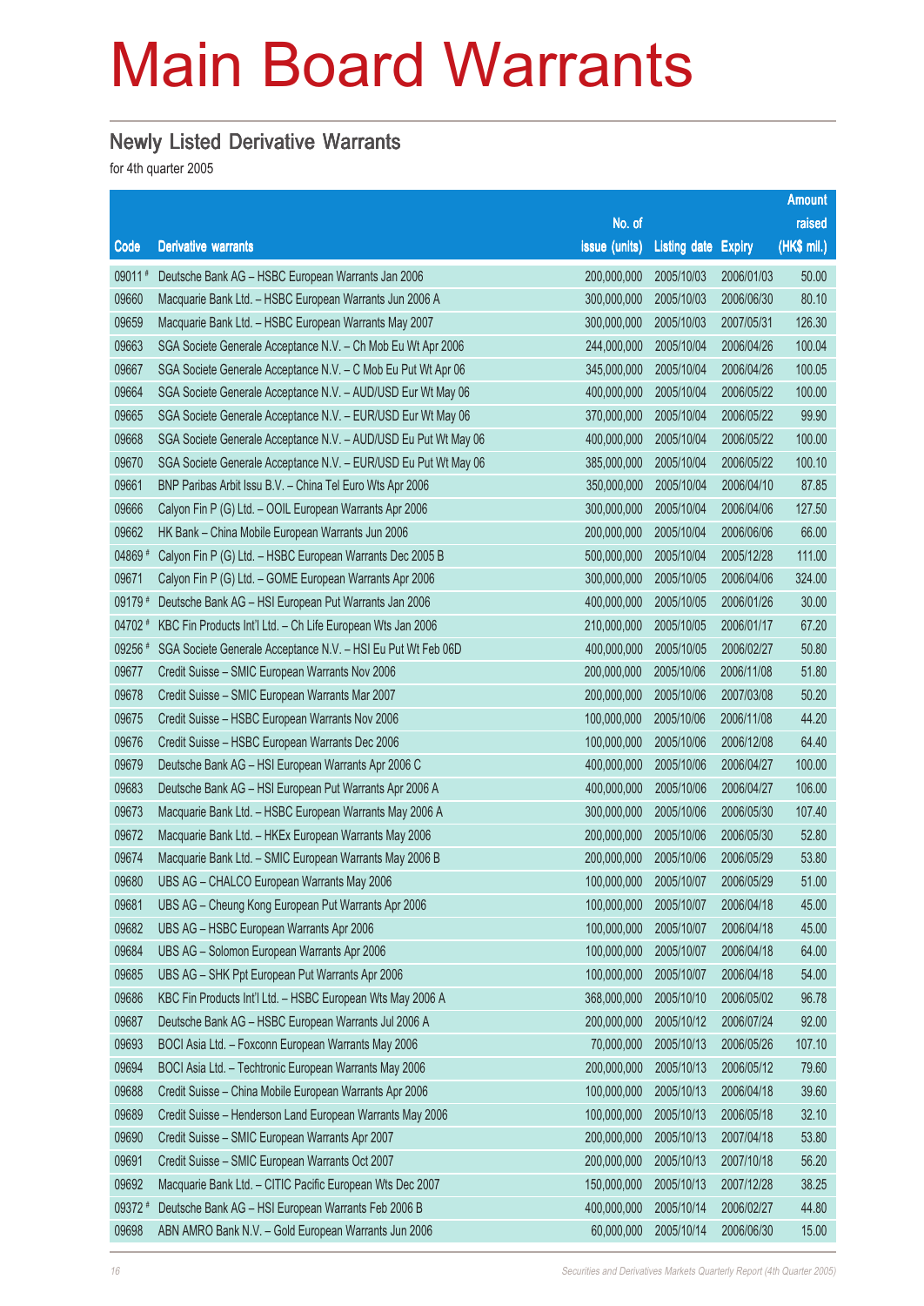# Main Board Warrants

## Newly Listed Derivative Warrants

for 4th quarter 2005

| Code | Derivative warrants | No. of issue (units) | Listing date | Expiry | Amount raised (HK$ mil.) |
|---|---|---|---|---|---|
| 09011 # | Deutsche Bank AG – HSBC European Warrants Jan 2006 | 200,000,000 | 2005/10/03 | 2006/01/03 | 50.00 |
| 09660 | Macquarie Bank Ltd. – HSBC European Warrants Jun 2006 A | 300,000,000 | 2005/10/03 | 2006/06/30 | 80.10 |
| 09659 | Macquarie Bank Ltd. – HSBC European Warrants May 2007 | 300,000,000 | 2005/10/03 | 2007/05/31 | 126.30 |
| 09663 | SGA Societe Generale Acceptance N.V. – Ch Mob Eu Wt Apr 2006 | 244,000,000 | 2005/10/04 | 2006/04/26 | 100.04 |
| 09667 | SGA Societe Generale Acceptance N.V. – C Mob Eu Put Wt Apr 06 | 345,000,000 | 2005/10/04 | 2006/04/26 | 100.05 |
| 09664 | SGA Societe Generale Acceptance N.V. – AUD/USD Eur Wt May 06 | 400,000,000 | 2005/10/04 | 2006/05/22 | 100.00 |
| 09665 | SGA Societe Generale Acceptance N.V. – EUR/USD Eur Wt May 06 | 370,000,000 | 2005/10/04 | 2006/05/22 | 99.90 |
| 09668 | SGA Societe Generale Acceptance N.V. – AUD/USD Eu Put Wt May 06 | 400,000,000 | 2005/10/04 | 2006/05/22 | 100.00 |
| 09670 | SGA Societe Generale Acceptance N.V. – EUR/USD Eu Put Wt May 06 | 385,000,000 | 2005/10/04 | 2006/05/22 | 100.10 |
| 09661 | BNP Paribas Arbit Issu B.V. – China Tel Euro Wts Apr 2006 | 350,000,000 | 2005/10/04 | 2006/04/10 | 87.85 |
| 09666 | Calyon Fin P (G) Ltd. – OOIL European Warrants Apr 2006 | 300,000,000 | 2005/10/04 | 2006/04/06 | 127.50 |
| 09662 | HK Bank – China Mobile European Warrants Jun 2006 | 200,000,000 | 2005/10/04 | 2006/06/06 | 66.00 |
| 04869 # | Calyon Fin P (G) Ltd. – HSBC European Warrants Dec 2005 B | 500,000,000 | 2005/10/04 | 2005/12/28 | 111.00 |
| 09671 | Calyon Fin P (G) Ltd. – GOME European Warrants Apr 2006 | 300,000,000 | 2005/10/05 | 2006/04/06 | 324.00 |
| 09179 # | Deutsche Bank AG – HSI European Put Warrants Jan 2006 | 400,000,000 | 2005/10/05 | 2006/01/26 | 30.00 |
| 04702 # | KBC Fin Products Int'l Ltd. – Ch Life European Wts Jan 2006 | 210,000,000 | 2005/10/05 | 2006/01/17 | 67.20 |
| 09256 # | SGA Societe Generale Acceptance N.V. – HSI Eu Put Wt Feb 06D | 400,000,000 | 2005/10/05 | 2006/02/27 | 50.80 |
| 09677 | Credit Suisse – SMIC European Warrants Nov 2006 | 200,000,000 | 2005/10/06 | 2006/11/08 | 51.80 |
| 09678 | Credit Suisse – SMIC European Warrants Mar 2007 | 200,000,000 | 2005/10/06 | 2007/03/08 | 50.20 |
| 09675 | Credit Suisse – HSBC European Warrants Nov 2006 | 100,000,000 | 2005/10/06 | 2006/11/08 | 44.20 |
| 09676 | Credit Suisse – HSBC European Warrants Dec 2006 | 100,000,000 | 2005/10/06 | 2006/12/08 | 64.40 |
| 09679 | Deutsche Bank AG – HSI European Warrants Apr 2006 C | 400,000,000 | 2005/10/06 | 2006/04/27 | 100.00 |
| 09683 | Deutsche Bank AG – HSI European Put Warrants Apr 2006 A | 400,000,000 | 2005/10/06 | 2006/04/27 | 106.00 |
| 09673 | Macquarie Bank Ltd. – HSBC European Warrants May 2006 A | 300,000,000 | 2005/10/06 | 2006/05/30 | 107.40 |
| 09672 | Macquarie Bank Ltd. – HKEx European Warrants May 2006 | 200,000,000 | 2005/10/06 | 2006/05/30 | 52.80 |
| 09674 | Macquarie Bank Ltd. – SMIC European Warrants May 2006 B | 200,000,000 | 2005/10/06 | 2006/05/29 | 53.80 |
| 09680 | UBS AG – CHALCO European Warrants May 2006 | 100,000,000 | 2005/10/07 | 2006/05/29 | 51.00 |
| 09681 | UBS AG – Cheung Kong European Put Warrants Apr 2006 | 100,000,000 | 2005/10/07 | 2006/04/18 | 45.00 |
| 09682 | UBS AG – HSBC European Warrants Apr 2006 | 100,000,000 | 2005/10/07 | 2006/04/18 | 45.00 |
| 09684 | UBS AG – Solomon European Warrants Apr 2006 | 100,000,000 | 2005/10/07 | 2006/04/18 | 64.00 |
| 09685 | UBS AG – SHK Ppt European Put Warrants Apr 2006 | 100,000,000 | 2005/10/07 | 2006/04/18 | 54.00 |
| 09686 | KBC Fin Products Int'l Ltd. – HSBC European Wts May 2006 A | 368,000,000 | 2005/10/10 | 2006/05/02 | 96.78 |
| 09687 | Deutsche Bank AG – HSBC European Warrants Jul 2006 A | 200,000,000 | 2005/10/12 | 2006/07/24 | 92.00 |
| 09693 | BOCI Asia Ltd. – Foxconn European Warrants May 2006 | 70,000,000 | 2005/10/13 | 2006/05/26 | 107.10 |
| 09694 | BOCI Asia Ltd. – Techtronic European Warrants May 2006 | 200,000,000 | 2005/10/13 | 2006/05/12 | 79.60 |
| 09688 | Credit Suisse – China Mobile European Warrants Apr 2006 | 100,000,000 | 2005/10/13 | 2006/04/18 | 39.60 |
| 09689 | Credit Suisse – Henderson Land European Warrants May 2006 | 100,000,000 | 2005/10/13 | 2006/05/18 | 32.10 |
| 09690 | Credit Suisse – SMIC European Warrants Apr 2007 | 200,000,000 | 2005/10/13 | 2007/04/18 | 53.80 |
| 09691 | Credit Suisse – SMIC European Warrants Oct 2007 | 200,000,000 | 2005/10/13 | 2007/10/18 | 56.20 |
| 09692 | Macquarie Bank Ltd. – CITIC Pacific European Wts Dec 2007 | 150,000,000 | 2005/10/13 | 2007/12/28 | 38.25 |
| 09372 # | Deutsche Bank AG – HSI European Warrants Feb 2006 B | 400,000,000 | 2005/10/14 | 2006/02/27 | 44.80 |
| 09698 | ABN AMRO Bank N.V. – Gold European Warrants Jun 2006 | 60,000,000 | 2005/10/14 | 2006/06/30 | 15.00 |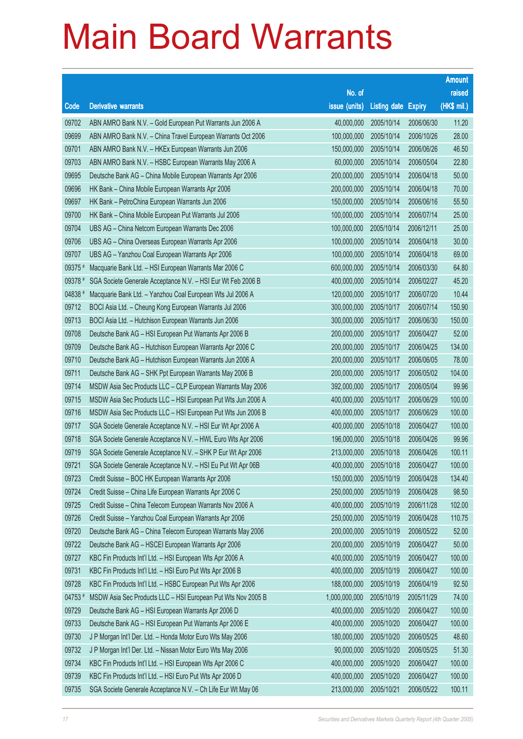# Main Board Warrants

| Code | Derivative warrants | No. of issue (units) | Listing date | Expiry | Amount raised (HK$ mil.) |
|---|---|---|---|---|---|
| 09702 | ABN AMRO Bank N.V. – Gold European Put Warrants Jun 2006 A | 40,000,000 | 2005/10/14 | 2006/06/30 | 11.20 |
| 09699 | ABN AMRO Bank N.V. – China Travel European Warrants Oct 2006 | 100,000,000 | 2005/10/14 | 2006/10/26 | 28.00 |
| 09701 | ABN AMRO Bank N.V. – HKEx European Warrants Jun 2006 | 150,000,000 | 2005/10/14 | 2006/06/26 | 46.50 |
| 09703 | ABN AMRO Bank N.V. – HSBC European Warrants May 2006 A | 60,000,000 | 2005/10/14 | 2006/05/04 | 22.80 |
| 09695 | Deutsche Bank AG – China Mobile European Warrants Apr 2006 | 200,000,000 | 2005/10/14 | 2006/04/18 | 50.00 |
| 09696 | HK Bank – China Mobile European Warrants Apr 2006 | 200,000,000 | 2005/10/14 | 2006/04/18 | 70.00 |
| 09697 | HK Bank – PetroChina European Warrants Jun 2006 | 150,000,000 | 2005/10/14 | 2006/06/16 | 55.50 |
| 09700 | HK Bank – China Mobile European Put Warrants Jul 2006 | 100,000,000 | 2005/10/14 | 2006/07/14 | 25.00 |
| 09704 | UBS AG – China Netcom European Warrants Dec 2006 | 100,000,000 | 2005/10/14 | 2006/12/11 | 25.00 |
| 09706 | UBS AG – China Overseas European Warrants Apr 2006 | 100,000,000 | 2005/10/14 | 2006/04/18 | 30.00 |
| 09707 | UBS AG – Yanzhou Coal European Warrants Apr 2006 | 100,000,000 | 2005/10/14 | 2006/04/18 | 69.00 |
| 09375 # | Macquarie Bank Ltd. – HSI European Warrants Mar 2006 C | 600,000,000 | 2005/10/14 | 2006/03/30 | 64.80 |
| 09378 # | SGA Societe Generale Acceptance N.V. – HSI Eur Wt Feb 2006 B | 400,000,000 | 2005/10/14 | 2006/02/27 | 45.20 |
| 04838 # | Macquarie Bank Ltd. – Yanzhou Coal European Wts Jul 2006 A | 120,000,000 | 2005/10/17 | 2006/07/20 | 10.44 |
| 09712 | BOCI Asia Ltd. – Cheung Kong European Warrants Jul 2006 | 300,000,000 | 2005/10/17 | 2006/07/14 | 150.90 |
| 09713 | BOCI Asia Ltd. – Hutchison European Warrants Jun 2006 | 300,000,000 | 2005/10/17 | 2006/06/30 | 150.00 |
| 09708 | Deutsche Bank AG – HSI European Put Warrants Apr 2006 B | 200,000,000 | 2005/10/17 | 2006/04/27 | 52.00 |
| 09709 | Deutsche Bank AG – Hutchison European Warrants Apr 2006 C | 200,000,000 | 2005/10/17 | 2006/04/25 | 134.00 |
| 09710 | Deutsche Bank AG – Hutchison European Warrants Jun 2006 A | 200,000,000 | 2005/10/17 | 2006/06/05 | 78.00 |
| 09711 | Deutsche Bank AG – SHK Ppt European Warrants May 2006 B | 200,000,000 | 2005/10/17 | 2006/05/02 | 104.00 |
| 09714 | MSDW Asia Sec Products LLC – CLP European Warrants May 2006 | 392,000,000 | 2005/10/17 | 2006/05/04 | 99.96 |
| 09715 | MSDW Asia Sec Products LLC – HSI European Put Wts Jun 2006 A | 400,000,000 | 2005/10/17 | 2006/06/29 | 100.00 |
| 09716 | MSDW Asia Sec Products LLC – HSI European Put Wts Jun 2006 B | 400,000,000 | 2005/10/17 | 2006/06/29 | 100.00 |
| 09717 | SGA Societe Generale Acceptance N.V. – HSI Eur Wt Apr 2006 A | 400,000,000 | 2005/10/18 | 2006/04/27 | 100.00 |
| 09718 | SGA Societe Generale Acceptance N.V. – HWL Euro Wts Apr 2006 | 196,000,000 | 2005/10/18 | 2006/04/26 | 99.96 |
| 09719 | SGA Societe Generale Acceptance N.V. – SHK P Eur Wt Apr 2006 | 213,000,000 | 2005/10/18 | 2006/04/26 | 100.11 |
| 09721 | SGA Societe Generale Acceptance N.V. – HSI Eu Put Wt Apr 06B | 400,000,000 | 2005/10/18 | 2006/04/27 | 100.00 |
| 09723 | Credit Suisse – BOC HK European Warrants Apr 2006 | 150,000,000 | 2005/10/19 | 2006/04/28 | 134.40 |
| 09724 | Credit Suisse – China Life European Warrants Apr 2006 C | 250,000,000 | 2005/10/19 | 2006/04/28 | 98.50 |
| 09725 | Credit Suisse – China Telecom European Warrants Nov 2006 A | 400,000,000 | 2005/10/19 | 2006/11/28 | 102.00 |
| 09726 | Credit Suisse – Yanzhou Coal European Warrants Apr 2006 | 250,000,000 | 2005/10/19 | 2006/04/28 | 110.75 |
| 09720 | Deutsche Bank AG – China Telecom European Warrants May 2006 | 200,000,000 | 2005/10/19 | 2006/05/22 | 52.00 |
| 09722 | Deutsche Bank AG – HSCEI European Warrants Apr 2006 | 200,000,000 | 2005/10/19 | 2006/04/27 | 50.00 |
| 09727 | KBC Fin Products Int'l Ltd. – HSI European Wts Apr 2006 A | 400,000,000 | 2005/10/19 | 2006/04/27 | 100.00 |
| 09731 | KBC Fin Products Int'l Ltd. – HSI Euro Put Wts Apr 2006 B | 400,000,000 | 2005/10/19 | 2006/04/27 | 100.00 |
| 09728 | KBC Fin Products Int'l Ltd. – HSBC European Put Wts Apr 2006 | 188,000,000 | 2005/10/19 | 2006/04/19 | 92.50 |
| 04753 # | MSDW Asia Sec Products LLC – HSI European Put Wts Nov 2005 B | 1,000,000,000 | 2005/10/19 | 2005/11/29 | 74.00 |
| 09729 | Deutsche Bank AG – HSI European Warrants Apr 2006 D | 400,000,000 | 2005/10/20 | 2006/04/27 | 100.00 |
| 09733 | Deutsche Bank AG – HSI European Put Warrants Apr 2006 E | 400,000,000 | 2005/10/20 | 2006/04/27 | 100.00 |
| 09730 | J P Morgan Int'l Der. Ltd. – Honda Motor Euro Wts May 2006 | 180,000,000 | 2005/10/20 | 2006/05/25 | 48.60 |
| 09732 | J P Morgan Int'l Der. Ltd. – Nissan Motor Euro Wts May 2006 | 90,000,000 | 2005/10/20 | 2006/05/25 | 51.30 |
| 09734 | KBC Fin Products Int'l Ltd. – HSI European Wts Apr 2006 C | 400,000,000 | 2005/10/20 | 2006/04/27 | 100.00 |
| 09739 | KBC Fin Products Int'l Ltd. – HSI Euro Put Wts Apr 2006 D | 400,000,000 | 2005/10/20 | 2006/04/27 | 100.00 |
| 09735 | SGA Societe Generale Acceptance N.V. – Ch Life Eur Wt May 06 | 213,000,000 | 2005/10/21 | 2006/05/22 | 100.11 |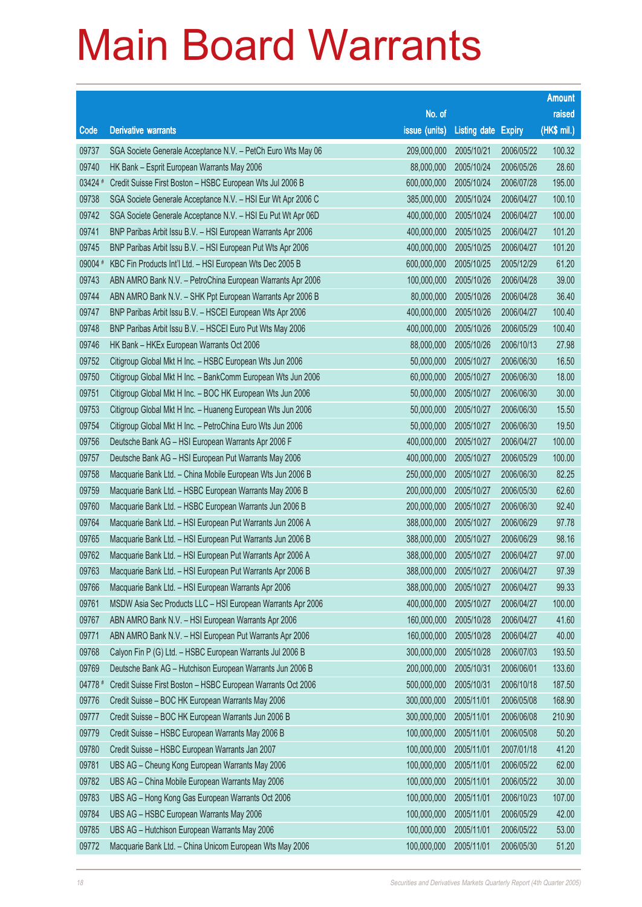# Main Board Warrants

| Code | Derivative warrants | No. of issue (units) | Listing date | Expiry | Amount raised (HK$ mil.) |
|---|---|---|---|---|---|
| 09737 | SGA Societe Generale Acceptance N.V. – PetCh Euro Wts May 06 | 209,000,000 | 2005/10/21 | 2006/05/22 | 100.32 |
| 09740 | HK Bank – Esprit European Warrants May 2006 | 88,000,000 | 2005/10/24 | 2006/05/26 | 28.60 |
| 03424 # | Credit Suisse First Boston – HSBC European Wts Jul 2006 B | 600,000,000 | 2005/10/24 | 2006/07/28 | 195.00 |
| 09738 | SGA Societe Generale Acceptance N.V. – HSI Eur Wt Apr 2006 C | 385,000,000 | 2005/10/24 | 2006/04/27 | 100.10 |
| 09742 | SGA Societe Generale Acceptance N.V. – HSI Eu Put Wt Apr 06D | 400,000,000 | 2005/10/24 | 2006/04/27 | 100.00 |
| 09741 | BNP Paribas Arbit Issu B.V. – HSI European Warrants Apr 2006 | 400,000,000 | 2005/10/25 | 2006/04/27 | 101.20 |
| 09745 | BNP Paribas Arbit Issu B.V. – HSI European Put Wts Apr 2006 | 400,000,000 | 2005/10/25 | 2006/04/27 | 101.20 |
| 09004 # | KBC Fin Products Int'l Ltd. – HSI European Wts Dec 2005 B | 600,000,000 | 2005/10/25 | 2005/12/29 | 61.20 |
| 09743 | ABN AMRO Bank N.V. – PetroChina European Warrants Apr 2006 | 100,000,000 | 2005/10/26 | 2006/04/28 | 39.00 |
| 09744 | ABN AMRO Bank N.V. – SHK Ppt European Warrants Apr 2006 B | 80,000,000 | 2005/10/26 | 2006/04/28 | 36.40 |
| 09747 | BNP Paribas Arbit Issu B.V. – HSCEI European Wts Apr 2006 | 400,000,000 | 2005/10/26 | 2006/04/27 | 100.40 |
| 09748 | BNP Paribas Arbit Issu B.V. – HSCEI Euro Put Wts May 2006 | 400,000,000 | 2005/10/26 | 2006/05/29 | 100.40 |
| 09746 | HK Bank – HKEx European Warrants Oct 2006 | 88,000,000 | 2005/10/26 | 2006/10/13 | 27.98 |
| 09752 | Citigroup Global Mkt H Inc. – HSBC European Wts Jun 2006 | 50,000,000 | 2005/10/27 | 2006/06/30 | 16.50 |
| 09750 | Citigroup Global Mkt H Inc. – BankComm European Wts Jun 2006 | 60,000,000 | 2005/10/27 | 2006/06/30 | 18.00 |
| 09751 | Citigroup Global Mkt H Inc. – BOC HK European Wts Jun 2006 | 50,000,000 | 2005/10/27 | 2006/06/30 | 30.00 |
| 09753 | Citigroup Global Mkt H Inc. – Huaneng European Wts Jun 2006 | 50,000,000 | 2005/10/27 | 2006/06/30 | 15.50 |
| 09754 | Citigroup Global Mkt H Inc. – PetroChina Euro Wts Jun 2006 | 50,000,000 | 2005/10/27 | 2006/06/30 | 19.50 |
| 09756 | Deutsche Bank AG – HSI European Warrants Apr 2006 F | 400,000,000 | 2005/10/27 | 2006/04/27 | 100.00 |
| 09757 | Deutsche Bank AG – HSI European Put Warrants May 2006 | 400,000,000 | 2005/10/27 | 2006/05/29 | 100.00 |
| 09758 | Macquarie Bank Ltd. – China Mobile European Wts Jun 2006 B | 250,000,000 | 2005/10/27 | 2006/06/30 | 82.25 |
| 09759 | Macquarie Bank Ltd. – HSBC European Warrants May 2006 B | 200,000,000 | 2005/10/27 | 2006/05/30 | 62.60 |
| 09760 | Macquarie Bank Ltd. – HSBC European Warrants Jun 2006 B | 200,000,000 | 2005/10/27 | 2006/06/30 | 92.40 |
| 09764 | Macquarie Bank Ltd. – HSI European Put Warrants Jun 2006 A | 388,000,000 | 2005/10/27 | 2006/06/29 | 97.78 |
| 09765 | Macquarie Bank Ltd. – HSI European Put Warrants Jun 2006 B | 388,000,000 | 2005/10/27 | 2006/06/29 | 98.16 |
| 09762 | Macquarie Bank Ltd. – HSI European Put Warrants Apr 2006 A | 388,000,000 | 2005/10/27 | 2006/04/27 | 97.00 |
| 09763 | Macquarie Bank Ltd. – HSI European Put Warrants Apr 2006 B | 388,000,000 | 2005/10/27 | 2006/04/27 | 97.39 |
| 09766 | Macquarie Bank Ltd. – HSI European Warrants Apr 2006 | 388,000,000 | 2005/10/27 | 2006/04/27 | 99.33 |
| 09761 | MSDW Asia Sec Products LLC – HSI European Warrants Apr 2006 | 400,000,000 | 2005/10/27 | 2006/04/27 | 100.00 |
| 09767 | ABN AMRO Bank N.V. – HSI European Warrants Apr 2006 | 160,000,000 | 2005/10/28 | 2006/04/27 | 41.60 |
| 09771 | ABN AMRO Bank N.V. – HSI European Put Warrants Apr 2006 | 160,000,000 | 2005/10/28 | 2006/04/27 | 40.00 |
| 09768 | Calyon Fin P (G) Ltd. – HSBC European Warrants Jul 2006 B | 300,000,000 | 2005/10/28 | 2006/07/03 | 193.50 |
| 09769 | Deutsche Bank AG – Hutchison European Warrants Jun 2006 B | 200,000,000 | 2005/10/31 | 2006/06/01 | 133.60 |
| 04778 # | Credit Suisse First Boston – HSBC European Warrants Oct 2006 | 500,000,000 | 2005/10/31 | 2006/10/18 | 187.50 |
| 09776 | Credit Suisse – BOC HK European Warrants May 2006 | 300,000,000 | 2005/11/01 | 2006/05/08 | 168.90 |
| 09777 | Credit Suisse – BOC HK European Warrants Jun 2006 B | 300,000,000 | 2005/11/01 | 2006/06/08 | 210.90 |
| 09779 | Credit Suisse – HSBC European Warrants May 2006 B | 100,000,000 | 2005/11/01 | 2006/05/08 | 50.20 |
| 09780 | Credit Suisse – HSBC European Warrants Jan 2007 | 100,000,000 | 2005/11/01 | 2007/01/18 | 41.20 |
| 09781 | UBS AG – Cheung Kong European Warrants May 2006 | 100,000,000 | 2005/11/01 | 2006/05/22 | 62.00 |
| 09782 | UBS AG – China Mobile European Warrants May 2006 | 100,000,000 | 2005/11/01 | 2006/05/22 | 30.00 |
| 09783 | UBS AG – Hong Kong Gas European Warrants Oct 2006 | 100,000,000 | 2005/11/01 | 2006/10/23 | 107.00 |
| 09784 | UBS AG – HSBC European Warrants May 2006 | 100,000,000 | 2005/11/01 | 2006/05/29 | 42.00 |
| 09785 | UBS AG – Hutchison European Warrants May 2006 | 100,000,000 | 2005/11/01 | 2006/05/22 | 53.00 |
| 09772 | Macquarie Bank Ltd. – China Unicom European Wts May 2006 | 100,000,000 | 2005/11/01 | 2006/05/30 | 51.20 |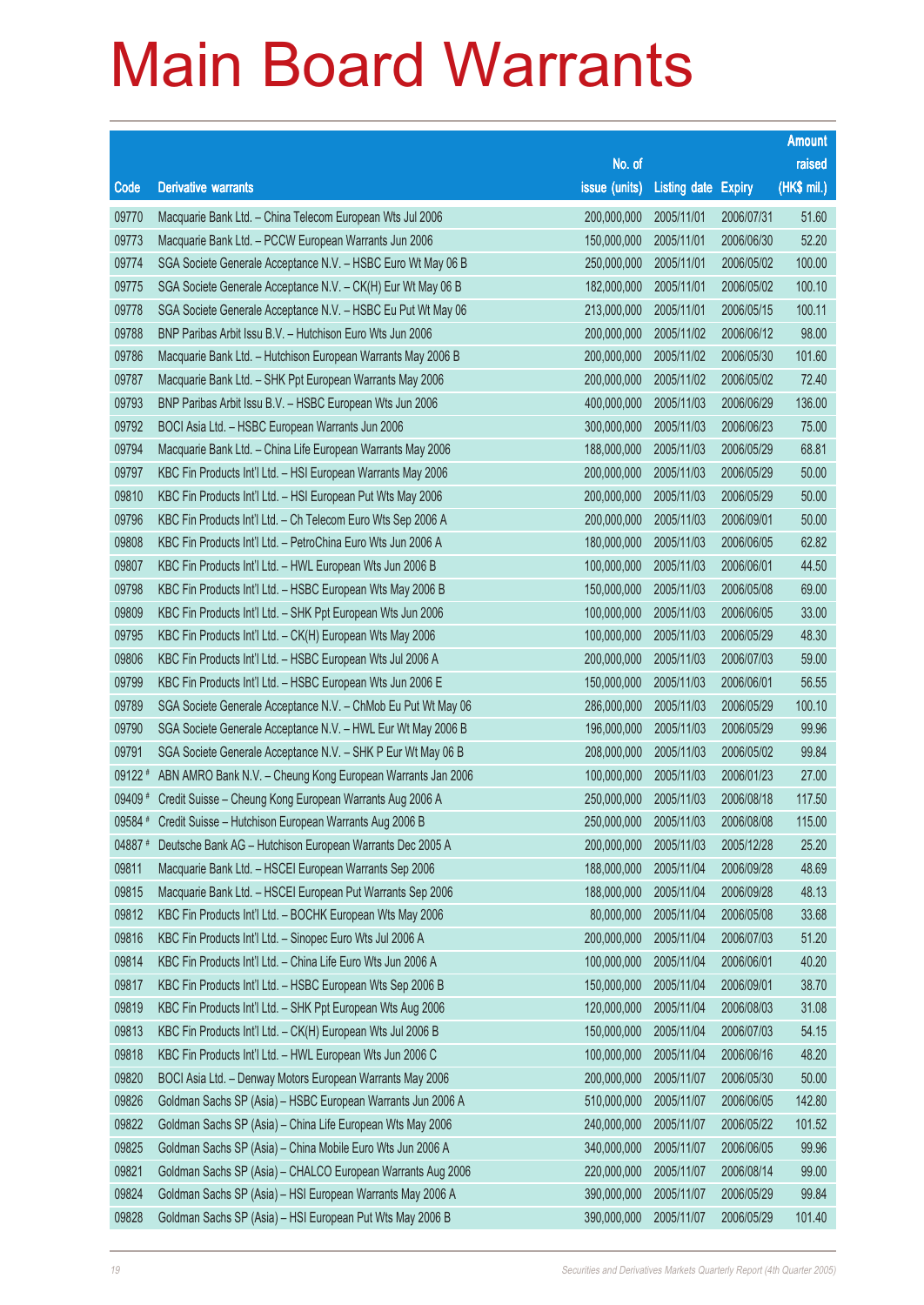# Main Board Warrants

| Code | Derivative warrants | No. of issue (units) | Listing date | Expiry | Amount raised (HK$ mil.) |
|---|---|---|---|---|---|
| 09770 | Macquarie Bank Ltd. – China Telecom European Wts Jul 2006 | 200,000,000 | 2005/11/01 | 2006/07/31 | 51.60 |
| 09773 | Macquarie Bank Ltd. – PCCW European Warrants Jun 2006 | 150,000,000 | 2005/11/01 | 2006/06/30 | 52.20 |
| 09774 | SGA Societe Generale Acceptance N.V. – HSBC Euro Wt May 06 B | 250,000,000 | 2005/11/01 | 2006/05/02 | 100.00 |
| 09775 | SGA Societe Generale Acceptance N.V. – CK(H) Eur Wt May 06 B | 182,000,000 | 2005/11/01 | 2006/05/02 | 100.10 |
| 09778 | SGA Societe Generale Acceptance N.V. – HSBC Eu Put Wt May 06 | 213,000,000 | 2005/11/01 | 2006/05/15 | 100.11 |
| 09788 | BNP Paribas Arbit Issu B.V. – Hutchison Euro Wts Jun 2006 | 200,000,000 | 2005/11/02 | 2006/06/12 | 98.00 |
| 09786 | Macquarie Bank Ltd. – Hutchison European Warrants May 2006 B | 200,000,000 | 2005/11/02 | 2006/05/30 | 101.60 |
| 09787 | Macquarie Bank Ltd. – SHK Ppt European Warrants May 2006 | 200,000,000 | 2005/11/02 | 2006/05/02 | 72.40 |
| 09793 | BNP Paribas Arbit Issu B.V. – HSBC European Wts Jun 2006 | 400,000,000 | 2005/11/03 | 2006/06/29 | 136.00 |
| 09792 | BOCI Asia Ltd. – HSBC European Warrants Jun 2006 | 300,000,000 | 2005/11/03 | 2006/06/23 | 75.00 |
| 09794 | Macquarie Bank Ltd. – China Life European Warrants May 2006 | 188,000,000 | 2005/11/03 | 2006/05/29 | 68.81 |
| 09797 | KBC Fin Products Int'l Ltd. – HSI European Warrants May 2006 | 200,000,000 | 2005/11/03 | 2006/05/29 | 50.00 |
| 09810 | KBC Fin Products Int'l Ltd. – HSI European Put Wts May 2006 | 200,000,000 | 2005/11/03 | 2006/05/29 | 50.00 |
| 09796 | KBC Fin Products Int'l Ltd. – Ch Telecom Euro Wts Sep 2006 A | 200,000,000 | 2005/11/03 | 2006/09/01 | 50.00 |
| 09808 | KBC Fin Products Int'l Ltd. – PetroChina Euro Wts Jun 2006 A | 180,000,000 | 2005/11/03 | 2006/06/05 | 62.82 |
| 09807 | KBC Fin Products Int'l Ltd. – HWL European Wts Jun 2006 B | 100,000,000 | 2005/11/03 | 2006/06/01 | 44.50 |
| 09798 | KBC Fin Products Int'l Ltd. – HSBC European Wts May 2006 B | 150,000,000 | 2005/11/03 | 2006/05/08 | 69.00 |
| 09809 | KBC Fin Products Int'l Ltd. – SHK Ppt European Wts Jun 2006 | 100,000,000 | 2005/11/03 | 2006/06/05 | 33.00 |
| 09795 | KBC Fin Products Int'l Ltd. – CK(H) European Wts May 2006 | 100,000,000 | 2005/11/03 | 2006/05/29 | 48.30 |
| 09806 | KBC Fin Products Int'l Ltd. – HSBC European Wts Jul 2006 A | 200,000,000 | 2005/11/03 | 2006/07/03 | 59.00 |
| 09799 | KBC Fin Products Int'l Ltd. – HSBC European Wts Jun 2006 E | 150,000,000 | 2005/11/03 | 2006/06/01 | 56.55 |
| 09789 | SGA Societe Generale Acceptance N.V. – ChMob Eu Put Wt May 06 | 286,000,000 | 2005/11/03 | 2006/05/29 | 100.10 |
| 09790 | SGA Societe Generale Acceptance N.V. – HWL Eur Wt May 2006 B | 196,000,000 | 2005/11/03 | 2006/05/29 | 99.96 |
| 09791 | SGA Societe Generale Acceptance N.V. – SHK P Eur Wt May 06 B | 208,000,000 | 2005/11/03 | 2006/05/02 | 99.84 |
| 09122 # | ABN AMRO Bank N.V. – Cheung Kong European Warrants Jan 2006 | 100,000,000 | 2005/11/03 | 2006/01/23 | 27.00 |
| 09409 # | Credit Suisse – Cheung Kong European Warrants Aug 2006 A | 250,000,000 | 2005/11/03 | 2006/08/18 | 117.50 |
| 09584 # | Credit Suisse – Hutchison European Warrants Aug 2006 B | 250,000,000 | 2005/11/03 | 2006/08/08 | 115.00 |
| 04887 # | Deutsche Bank AG – Hutchison European Warrants Dec 2005 A | 200,000,000 | 2005/11/03 | 2005/12/28 | 25.20 |
| 09811 | Macquarie Bank Ltd. – HSCEI European Warrants Sep 2006 | 188,000,000 | 2005/11/04 | 2006/09/28 | 48.69 |
| 09815 | Macquarie Bank Ltd. – HSCEI European Put Warrants Sep 2006 | 188,000,000 | 2005/11/04 | 2006/09/28 | 48.13 |
| 09812 | KBC Fin Products Int'l Ltd. – BOCHK European Wts May 2006 | 80,000,000 | 2005/11/04 | 2006/05/08 | 33.68 |
| 09816 | KBC Fin Products Int'l Ltd. – Sinopec Euro Wts Jul 2006 A | 200,000,000 | 2005/11/04 | 2006/07/03 | 51.20 |
| 09814 | KBC Fin Products Int'l Ltd. – China Life Euro Wts Jun 2006 A | 100,000,000 | 2005/11/04 | 2006/06/01 | 40.20 |
| 09817 | KBC Fin Products Int'l Ltd. – HSBC European Wts Sep 2006 B | 150,000,000 | 2005/11/04 | 2006/09/01 | 38.70 |
| 09819 | KBC Fin Products Int'l Ltd. – SHK Ppt European Wts Aug 2006 | 120,000,000 | 2005/11/04 | 2006/08/03 | 31.08 |
| 09813 | KBC Fin Products Int'l Ltd. – CK(H) European Wts Jul 2006 B | 150,000,000 | 2005/11/04 | 2006/07/03 | 54.15 |
| 09818 | KBC Fin Products Int'l Ltd. – HWL European Wts Jun 2006 C | 100,000,000 | 2005/11/04 | 2006/06/16 | 48.20 |
| 09820 | BOCI Asia Ltd. – Denway Motors European Warrants May 2006 | 200,000,000 | 2005/11/07 | 2006/05/30 | 50.00 |
| 09826 | Goldman Sachs SP (Asia) – HSBC European Warrants Jun 2006 A | 510,000,000 | 2005/11/07 | 2006/06/05 | 142.80 |
| 09822 | Goldman Sachs SP (Asia) – China Life European Wts May 2006 | 240,000,000 | 2005/11/07 | 2006/05/22 | 101.52 |
| 09825 | Goldman Sachs SP (Asia) – China Mobile Euro Wts Jun 2006 A | 340,000,000 | 2005/11/07 | 2006/06/05 | 99.96 |
| 09821 | Goldman Sachs SP (Asia) – CHALCO European Warrants Aug 2006 | 220,000,000 | 2005/11/07 | 2006/08/14 | 99.00 |
| 09824 | Goldman Sachs SP (Asia) – HSI European Warrants May 2006 A | 390,000,000 | 2005/11/07 | 2006/05/29 | 99.84 |
| 09828 | Goldman Sachs SP (Asia) – HSI European Put Wts May 2006 B | 390,000,000 | 2005/11/07 | 2006/05/29 | 101.40 |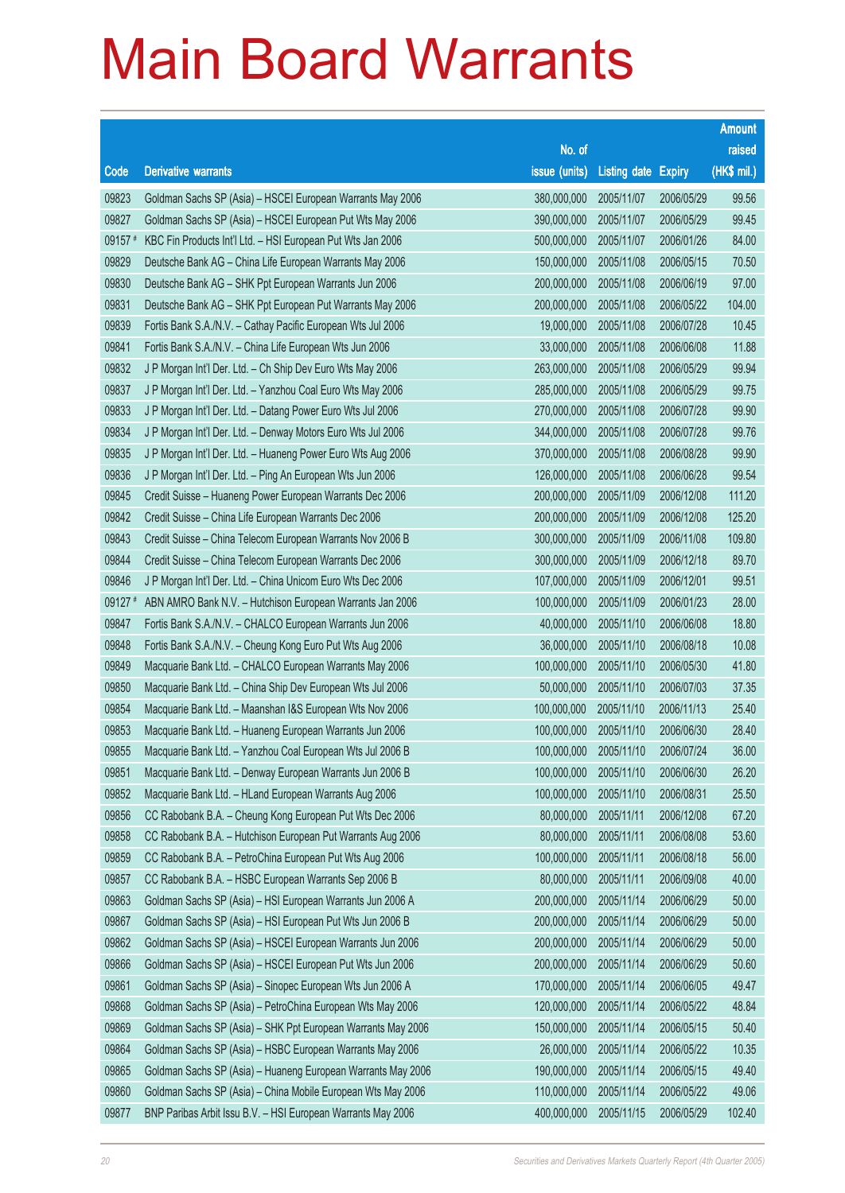# Main Board Warrants

| Code | Derivative warrants | No. of issue (units) | Listing date | Expiry | Amount raised (HK$ mil.) |
|---|---|---|---|---|---|
| 09823 | Goldman Sachs SP (Asia) – HSCEI European Warrants May 2006 | 380,000,000 | 2005/11/07 | 2006/05/29 | 99.56 |
| 09827 | Goldman Sachs SP (Asia) – HSCEI European Put Wts May 2006 | 390,000,000 | 2005/11/07 | 2006/05/29 | 99.45 |
| 09157 # | KBC Fin Products Int'l Ltd. – HSI European Put Wts Jan 2006 | 500,000,000 | 2005/11/07 | 2006/01/26 | 84.00 |
| 09829 | Deutsche Bank AG – China Life European Warrants May 2006 | 150,000,000 | 2005/11/08 | 2006/05/15 | 70.50 |
| 09830 | Deutsche Bank AG – SHK Ppt European Warrants Jun 2006 | 200,000,000 | 2005/11/08 | 2006/06/19 | 97.00 |
| 09831 | Deutsche Bank AG – SHK Ppt European Put Warrants May 2006 | 200,000,000 | 2005/11/08 | 2006/05/22 | 104.00 |
| 09839 | Fortis Bank S.A./N.V. – Cathay Pacific European Wts Jul 2006 | 19,000,000 | 2005/11/08 | 2006/07/28 | 10.45 |
| 09841 | Fortis Bank S.A./N.V. – China Life European Wts Jun 2006 | 33,000,000 | 2005/11/08 | 2006/06/08 | 11.88 |
| 09832 | J P Morgan Int'l Der. Ltd. – Ch Ship Dev Euro Wts May 2006 | 263,000,000 | 2005/11/08 | 2006/05/29 | 99.94 |
| 09837 | J P Morgan Int'l Der. Ltd. – Yanzhou Coal Euro Wts May 2006 | 285,000,000 | 2005/11/08 | 2006/05/29 | 99.75 |
| 09833 | J P Morgan Int'l Der. Ltd. – Datang Power Euro Wts Jul 2006 | 270,000,000 | 2005/11/08 | 2006/07/28 | 99.90 |
| 09834 | J P Morgan Int'l Der. Ltd. – Denway Motors Euro Wts Jul 2006 | 344,000,000 | 2005/11/08 | 2006/07/28 | 99.76 |
| 09835 | J P Morgan Int'l Der. Ltd. – Huaneng Power Euro Wts Aug 2006 | 370,000,000 | 2005/11/08 | 2006/08/28 | 99.90 |
| 09836 | J P Morgan Int'l Der. Ltd. – Ping An European Wts Jun 2006 | 126,000,000 | 2005/11/08 | 2006/06/28 | 99.54 |
| 09845 | Credit Suisse – Huaneng Power European Warrants Dec 2006 | 200,000,000 | 2005/11/09 | 2006/12/08 | 111.20 |
| 09842 | Credit Suisse – China Life European Warrants Dec 2006 | 200,000,000 | 2005/11/09 | 2006/12/08 | 125.20 |
| 09843 | Credit Suisse – China Telecom European Warrants Nov 2006 B | 300,000,000 | 2005/11/09 | 2006/11/08 | 109.80 |
| 09844 | Credit Suisse – China Telecom European Warrants Dec 2006 | 300,000,000 | 2005/11/09 | 2006/12/18 | 89.70 |
| 09846 | J P Morgan Int'l Der. Ltd. – China Unicom Euro Wts Dec 2006 | 107,000,000 | 2005/11/09 | 2006/12/01 | 99.51 |
| 09127 # | ABN AMRO Bank N.V. – Hutchison European Warrants Jan 2006 | 100,000,000 | 2005/11/09 | 2006/01/23 | 28.00 |
| 09847 | Fortis Bank S.A./N.V. – CHALCO European Warrants Jun 2006 | 40,000,000 | 2005/11/10 | 2006/06/08 | 18.80 |
| 09848 | Fortis Bank S.A./N.V. – Cheung Kong Euro Put Wts Aug 2006 | 36,000,000 | 2005/11/10 | 2006/08/18 | 10.08 |
| 09849 | Macquarie Bank Ltd. – CHALCO European Warrants May 2006 | 100,000,000 | 2005/11/10 | 2006/05/30 | 41.80 |
| 09850 | Macquarie Bank Ltd. – China Ship Dev European Wts Jul 2006 | 50,000,000 | 2005/11/10 | 2006/07/03 | 37.35 |
| 09854 | Macquarie Bank Ltd. – Maanshan I&S European Wts Nov 2006 | 100,000,000 | 2005/11/10 | 2006/11/13 | 25.40 |
| 09853 | Macquarie Bank Ltd. – Huaneng European Warrants Jun 2006 | 100,000,000 | 2005/11/10 | 2006/06/30 | 28.40 |
| 09855 | Macquarie Bank Ltd. – Yanzhou Coal European Wts Jul 2006 B | 100,000,000 | 2005/11/10 | 2006/07/24 | 36.00 |
| 09851 | Macquarie Bank Ltd. – Denway European Warrants Jun 2006 B | 100,000,000 | 2005/11/10 | 2006/06/30 | 26.20 |
| 09852 | Macquarie Bank Ltd. – HLand European Warrants Aug 2006 | 100,000,000 | 2005/11/10 | 2006/08/31 | 25.50 |
| 09856 | CC Rabobank B.A. – Cheung Kong European Put Wts Dec 2006 | 80,000,000 | 2005/11/11 | 2006/12/08 | 67.20 |
| 09858 | CC Rabobank B.A. – Hutchison European Put Warrants Aug 2006 | 80,000,000 | 2005/11/11 | 2006/08/08 | 53.60 |
| 09859 | CC Rabobank B.A. – PetroChina European Put Wts Aug 2006 | 100,000,000 | 2005/11/11 | 2006/08/18 | 56.00 |
| 09857 | CC Rabobank B.A. – HSBC European Warrants Sep 2006 B | 80,000,000 | 2005/11/11 | 2006/09/08 | 40.00 |
| 09863 | Goldman Sachs SP (Asia) – HSI European Warrants Jun 2006 A | 200,000,000 | 2005/11/14 | 2006/06/29 | 50.00 |
| 09867 | Goldman Sachs SP (Asia) – HSI European Put Wts Jun 2006 B | 200,000,000 | 2005/11/14 | 2006/06/29 | 50.00 |
| 09862 | Goldman Sachs SP (Asia) – HSCEI European Warrants Jun 2006 | 200,000,000 | 2005/11/14 | 2006/06/29 | 50.00 |
| 09866 | Goldman Sachs SP (Asia) – HSCEI European Put Wts Jun 2006 | 200,000,000 | 2005/11/14 | 2006/06/29 | 50.60 |
| 09861 | Goldman Sachs SP (Asia) – Sinopec European Wts Jun 2006 A | 170,000,000 | 2005/11/14 | 2006/06/05 | 49.47 |
| 09868 | Goldman Sachs SP (Asia) – PetroChina European Wts May 2006 | 120,000,000 | 2005/11/14 | 2006/05/22 | 48.84 |
| 09869 | Goldman Sachs SP (Asia) – SHK Ppt European Warrants May 2006 | 150,000,000 | 2005/11/14 | 2006/05/15 | 50.40 |
| 09864 | Goldman Sachs SP (Asia) – HSBC European Warrants May 2006 | 26,000,000 | 2005/11/14 | 2006/05/22 | 10.35 |
| 09865 | Goldman Sachs SP (Asia) – Huaneng European Warrants May 2006 | 190,000,000 | 2005/11/14 | 2006/05/15 | 49.40 |
| 09860 | Goldman Sachs SP (Asia) – China Mobile European Wts May 2006 | 110,000,000 | 2005/11/14 | 2006/05/22 | 49.06 |
| 09877 | BNP Paribas Arbit Issu B.V. – HSI European Warrants May 2006 | 400,000,000 | 2005/11/15 | 2006/05/29 | 102.40 |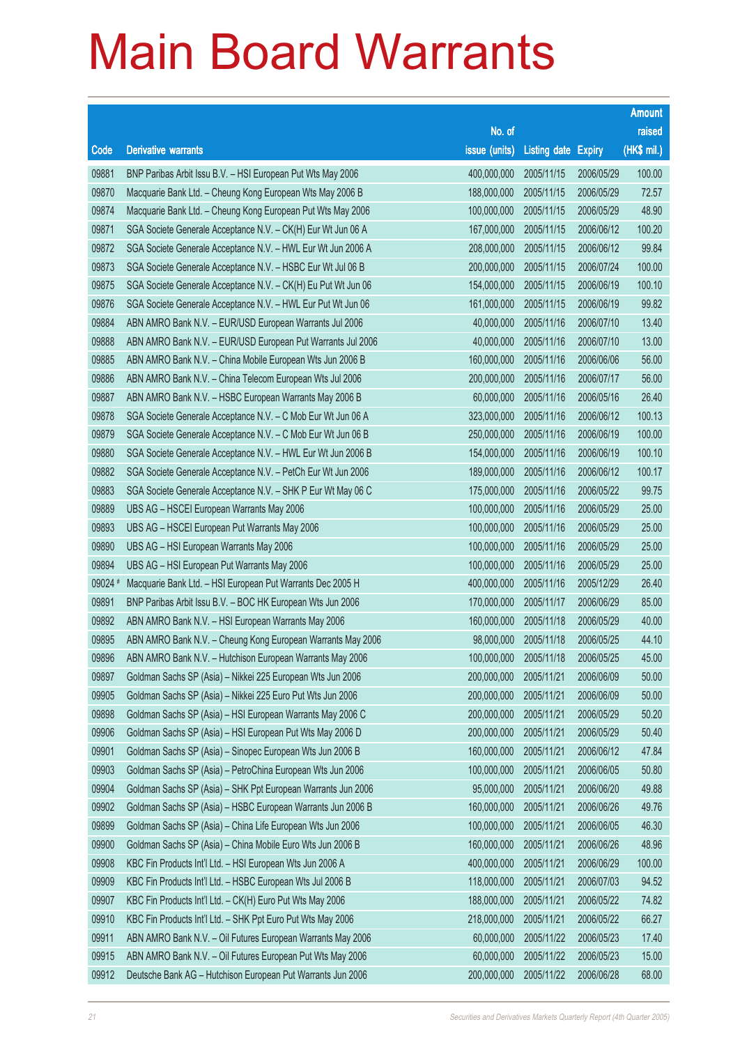# Main Board Warrants

| Code | Derivative warrants | No. of issue (units) | Listing date | Expiry | Amount raised (HK$ mil.) |
|---|---|---|---|---|---|
| 09881 | BNP Paribas Arbit Issu B.V. – HSI European Put Wts May 2006 | 400,000,000 | 2005/11/15 | 2006/05/29 | 100.00 |
| 09870 | Macquarie Bank Ltd. – Cheung Kong European Wts May 2006 B | 188,000,000 | 2005/11/15 | 2006/05/29 | 72.57 |
| 09874 | Macquarie Bank Ltd. – Cheung Kong European Put Wts May 2006 | 100,000,000 | 2005/11/15 | 2006/05/29 | 48.90 |
| 09871 | SGA Societe Generale Acceptance N.V. – CK(H) Eur Wt Jun 06 A | 167,000,000 | 2005/11/15 | 2006/06/12 | 100.20 |
| 09872 | SGA Societe Generale Acceptance N.V. – HWL Eur Wt Jun 2006 A | 208,000,000 | 2005/11/15 | 2006/06/12 | 99.84 |
| 09873 | SGA Societe Generale Acceptance N.V. – HSBC Eur Wt Jul 06 B | 200,000,000 | 2005/11/15 | 2006/07/24 | 100.00 |
| 09875 | SGA Societe Generale Acceptance N.V. – CK(H) Eu Put Wt Jun 06 | 154,000,000 | 2005/11/15 | 2006/06/19 | 100.10 |
| 09876 | SGA Societe Generale Acceptance N.V. – HWL Eur Put Wt Jun 06 | 161,000,000 | 2005/11/15 | 2006/06/19 | 99.82 |
| 09884 | ABN AMRO Bank N.V. – EUR/USD European Warrants Jul 2006 | 40,000,000 | 2005/11/16 | 2006/07/10 | 13.40 |
| 09888 | ABN AMRO Bank N.V. – EUR/USD European Put Warrants Jul 2006 | 40,000,000 | 2005/11/16 | 2006/07/10 | 13.00 |
| 09885 | ABN AMRO Bank N.V. – China Mobile European Wts Jun 2006 B | 160,000,000 | 2005/11/16 | 2006/06/06 | 56.00 |
| 09886 | ABN AMRO Bank N.V. – China Telecom European Wts Jul 2006 | 200,000,000 | 2005/11/16 | 2006/07/17 | 56.00 |
| 09887 | ABN AMRO Bank N.V. – HSBC European Warrants May 2006 B | 60,000,000 | 2005/11/16 | 2006/05/16 | 26.40 |
| 09878 | SGA Societe Generale Acceptance N.V. – C Mob Eur Wt Jun 06 A | 323,000,000 | 2005/11/16 | 2006/06/12 | 100.13 |
| 09879 | SGA Societe Generale Acceptance N.V. – C Mob Eur Wt Jun 06 B | 250,000,000 | 2005/11/16 | 2006/06/19 | 100.00 |
| 09880 | SGA Societe Generale Acceptance N.V. – HWL Eur Wt Jun 2006 B | 154,000,000 | 2005/11/16 | 2006/06/19 | 100.10 |
| 09882 | SGA Societe Generale Acceptance N.V. – PetCh Eur Wt Jun 2006 | 189,000,000 | 2005/11/16 | 2006/06/12 | 100.17 |
| 09883 | SGA Societe Generale Acceptance N.V. – SHK P Eur Wt May 06 C | 175,000,000 | 2005/11/16 | 2006/05/22 | 99.75 |
| 09889 | UBS AG – HSCEI European Warrants May 2006 | 100,000,000 | 2005/11/16 | 2006/05/29 | 25.00 |
| 09893 | UBS AG – HSCEI European Put Warrants May 2006 | 100,000,000 | 2005/11/16 | 2006/05/29 | 25.00 |
| 09890 | UBS AG – HSI European Warrants May 2006 | 100,000,000 | 2005/11/16 | 2006/05/29 | 25.00 |
| 09894 | UBS AG – HSI European Put Warrants May 2006 | 100,000,000 | 2005/11/16 | 2006/05/29 | 25.00 |
| 09024 # | Macquarie Bank Ltd. – HSI European Put Warrants Dec 2005 H | 400,000,000 | 2005/11/16 | 2005/12/29 | 26.40 |
| 09891 | BNP Paribas Arbit Issu B.V. – BOC HK European Wts Jun 2006 | 170,000,000 | 2005/11/17 | 2006/06/29 | 85.00 |
| 09892 | ABN AMRO Bank N.V. – HSI European Warrants May 2006 | 160,000,000 | 2005/11/18 | 2006/05/29 | 40.00 |
| 09895 | ABN AMRO Bank N.V. – Cheung Kong European Warrants May 2006 | 98,000,000 | 2005/11/18 | 2006/05/25 | 44.10 |
| 09896 | ABN AMRO Bank N.V. – Hutchison European Warrants May 2006 | 100,000,000 | 2005/11/18 | 2006/05/25 | 45.00 |
| 09897 | Goldman Sachs SP (Asia) – Nikkei 225 European Wts Jun 2006 | 200,000,000 | 2005/11/21 | 2006/06/09 | 50.00 |
| 09905 | Goldman Sachs SP (Asia) – Nikkei 225 Euro Put Wts Jun 2006 | 200,000,000 | 2005/11/21 | 2006/06/09 | 50.00 |
| 09898 | Goldman Sachs SP (Asia) – HSI European Warrants May 2006 C | 200,000,000 | 2005/11/21 | 2006/05/29 | 50.20 |
| 09906 | Goldman Sachs SP (Asia) – HSI European Put Wts May 2006 D | 200,000,000 | 2005/11/21 | 2006/05/29 | 50.40 |
| 09901 | Goldman Sachs SP (Asia) – Sinopec European Wts Jun 2006 B | 160,000,000 | 2005/11/21 | 2006/06/12 | 47.84 |
| 09903 | Goldman Sachs SP (Asia) – PetroChina European Wts Jun 2006 | 100,000,000 | 2005/11/21 | 2006/06/05 | 50.80 |
| 09904 | Goldman Sachs SP (Asia) – SHK Ppt European Warrants Jun 2006 | 95,000,000 | 2005/11/21 | 2006/06/20 | 49.88 |
| 09902 | Goldman Sachs SP (Asia) – HSBC European Warrants Jun 2006 B | 160,000,000 | 2005/11/21 | 2006/06/26 | 49.76 |
| 09899 | Goldman Sachs SP (Asia) – China Life European Wts Jun 2006 | 100,000,000 | 2005/11/21 | 2006/06/05 | 46.30 |
| 09900 | Goldman Sachs SP (Asia) – China Mobile Euro Wts Jun 2006 B | 160,000,000 | 2005/11/21 | 2006/06/26 | 48.96 |
| 09908 | KBC Fin Products Int'l Ltd. – HSI European Wts Jun 2006 A | 400,000,000 | 2005/11/21 | 2006/06/29 | 100.00 |
| 09909 | KBC Fin Products Int'l Ltd. – HSBC European Wts Jul 2006 B | 118,000,000 | 2005/11/21 | 2006/07/03 | 94.52 |
| 09907 | KBC Fin Products Int'l Ltd. – CK(H) Euro Put Wts May 2006 | 188,000,000 | 2005/11/21 | 2006/05/22 | 74.82 |
| 09910 | KBC Fin Products Int'l Ltd. – SHK Ppt Euro Put Wts May 2006 | 218,000,000 | 2005/11/21 | 2006/05/22 | 66.27 |
| 09911 | ABN AMRO Bank N.V. – Oil Futures European Warrants May 2006 | 60,000,000 | 2005/11/22 | 2006/05/23 | 17.40 |
| 09915 | ABN AMRO Bank N.V. – Oil Futures European Put Wts May 2006 | 60,000,000 | 2005/11/22 | 2006/05/23 | 15.00 |
| 09912 | Deutsche Bank AG – Hutchison European Put Warrants Jun 2006 | 200,000,000 | 2005/11/22 | 2006/06/28 | 68.00 |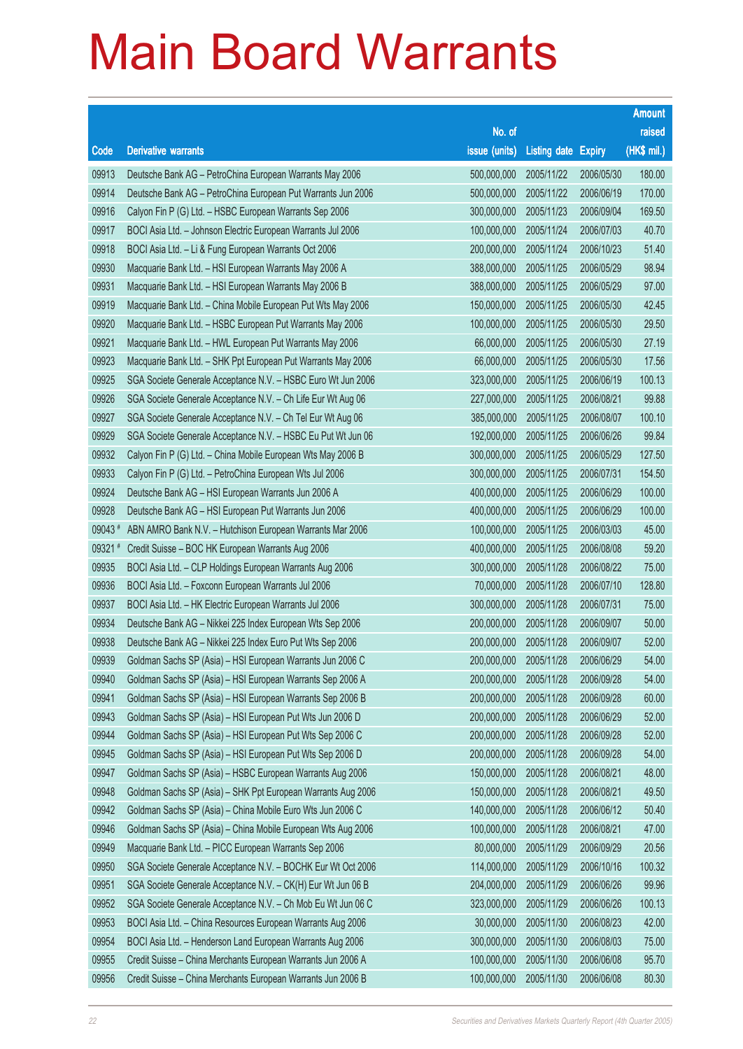# Main Board Warrants

| Code | Derivative warrants | No. of issue (units) | Listing date | Expiry | Amount raised (HK$ mil.) |
|---|---|---|---|---|---|
| 09913 | Deutsche Bank AG – PetroChina European Warrants May 2006 | 500,000,000 | 2005/11/22 | 2006/05/30 | 180.00 |
| 09914 | Deutsche Bank AG – PetroChina European Put Warrants Jun 2006 | 500,000,000 | 2005/11/22 | 2006/06/19 | 170.00 |
| 09916 | Calyon Fin P (G) Ltd. – HSBC European Warrants Sep 2006 | 300,000,000 | 2005/11/23 | 2006/09/04 | 169.50 |
| 09917 | BOCI Asia Ltd. – Johnson Electric European Warrants Jul 2006 | 100,000,000 | 2005/11/24 | 2006/07/03 | 40.70 |
| 09918 | BOCI Asia Ltd. – Li & Fung European Warrants Oct 2006 | 200,000,000 | 2005/11/24 | 2006/10/23 | 51.40 |
| 09930 | Macquarie Bank Ltd. – HSI European Warrants May 2006 A | 388,000,000 | 2005/11/25 | 2006/05/29 | 98.94 |
| 09931 | Macquarie Bank Ltd. – HSI European Warrants May 2006 B | 388,000,000 | 2005/11/25 | 2006/05/29 | 97.00 |
| 09919 | Macquarie Bank Ltd. – China Mobile European Put Wts May 2006 | 150,000,000 | 2005/11/25 | 2006/05/30 | 42.45 |
| 09920 | Macquarie Bank Ltd. – HSBC European Put Warrants May 2006 | 100,000,000 | 2005/11/25 | 2006/05/30 | 29.50 |
| 09921 | Macquarie Bank Ltd. – HWL European Put Warrants May 2006 | 66,000,000 | 2005/11/25 | 2006/05/30 | 27.19 |
| 09923 | Macquarie Bank Ltd. – SHK Ppt European Put Warrants May 2006 | 66,000,000 | 2005/11/25 | 2006/05/30 | 17.56 |
| 09925 | SGA Societe Generale Acceptance N.V. – HSBC Euro Wt Jun 2006 | 323,000,000 | 2005/11/25 | 2006/06/19 | 100.13 |
| 09926 | SGA Societe Generale Acceptance N.V. – Ch Life Eur Wt Aug 06 | 227,000,000 | 2005/11/25 | 2006/08/21 | 99.88 |
| 09927 | SGA Societe Generale Acceptance N.V. – Ch Tel Eur Wt Aug 06 | 385,000,000 | 2005/11/25 | 2006/08/07 | 100.10 |
| 09929 | SGA Societe Generale Acceptance N.V. – HSBC Eu Put Wt Jun 06 | 192,000,000 | 2005/11/25 | 2006/06/26 | 99.84 |
| 09932 | Calyon Fin P (G) Ltd. – China Mobile European Wts May 2006 B | 300,000,000 | 2005/11/25 | 2006/05/29 | 127.50 |
| 09933 | Calyon Fin P (G) Ltd. – PetroChina European Wts Jul 2006 | 300,000,000 | 2005/11/25 | 2006/07/31 | 154.50 |
| 09924 | Deutsche Bank AG – HSI European Warrants Jun 2006 A | 400,000,000 | 2005/11/25 | 2006/06/29 | 100.00 |
| 09928 | Deutsche Bank AG – HSI European Put Warrants Jun 2006 | 400,000,000 | 2005/11/25 | 2006/06/29 | 100.00 |
| 09043 # | ABN AMRO Bank N.V. – Hutchison European Warrants Mar 2006 | 100,000,000 | 2005/11/25 | 2006/03/03 | 45.00 |
| 09321 # | Credit Suisse – BOC HK European Warrants Aug 2006 | 400,000,000 | 2005/11/25 | 2006/08/08 | 59.20 |
| 09935 | BOCI Asia Ltd. – CLP Holdings European Warrants Aug 2006 | 300,000,000 | 2005/11/28 | 2006/08/22 | 75.00 |
| 09936 | BOCI Asia Ltd. – Foxconn European Warrants Jul 2006 | 70,000,000 | 2005/11/28 | 2006/07/10 | 128.80 |
| 09937 | BOCI Asia Ltd. – HK Electric European Warrants Jul 2006 | 300,000,000 | 2005/11/28 | 2006/07/31 | 75.00 |
| 09934 | Deutsche Bank AG – Nikkei 225 Index European Wts Sep 2006 | 200,000,000 | 2005/11/28 | 2006/09/07 | 50.00 |
| 09938 | Deutsche Bank AG – Nikkei 225 Index Euro Put Wts Sep 2006 | 200,000,000 | 2005/11/28 | 2006/09/07 | 52.00 |
| 09939 | Goldman Sachs SP (Asia) – HSI European Warrants Jun 2006 C | 200,000,000 | 2005/11/28 | 2006/06/29 | 54.00 |
| 09940 | Goldman Sachs SP (Asia) – HSI European Warrants Sep 2006 A | 200,000,000 | 2005/11/28 | 2006/09/28 | 54.00 |
| 09941 | Goldman Sachs SP (Asia) – HSI European Warrants Sep 2006 B | 200,000,000 | 2005/11/28 | 2006/09/28 | 60.00 |
| 09943 | Goldman Sachs SP (Asia) – HSI European Put Wts Jun 2006 D | 200,000,000 | 2005/11/28 | 2006/06/29 | 52.00 |
| 09944 | Goldman Sachs SP (Asia) – HSI European Put Wts Sep 2006 C | 200,000,000 | 2005/11/28 | 2006/09/28 | 52.00 |
| 09945 | Goldman Sachs SP (Asia) – HSI European Put Wts Sep 2006 D | 200,000,000 | 2005/11/28 | 2006/09/28 | 54.00 |
| 09947 | Goldman Sachs SP (Asia) – HSBC European Warrants Aug 2006 | 150,000,000 | 2005/11/28 | 2006/08/21 | 48.00 |
| 09948 | Goldman Sachs SP (Asia) – SHK Ppt European Warrants Aug 2006 | 150,000,000 | 2005/11/28 | 2006/08/21 | 49.50 |
| 09942 | Goldman Sachs SP (Asia) – China Mobile Euro Wts Jun 2006 C | 140,000,000 | 2005/11/28 | 2006/06/12 | 50.40 |
| 09946 | Goldman Sachs SP (Asia) – China Mobile European Wts Aug 2006 | 100,000,000 | 2005/11/28 | 2006/08/21 | 47.00 |
| 09949 | Macquarie Bank Ltd. – PICC European Warrants Sep 2006 | 80,000,000 | 2005/11/29 | 2006/09/29 | 20.56 |
| 09950 | SGA Societe Generale Acceptance N.V. – BOCHK Eur Wt Oct 2006 | 114,000,000 | 2005/11/29 | 2006/10/16 | 100.32 |
| 09951 | SGA Societe Generale Acceptance N.V. – CK(H) Eur Wt Jun 06 B | 204,000,000 | 2005/11/29 | 2006/06/26 | 99.96 |
| 09952 | SGA Societe Generale Acceptance N.V. – Ch Mob Eu Wt Jun 06 C | 323,000,000 | 2005/11/29 | 2006/06/26 | 100.13 |
| 09953 | BOCI Asia Ltd. – China Resources European Warrants Aug 2006 | 30,000,000 | 2005/11/30 | 2006/08/23 | 42.00 |
| 09954 | BOCI Asia Ltd. – Henderson Land European Warrants Aug 2006 | 300,000,000 | 2005/11/30 | 2006/08/03 | 75.00 |
| 09955 | Credit Suisse – China Merchants European Warrants Jun 2006 A | 100,000,000 | 2005/11/30 | 2006/06/08 | 95.70 |
| 09956 | Credit Suisse – China Merchants European Warrants Jun 2006 B | 100,000,000 | 2005/11/30 | 2006/06/08 | 80.30 |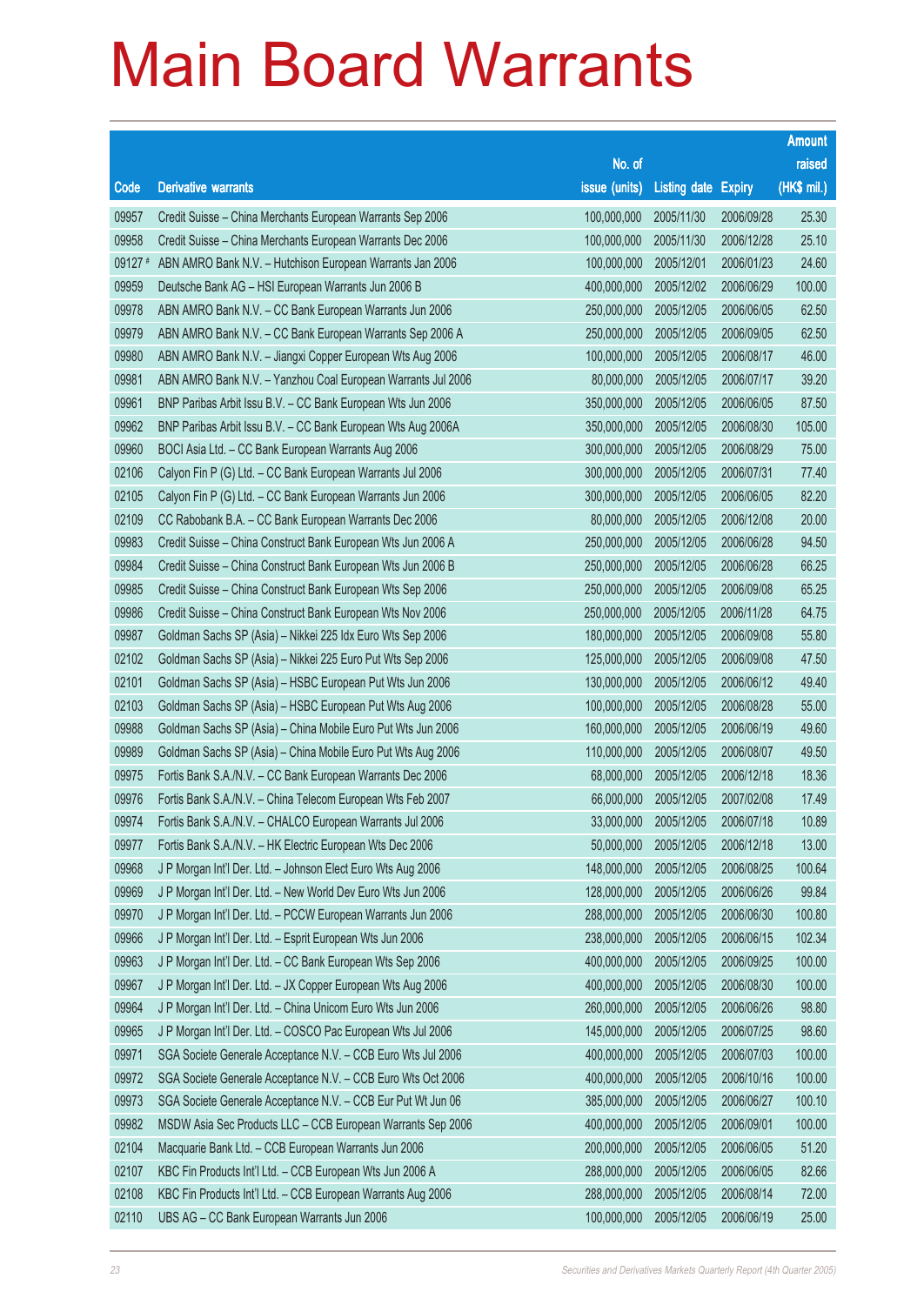# Main Board Warrants

| Code | Derivative warrants | No. of issue (units) | Listing date | Expiry | Amount raised (HK$ mil.) |
|---|---|---|---|---|---|
| 09957 | Credit Suisse – China Merchants European Warrants Sep 2006 | 100,000,000 | 2005/11/30 | 2006/09/28 | 25.30 |
| 09958 | Credit Suisse – China Merchants European Warrants Dec 2006 | 100,000,000 | 2005/11/30 | 2006/12/28 | 25.10 |
| 09127 # | ABN AMRO Bank N.V. – Hutchison European Warrants Jan 2006 | 100,000,000 | 2005/12/01 | 2006/01/23 | 24.60 |
| 09959 | Deutsche Bank AG – HSI European Warrants Jun 2006 B | 400,000,000 | 2005/12/02 | 2006/06/29 | 100.00 |
| 09978 | ABN AMRO Bank N.V. – CC Bank European Warrants Jun 2006 | 250,000,000 | 2005/12/05 | 2006/06/05 | 62.50 |
| 09979 | ABN AMRO Bank N.V. – CC Bank European Warrants Sep 2006 A | 250,000,000 | 2005/12/05 | 2006/09/05 | 62.50 |
| 09980 | ABN AMRO Bank N.V. – Jiangxi Copper European Wts Aug 2006 | 100,000,000 | 2005/12/05 | 2006/08/17 | 46.00 |
| 09981 | ABN AMRO Bank N.V. – Yanzhou Coal European Warrants Jul 2006 | 80,000,000 | 2005/12/05 | 2006/07/17 | 39.20 |
| 09961 | BNP Paribas Arbit Issu B.V. – CC Bank European Wts Jun 2006 | 350,000,000 | 2005/12/05 | 2006/06/05 | 87.50 |
| 09962 | BNP Paribas Arbit Issu B.V. – CC Bank European Wts Aug 2006A | 350,000,000 | 2005/12/05 | 2006/08/30 | 105.00 |
| 09960 | BOCI Asia Ltd. – CC Bank European Warrants Aug 2006 | 300,000,000 | 2005/12/05 | 2006/08/29 | 75.00 |
| 02106 | Calyon Fin P (G) Ltd. – CC Bank European Warrants Jul 2006 | 300,000,000 | 2005/12/05 | 2006/07/31 | 77.40 |
| 02105 | Calyon Fin P (G) Ltd. – CC Bank European Warrants Jun 2006 | 300,000,000 | 2005/12/05 | 2006/06/05 | 82.20 |
| 02109 | CC Rabobank B.A. – CC Bank European Warrants Dec 2006 | 80,000,000 | 2005/12/05 | 2006/12/08 | 20.00 |
| 09983 | Credit Suisse – China Construct Bank European Wts Jun 2006 A | 250,000,000 | 2005/12/05 | 2006/06/28 | 94.50 |
| 09984 | Credit Suisse – China Construct Bank European Wts Jun 2006 B | 250,000,000 | 2005/12/05 | 2006/06/28 | 66.25 |
| 09985 | Credit Suisse – China Construct Bank European Wts Sep 2006 | 250,000,000 | 2005/12/05 | 2006/09/08 | 65.25 |
| 09986 | Credit Suisse – China Construct Bank European Wts Nov 2006 | 250,000,000 | 2005/12/05 | 2006/11/28 | 64.75 |
| 09987 | Goldman Sachs SP (Asia) – Nikkei 225 Idx Euro Wts Sep 2006 | 180,000,000 | 2005/12/05 | 2006/09/08 | 55.80 |
| 02102 | Goldman Sachs SP (Asia) – Nikkei 225 Euro Put Wts Sep 2006 | 125,000,000 | 2005/12/05 | 2006/09/08 | 47.50 |
| 02101 | Goldman Sachs SP (Asia) – HSBC European Put Wts Jun 2006 | 130,000,000 | 2005/12/05 | 2006/06/12 | 49.40 |
| 02103 | Goldman Sachs SP (Asia) – HSBC European Put Wts Aug 2006 | 100,000,000 | 2005/12/05 | 2006/08/28 | 55.00 |
| 09988 | Goldman Sachs SP (Asia) – China Mobile Euro Put Wts Jun 2006 | 160,000,000 | 2005/12/05 | 2006/06/19 | 49.60 |
| 09989 | Goldman Sachs SP (Asia) – China Mobile Euro Put Wts Aug 2006 | 110,000,000 | 2005/12/05 | 2006/08/07 | 49.50 |
| 09975 | Fortis Bank S.A./N.V. – CC Bank European Warrants Dec 2006 | 68,000,000 | 2005/12/05 | 2006/12/18 | 18.36 |
| 09976 | Fortis Bank S.A./N.V. – China Telecom European Wts Feb 2007 | 66,000,000 | 2005/12/05 | 2007/02/08 | 17.49 |
| 09974 | Fortis Bank S.A./N.V. – CHALCO European Warrants Jul 2006 | 33,000,000 | 2005/12/05 | 2006/07/18 | 10.89 |
| 09977 | Fortis Bank S.A./N.V. – HK Electric European Wts Dec 2006 | 50,000,000 | 2005/12/05 | 2006/12/18 | 13.00 |
| 09968 | J P Morgan Int'l Der. Ltd. – Johnson Elect Euro Wts Aug 2006 | 148,000,000 | 2005/12/05 | 2006/08/25 | 100.64 |
| 09969 | J P Morgan Int'l Der. Ltd. – New World Dev Euro Wts Jun 2006 | 128,000,000 | 2005/12/05 | 2006/06/26 | 99.84 |
| 09970 | J P Morgan Int'l Der. Ltd. – PCCW European Warrants Jun 2006 | 288,000,000 | 2005/12/05 | 2006/06/30 | 100.80 |
| 09966 | J P Morgan Int'l Der. Ltd. – Esprit European Wts Jun 2006 | 238,000,000 | 2005/12/05 | 2006/06/15 | 102.34 |
| 09963 | J P Morgan Int'l Der. Ltd. – CC Bank European Wts Sep 2006 | 400,000,000 | 2005/12/05 | 2006/09/25 | 100.00 |
| 09967 | J P Morgan Int'l Der. Ltd. – JX Copper European Wts Aug 2006 | 400,000,000 | 2005/12/05 | 2006/08/30 | 100.00 |
| 09964 | J P Morgan Int'l Der. Ltd. – China Unicom Euro Wts Jun 2006 | 260,000,000 | 2005/12/05 | 2006/06/26 | 98.80 |
| 09965 | J P Morgan Int'l Der. Ltd. – COSCO Pac European Wts Jul 2006 | 145,000,000 | 2005/12/05 | 2006/07/25 | 98.60 |
| 09971 | SGA Societe Generale Acceptance N.V. – CCB Euro Wts Jul 2006 | 400,000,000 | 2005/12/05 | 2006/07/03 | 100.00 |
| 09972 | SGA Societe Generale Acceptance N.V. – CCB Euro Wts Oct 2006 | 400,000,000 | 2005/12/05 | 2006/10/16 | 100.00 |
| 09973 | SGA Societe Generale Acceptance N.V. – CCB Eur Put Wt Jun 06 | 385,000,000 | 2005/12/05 | 2006/06/27 | 100.10 |
| 09982 | MSDW Asia Sec Products LLC – CCB European Warrants Sep 2006 | 400,000,000 | 2005/12/05 | 2006/09/01 | 100.00 |
| 02104 | Macquarie Bank Ltd. – CCB European Warrants Jun 2006 | 200,000,000 | 2005/12/05 | 2006/06/05 | 51.20 |
| 02107 | KBC Fin Products Int'l Ltd. – CCB European Wts Jun 2006 A | 288,000,000 | 2005/12/05 | 2006/06/05 | 82.66 |
| 02108 | KBC Fin Products Int'l Ltd. – CCB European Warrants Aug 2006 | 288,000,000 | 2005/12/05 | 2006/08/14 | 72.00 |
| 02110 | UBS AG – CC Bank European Warrants Jun 2006 | 100,000,000 | 2005/12/05 | 2006/06/19 | 25.00 |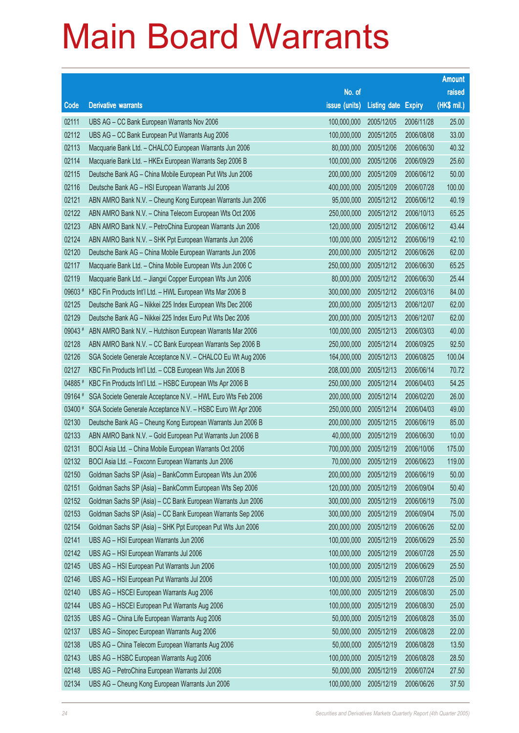# Main Board Warrants

| Code | Derivative warrants | No. of issue (units) | Listing date | Expiry | Amount raised (HK$ mil.) |
|---|---|---|---|---|---|
| 02111 | UBS AG – CC Bank European Warrants Nov 2006 | 100,000,000 | 2005/12/05 | 2006/11/28 | 25.00 |
| 02112 | UBS AG – CC Bank European Put Warrants Aug 2006 | 100,000,000 | 2005/12/05 | 2006/08/08 | 33.00 |
| 02113 | Macquarie Bank Ltd. – CHALCO European Warrants Jun 2006 | 80,000,000 | 2005/12/06 | 2006/06/30 | 40.32 |
| 02114 | Macquarie Bank Ltd. – HKEx European Warrants Sep 2006 B | 100,000,000 | 2005/12/06 | 2006/09/29 | 25.60 |
| 02115 | Deutsche Bank AG – China Mobile European Put Wts Jun 2006 | 200,000,000 | 2005/12/09 | 2006/06/12 | 50.00 |
| 02116 | Deutsche Bank AG – HSI European Warrants Jul 2006 | 400,000,000 | 2005/12/09 | 2006/07/28 | 100.00 |
| 02121 | ABN AMRO Bank N.V. – Cheung Kong European Warrants Jun 2006 | 95,000,000 | 2005/12/12 | 2006/06/12 | 40.19 |
| 02122 | ABN AMRO Bank N.V. – China Telecom European Wts Oct 2006 | 250,000,000 | 2005/12/12 | 2006/10/13 | 65.25 |
| 02123 | ABN AMRO Bank N.V. – PetroChina European Warrants Jun 2006 | 120,000,000 | 2005/12/12 | 2006/06/12 | 43.44 |
| 02124 | ABN AMRO Bank N.V. – SHK Ppt European Warrants Jun 2006 | 100,000,000 | 2005/12/12 | 2006/06/19 | 42.10 |
| 02120 | Deutsche Bank AG – China Mobile European Warrants Jun 2006 | 200,000,000 | 2005/12/12 | 2006/06/26 | 62.00 |
| 02117 | Macquarie Bank Ltd. – China Mobile European Wts Jun 2006 C | 250,000,000 | 2005/12/12 | 2006/06/30 | 65.25 |
| 02119 | Macquarie Bank Ltd. – Jiangxi Copper European Wts Jun 2006 | 80,000,000 | 2005/12/12 | 2006/06/30 | 25.44 |
| 09603 # | KBC Fin Products Int'l Ltd. – HWL European Wts Mar 2006 B | 300,000,000 | 2005/12/12 | 2006/03/16 | 84.00 |
| 02125 | Deutsche Bank AG – Nikkei 225 Index European Wts Dec 2006 | 200,000,000 | 2005/12/13 | 2006/12/07 | 62.00 |
| 02129 | Deutsche Bank AG – Nikkei 225 Index Euro Put Wts Dec 2006 | 200,000,000 | 2005/12/13 | 2006/12/07 | 62.00 |
| 09043 # | ABN AMRO Bank N.V. – Hutchison European Warrants Mar 2006 | 100,000,000 | 2005/12/13 | 2006/03/03 | 40.00 |
| 02128 | ABN AMRO Bank N.V. – CC Bank European Warrants Sep 2006 B | 250,000,000 | 2005/12/14 | 2006/09/25 | 92.50 |
| 02126 | SGA Societe Generale Acceptance N.V. – CHALCO Eu Wt Aug 2006 | 164,000,000 | 2005/12/13 | 2006/08/25 | 100.04 |
| 02127 | KBC Fin Products Int'l Ltd. – CCB European Wts Jun 2006 B | 208,000,000 | 2005/12/13 | 2006/06/14 | 70.72 |
| 04885 # | KBC Fin Products Int'l Ltd. – HSBC European Wts Apr 2006 B | 250,000,000 | 2005/12/14 | 2006/04/03 | 54.25 |
| 09164 # | SGA Societe Generale Acceptance N.V. – HWL Euro Wts Feb 2006 | 200,000,000 | 2005/12/14 | 2006/02/20 | 26.00 |
| 03400 # | SGA Societe Generale Acceptance N.V. – HSBC Euro Wt Apr 2006 | 250,000,000 | 2005/12/14 | 2006/04/03 | 49.00 |
| 02130 | Deutsche Bank AG – Cheung Kong European Warrants Jun 2006 B | 200,000,000 | 2005/12/15 | 2006/06/19 | 85.00 |
| 02133 | ABN AMRO Bank N.V. – Gold European Put Warrants Jun 2006 B | 40,000,000 | 2005/12/19 | 2006/06/30 | 10.00 |
| 02131 | BOCI Asia Ltd. – China Mobile European Warrants Oct 2006 | 700,000,000 | 2005/12/19 | 2006/10/06 | 175.00 |
| 02132 | BOCI Asia Ltd. – Foxconn European Warrants Jun 2006 | 70,000,000 | 2005/12/19 | 2006/06/23 | 119.00 |
| 02150 | Goldman Sachs SP (Asia) – BankComm European Wts Jun 2006 | 200,000,000 | 2005/12/19 | 2006/06/19 | 50.00 |
| 02151 | Goldman Sachs SP (Asia) – BankComm European Wts Sep 2006 | 120,000,000 | 2005/12/19 | 2006/09/04 | 50.40 |
| 02152 | Goldman Sachs SP (Asia) – CC Bank European Warrants Jun 2006 | 300,000,000 | 2005/12/19 | 2006/06/19 | 75.00 |
| 02153 | Goldman Sachs SP (Asia) – CC Bank European Warrants Sep 2006 | 300,000,000 | 2005/12/19 | 2006/09/04 | 75.00 |
| 02154 | Goldman Sachs SP (Asia) – SHK Ppt European Put Wts Jun 2006 | 200,000,000 | 2005/12/19 | 2006/06/26 | 52.00 |
| 02141 | UBS AG – HSI European Warrants Jun 2006 | 100,000,000 | 2005/12/19 | 2006/06/29 | 25.50 |
| 02142 | UBS AG – HSI European Warrants Jul 2006 | 100,000,000 | 2005/12/19 | 2006/07/28 | 25.50 |
| 02145 | UBS AG – HSI European Put Warrants Jun 2006 | 100,000,000 | 2005/12/19 | 2006/06/29 | 25.50 |
| 02146 | UBS AG – HSI European Put Warrants Jul 2006 | 100,000,000 | 2005/12/19 | 2006/07/28 | 25.00 |
| 02140 | UBS AG – HSCEI European Warrants Aug 2006 | 100,000,000 | 2005/12/19 | 2006/08/30 | 25.00 |
| 02144 | UBS AG – HSCEI European Put Warrants Aug 2006 | 100,000,000 | 2005/12/19 | 2006/08/30 | 25.00 |
| 02135 | UBS AG – China Life European Warrants Aug 2006 | 50,000,000 | 2005/12/19 | 2006/08/28 | 35.00 |
| 02137 | UBS AG – Sinopec European Warrants Aug 2006 | 50,000,000 | 2005/12/19 | 2006/08/28 | 22.00 |
| 02138 | UBS AG – China Telecom European Warrants Aug 2006 | 50,000,000 | 2005/12/19 | 2006/08/28 | 13.50 |
| 02143 | UBS AG – HSBC European Warrants Aug 2006 | 100,000,000 | 2005/12/19 | 2006/08/28 | 28.50 |
| 02148 | UBS AG – PetroChina European Warrants Jul 2006 | 50,000,000 | 2005/12/19 | 2006/07/24 | 27.50 |
| 02134 | UBS AG – Cheung Kong European Warrants Jun 2006 | 100,000,000 | 2005/12/19 | 2006/06/26 | 37.50 |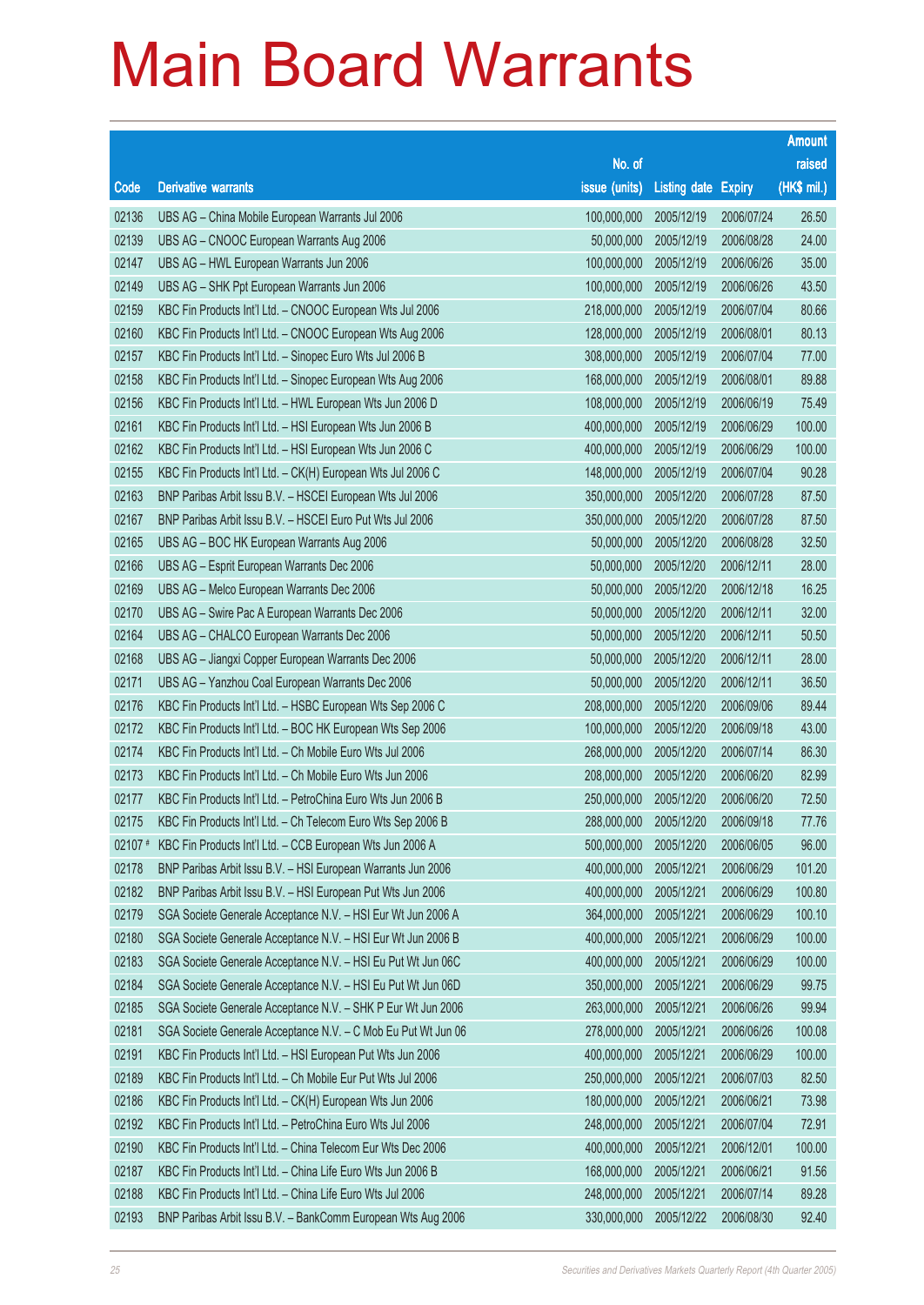# Main Board Warrants

| Code | Derivative warrants | No. of issue (units) | Listing date | Expiry | Amount raised (HK$ mil.) |
|---|---|---|---|---|---|
| 02136 | UBS AG – China Mobile European Warrants Jul 2006 | 100,000,000 | 2005/12/19 | 2006/07/24 | 26.50 |
| 02139 | UBS AG – CNOOC European Warrants Aug 2006 | 50,000,000 | 2005/12/19 | 2006/08/28 | 24.00 |
| 02147 | UBS AG – HWL European Warrants Jun 2006 | 100,000,000 | 2005/12/19 | 2006/06/26 | 35.00 |
| 02149 | UBS AG – SHK Ppt European Warrants Jun 2006 | 100,000,000 | 2005/12/19 | 2006/06/26 | 43.50 |
| 02159 | KBC Fin Products Int'l Ltd. – CNOOC European Wts Jul 2006 | 218,000,000 | 2005/12/19 | 2006/07/04 | 80.66 |
| 02160 | KBC Fin Products Int'l Ltd. – CNOOC European Wts Aug 2006 | 128,000,000 | 2005/12/19 | 2006/08/01 | 80.13 |
| 02157 | KBC Fin Products Int'l Ltd. – Sinopec Euro Wts Jul 2006 B | 308,000,000 | 2005/12/19 | 2006/07/04 | 77.00 |
| 02158 | KBC Fin Products Int'l Ltd. – Sinopec European Wts Aug 2006 | 168,000,000 | 2005/12/19 | 2006/08/01 | 89.88 |
| 02156 | KBC Fin Products Int'l Ltd. – HWL European Wts Jun 2006 D | 108,000,000 | 2005/12/19 | 2006/06/19 | 75.49 |
| 02161 | KBC Fin Products Int'l Ltd. – HSI European Wts Jun 2006 B | 400,000,000 | 2005/12/19 | 2006/06/29 | 100.00 |
| 02162 | KBC Fin Products Int'l Ltd. – HSI European Wts Jun 2006 C | 400,000,000 | 2005/12/19 | 2006/06/29 | 100.00 |
| 02155 | KBC Fin Products Int'l Ltd. – CK(H) European Wts Jul 2006 C | 148,000,000 | 2005/12/19 | 2006/07/04 | 90.28 |
| 02163 | BNP Paribas Arbit Issu B.V. – HSCEI European Wts Jul 2006 | 350,000,000 | 2005/12/20 | 2006/07/28 | 87.50 |
| 02167 | BNP Paribas Arbit Issu B.V. – HSCEI Euro Put Wts Jul 2006 | 350,000,000 | 2005/12/20 | 2006/07/28 | 87.50 |
| 02165 | UBS AG – BOC HK European Warrants Aug 2006 | 50,000,000 | 2005/12/20 | 2006/08/28 | 32.50 |
| 02166 | UBS AG – Esprit European Warrants Dec 2006 | 50,000,000 | 2005/12/20 | 2006/12/11 | 28.00 |
| 02169 | UBS AG – Melco European Warrants Dec 2006 | 50,000,000 | 2005/12/20 | 2006/12/18 | 16.25 |
| 02170 | UBS AG – Swire Pac A European Warrants Dec 2006 | 50,000,000 | 2005/12/20 | 2006/12/11 | 32.00 |
| 02164 | UBS AG – CHALCO European Warrants Dec 2006 | 50,000,000 | 2005/12/20 | 2006/12/11 | 50.50 |
| 02168 | UBS AG – Jiangxi Copper European Warrants Dec 2006 | 50,000,000 | 2005/12/20 | 2006/12/11 | 28.00 |
| 02171 | UBS AG – Yanzhou Coal European Warrants Dec 2006 | 50,000,000 | 2005/12/20 | 2006/12/11 | 36.50 |
| 02176 | KBC Fin Products Int'l Ltd. – HSBC European Wts Sep 2006 C | 208,000,000 | 2005/12/20 | 2006/09/06 | 89.44 |
| 02172 | KBC Fin Products Int'l Ltd. – BOC HK European Wts Sep 2006 | 100,000,000 | 2005/12/20 | 2006/09/18 | 43.00 |
| 02174 | KBC Fin Products Int'l Ltd. – Ch Mobile Euro Wts Jul 2006 | 268,000,000 | 2005/12/20 | 2006/07/14 | 86.30 |
| 02173 | KBC Fin Products Int'l Ltd. – Ch Mobile Euro Wts Jun 2006 | 208,000,000 | 2005/12/20 | 2006/06/20 | 82.99 |
| 02177 | KBC Fin Products Int'l Ltd. – PetroChina Euro Wts Jun 2006 B | 250,000,000 | 2005/12/20 | 2006/06/20 | 72.50 |
| 02175 | KBC Fin Products Int'l Ltd. – Ch Telecom Euro Wts Sep 2006 B | 288,000,000 | 2005/12/20 | 2006/09/18 | 77.76 |
| 02107 # | KBC Fin Products Int'l Ltd. – CCB European Wts Jun 2006 A | 500,000,000 | 2005/12/20 | 2006/06/05 | 96.00 |
| 02178 | BNP Paribas Arbit Issu B.V. – HSI European Warrants Jun 2006 | 400,000,000 | 2005/12/21 | 2006/06/29 | 101.20 |
| 02182 | BNP Paribas Arbit Issu B.V. – HSI European Put Wts Jun 2006 | 400,000,000 | 2005/12/21 | 2006/06/29 | 100.80 |
| 02179 | SGA Societe Generale Acceptance N.V. – HSI Eur Wt Jun 2006 A | 364,000,000 | 2005/12/21 | 2006/06/29 | 100.10 |
| 02180 | SGA Societe Generale Acceptance N.V. – HSI Eur Wt Jun 2006 B | 400,000,000 | 2005/12/21 | 2006/06/29 | 100.00 |
| 02183 | SGA Societe Generale Acceptance N.V. – HSI Eu Put Wt Jun 06C | 400,000,000 | 2005/12/21 | 2006/06/29 | 100.00 |
| 02184 | SGA Societe Generale Acceptance N.V. – HSI Eu Put Wt Jun 06D | 350,000,000 | 2005/12/21 | 2006/06/29 | 99.75 |
| 02185 | SGA Societe Generale Acceptance N.V. – SHK P Eur Wt Jun 2006 | 263,000,000 | 2005/12/21 | 2006/06/26 | 99.94 |
| 02181 | SGA Societe Generale Acceptance N.V. – C Mob Eu Put Wt Jun 06 | 278,000,000 | 2005/12/21 | 2006/06/26 | 100.08 |
| 02191 | KBC Fin Products Int'l Ltd. – HSI European Put Wts Jun 2006 | 400,000,000 | 2005/12/21 | 2006/06/29 | 100.00 |
| 02189 | KBC Fin Products Int'l Ltd. – Ch Mobile Eur Put Wts Jul 2006 | 250,000,000 | 2005/12/21 | 2006/07/03 | 82.50 |
| 02186 | KBC Fin Products Int'l Ltd. – CK(H) European Wts Jun 2006 | 180,000,000 | 2005/12/21 | 2006/06/21 | 73.98 |
| 02192 | KBC Fin Products Int'l Ltd. – PetroChina Euro Wts Jul 2006 | 248,000,000 | 2005/12/21 | 2006/07/04 | 72.91 |
| 02190 | KBC Fin Products Int'l Ltd. – China Telecom Eur Wts Dec 2006 | 400,000,000 | 2005/12/21 | 2006/12/01 | 100.00 |
| 02187 | KBC Fin Products Int'l Ltd. – China Life Euro Wts Jun 2006 B | 168,000,000 | 2005/12/21 | 2006/06/21 | 91.56 |
| 02188 | KBC Fin Products Int'l Ltd. – China Life Euro Wts Jul 2006 | 248,000,000 | 2005/12/21 | 2006/07/14 | 89.28 |
| 02193 | BNP Paribas Arbit Issu B.V. – BankComm European Wts Aug 2006 | 330,000,000 | 2005/12/22 | 2006/08/30 | 92.40 |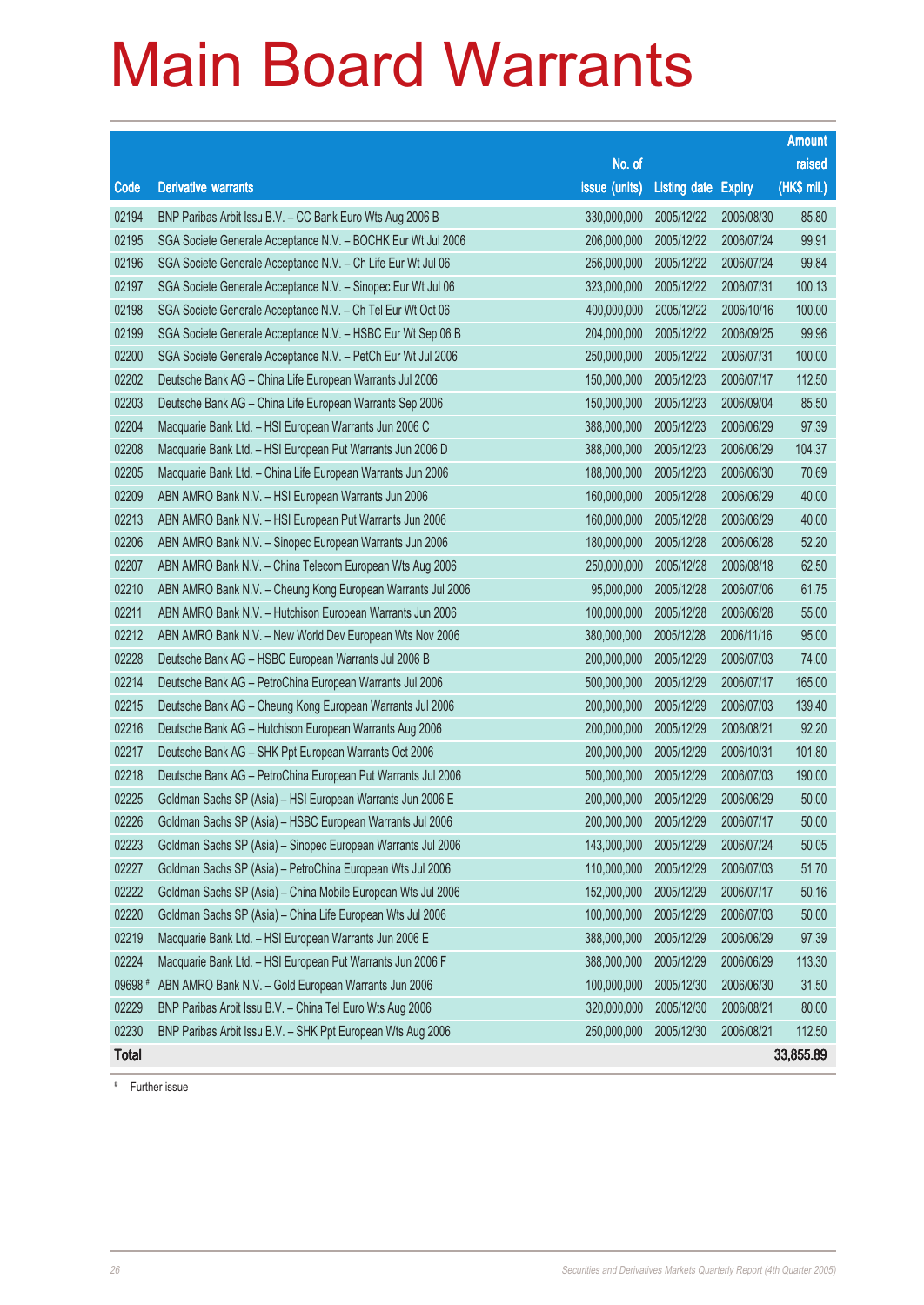# Main Board Warrants

| Code | Derivative warrants | No. of issue (units) | Listing date | Expiry | Amount raised (HK$ mil.) |
|---|---|---|---|---|---|
| 02194 | BNP Paribas Arbit Issu B.V. – CC Bank Euro Wts Aug 2006 B | 330,000,000 | 2005/12/22 | 2006/08/30 | 85.80 |
| 02195 | SGA Societe Generale Acceptance N.V. – BOCHK Eur Wt Jul 2006 | 206,000,000 | 2005/12/22 | 2006/07/24 | 99.91 |
| 02196 | SGA Societe Generale Acceptance N.V. – Ch Life Eur Wt Jul 06 | 256,000,000 | 2005/12/22 | 2006/07/24 | 99.84 |
| 02197 | SGA Societe Generale Acceptance N.V. – Sinopec Eur Wt Jul 06 | 323,000,000 | 2005/12/22 | 2006/07/31 | 100.13 |
| 02198 | SGA Societe Generale Acceptance N.V. – Ch Tel Eur Wt Oct 06 | 400,000,000 | 2005/12/22 | 2006/10/16 | 100.00 |
| 02199 | SGA Societe Generale Acceptance N.V. – HSBC Eur Wt Sep 06 B | 204,000,000 | 2005/12/22 | 2006/09/25 | 99.96 |
| 02200 | SGA Societe Generale Acceptance N.V. – PetCh Eur Wt Jul 2006 | 250,000,000 | 2005/12/22 | 2006/07/31 | 100.00 |
| 02202 | Deutsche Bank AG – China Life European Warrants Jul 2006 | 150,000,000 | 2005/12/23 | 2006/07/17 | 112.50 |
| 02203 | Deutsche Bank AG – China Life European Warrants Sep 2006 | 150,000,000 | 2005/12/23 | 2006/09/04 | 85.50 |
| 02204 | Macquarie Bank Ltd. – HSI European Warrants Jun 2006 C | 388,000,000 | 2005/12/23 | 2006/06/29 | 97.39 |
| 02208 | Macquarie Bank Ltd. – HSI European Put Warrants Jun 2006 D | 388,000,000 | 2005/12/23 | 2006/06/29 | 104.37 |
| 02205 | Macquarie Bank Ltd. – China Life European Warrants Jun 2006 | 188,000,000 | 2005/12/23 | 2006/06/30 | 70.69 |
| 02209 | ABN AMRO Bank N.V. – HSI European Warrants Jun 2006 | 160,000,000 | 2005/12/28 | 2006/06/29 | 40.00 |
| 02213 | ABN AMRO Bank N.V. – HSI European Put Warrants Jun 2006 | 160,000,000 | 2005/12/28 | 2006/06/29 | 40.00 |
| 02206 | ABN AMRO Bank N.V. – Sinopec European Warrants Jun 2006 | 180,000,000 | 2005/12/28 | 2006/06/28 | 52.20 |
| 02207 | ABN AMRO Bank N.V. – China Telecom European Wts Aug 2006 | 250,000,000 | 2005/12/28 | 2006/08/18 | 62.50 |
| 02210 | ABN AMRO Bank N.V. – Cheung Kong European Warrants Jul 2006 | 95,000,000 | 2005/12/28 | 2006/07/06 | 61.75 |
| 02211 | ABN AMRO Bank N.V. – Hutchison European Warrants Jun 2006 | 100,000,000 | 2005/12/28 | 2006/06/28 | 55.00 |
| 02212 | ABN AMRO Bank N.V. – New World Dev European Wts Nov 2006 | 380,000,000 | 2005/12/28 | 2006/11/16 | 95.00 |
| 02228 | Deutsche Bank AG – HSBC European Warrants Jul 2006 B | 200,000,000 | 2005/12/29 | 2006/07/03 | 74.00 |
| 02214 | Deutsche Bank AG – PetroChina European Warrants Jul 2006 | 500,000,000 | 2005/12/29 | 2006/07/17 | 165.00 |
| 02215 | Deutsche Bank AG – Cheung Kong European Warrants Jul 2006 | 200,000,000 | 2005/12/29 | 2006/07/03 | 139.40 |
| 02216 | Deutsche Bank AG – Hutchison European Warrants Aug 2006 | 200,000,000 | 2005/12/29 | 2006/08/21 | 92.20 |
| 02217 | Deutsche Bank AG – SHK Ppt European Warrants Oct 2006 | 200,000,000 | 2005/12/29 | 2006/10/31 | 101.80 |
| 02218 | Deutsche Bank AG – PetroChina European Put Warrants Jul 2006 | 500,000,000 | 2005/12/29 | 2006/07/03 | 190.00 |
| 02225 | Goldman Sachs SP (Asia) – HSI European Warrants Jun 2006 E | 200,000,000 | 2005/12/29 | 2006/06/29 | 50.00 |
| 02226 | Goldman Sachs SP (Asia) – HSBC European Warrants Jul 2006 | 200,000,000 | 2005/12/29 | 2006/07/17 | 50.00 |
| 02223 | Goldman Sachs SP (Asia) – Sinopec European Warrants Jul 2006 | 143,000,000 | 2005/12/29 | 2006/07/24 | 50.05 |
| 02227 | Goldman Sachs SP (Asia) – PetroChina European Wts Jul 2006 | 110,000,000 | 2005/12/29 | 2006/07/03 | 51.70 |
| 02222 | Goldman Sachs SP (Asia) – China Mobile European Wts Jul 2006 | 152,000,000 | 2005/12/29 | 2006/07/17 | 50.16 |
| 02220 | Goldman Sachs SP (Asia) – China Life European Wts Jul 2006 | 100,000,000 | 2005/12/29 | 2006/07/03 | 50.00 |
| 02219 | Macquarie Bank Ltd. – HSI European Warrants Jun 2006 E | 388,000,000 | 2005/12/29 | 2006/06/29 | 97.39 |
| 02224 | Macquarie Bank Ltd. – HSI European Put Warrants Jun 2006 F | 388,000,000 | 2005/12/29 | 2006/06/29 | 113.30 |
| 09698 # | ABN AMRO Bank N.V. – Gold European Warrants Jun 2006 | 100,000,000 | 2005/12/30 | 2006/06/30 | 31.50 |
| 02229 | BNP Paribas Arbit Issu B.V. – China Tel Euro Wts Aug 2006 | 320,000,000 | 2005/12/30 | 2006/08/21 | 80.00 |
| 02230 | BNP Paribas Arbit Issu B.V. – SHK Ppt European Wts Aug 2006 | 250,000,000 | 2005/12/30 | 2006/08/21 | 112.50 |
| **Total** | | | | | **33,855.89** |

# Further issue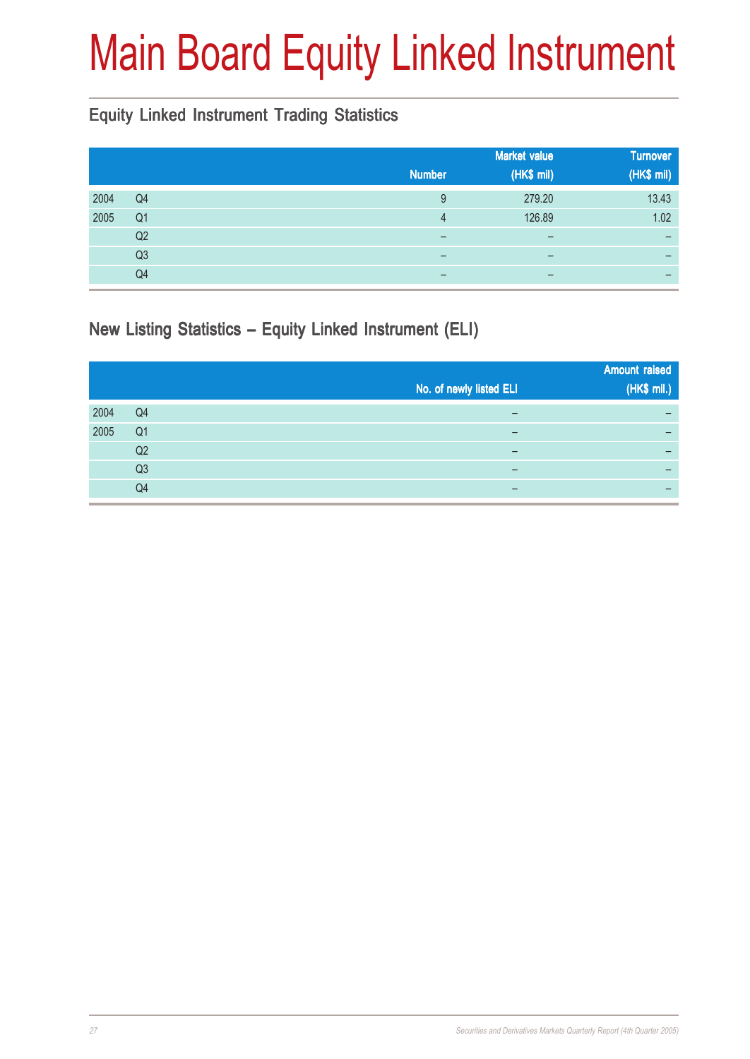# Main Board Equity Linked Instrument

## Equity Linked Instrument Trading Statistics

| | | Number | Market value (HK$ mil) | Turnover (HK$ mil) |
|---|---|---|---|---|
| 2004 | Q4 | 9 | 279.20 | 13.43 |
| 2005 | Q1 | 4 | 126.89 | 1.02 |
| | Q2 | – | – | – |
| | Q3 | – | – | – |
| | Q4 | – | – | – |

## New Listing Statistics – Equity Linked Instrument (ELI)

| | | No. of newly listed ELI | Amount raised (HK$ mil.) |
|---|---|---|---|
| 2004 | Q4 | – | – |
| 2005 | Q1 | – | – |
| | Q2 | – | – |
| | Q3 | – | – |
| | Q4 | – | – |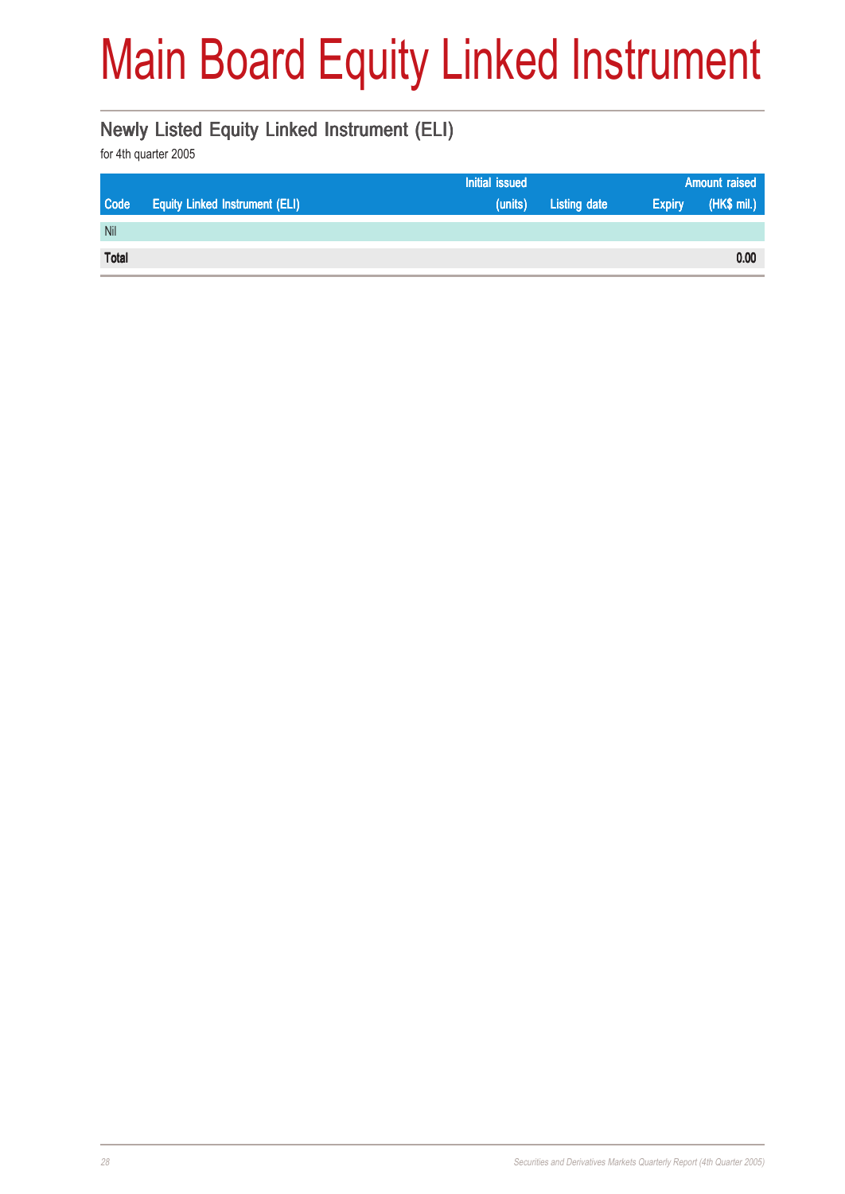# Main Board Equity Linked Instrument

## Newly Listed Equity Linked Instrument (ELI)

for 4th quarter 2005

| Code | Equity Linked Instrument (ELI) | Initial issued (units) | Listing date | Expiry | Amount raised (HK$ mil.) |
|---|---|---|---|---|---|
| Nil | | | | | |
| **Total** | | | | | **0.00** |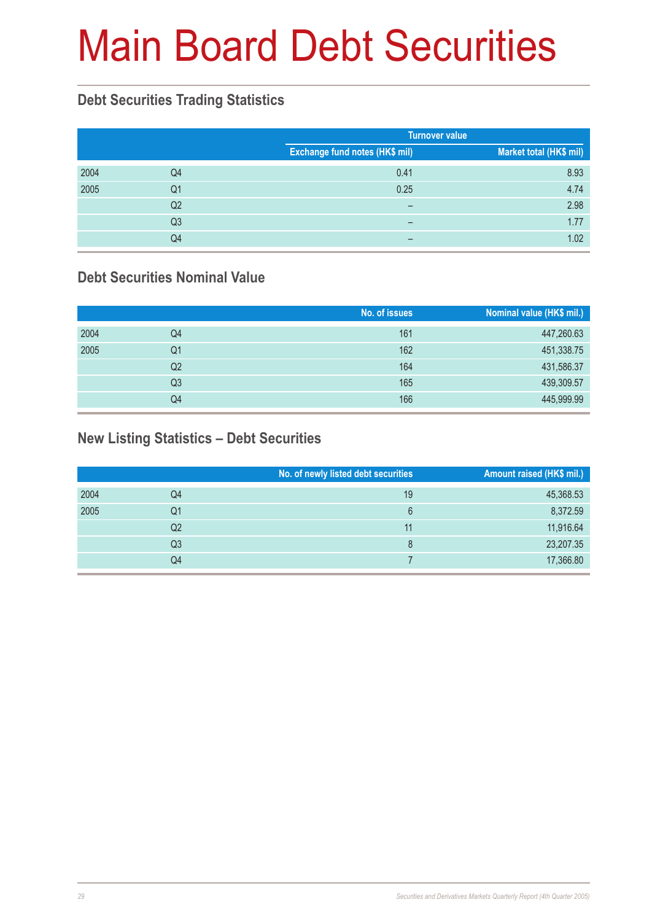# Main Board Debt Securities

## Debt Securities Trading Statistics

| | | Turnover value | |
|---|---|---|---|
| | | Exchange fund notes (HK$ mil) | Market total (HK$ mil) |
| 2004 | Q4 | 0.41 | 8.93 |
| 2005 | Q1 | 0.25 | 4.74 |
| | Q2 | – | 2.98 |
| | Q3 | – | 1.77 |
| | Q4 | – | 1.02 |

## Debt Securities Nominal Value

| | | No. of issues | Nominal value (HK$ mil.) |
|---|---|---|---|
| 2004 | Q4 | 161 | 447,260.63 |
| 2005 | Q1 | 162 | 451,338.75 |
| | Q2 | 164 | 431,586.37 |
| | Q3 | 165 | 439,309.57 |
| | Q4 | 166 | 445,999.99 |

## New Listing Statistics – Debt Securities

| | | No. of newly listed debt securities | Amount raised (HK$ mil.) |
|---|---|---|---|
| 2004 | Q4 | 19 | 45,368.53 |
| 2005 | Q1 | 6 | 8,372.59 |
| | Q2 | 11 | 11,916.64 |
| | Q3 | 8 | 23,207.35 |
| | Q4 | 7 | 17,366.80 |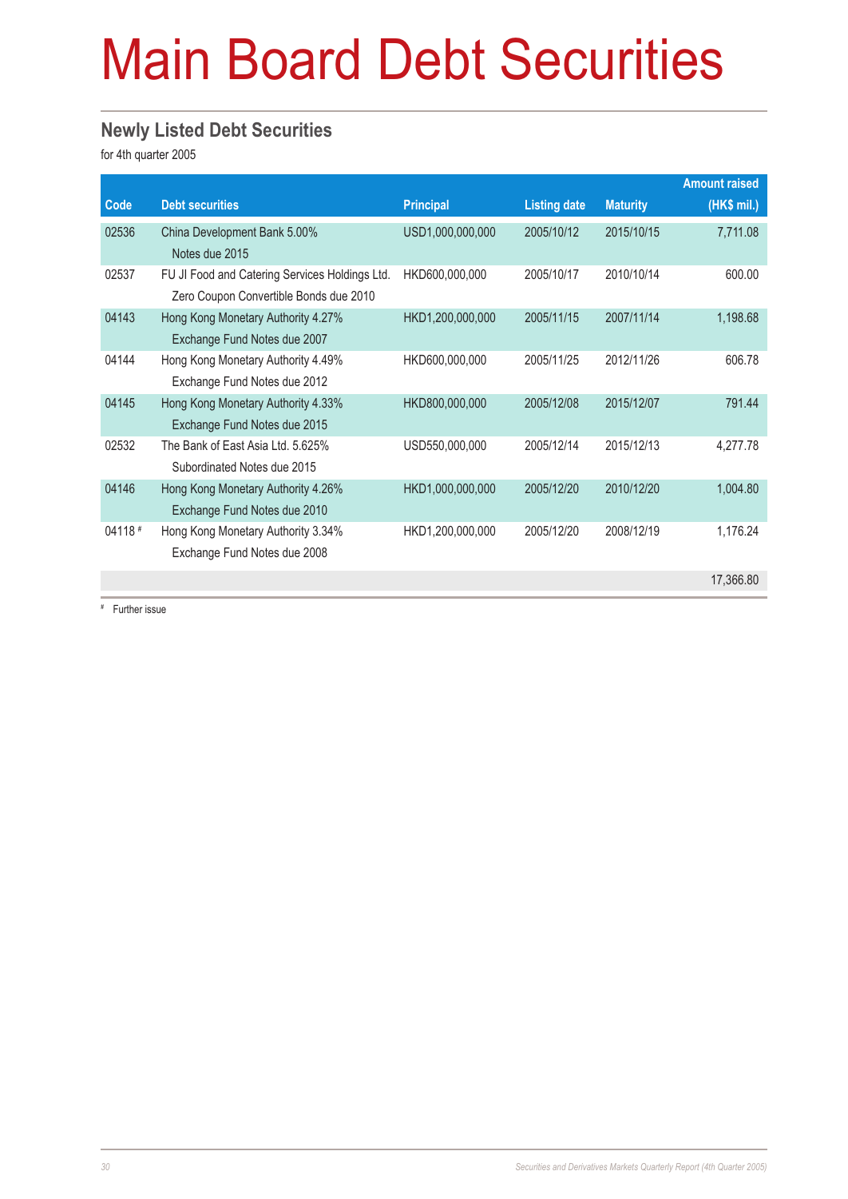# Main Board Debt Securities

## Newly Listed Debt Securities

for 4th quarter 2005

| Code | Debt securities | Principal | Listing date | Maturity | Amount raised (HK$ mil.) |
|---|---|---|---|---|---|
| 02536 | China Development Bank 5.00% Notes due 2015 | USD1,000,000,000 | 2005/10/12 | 2015/10/15 | 7,711.08 |
| 02537 | FU JI Food and Catering Services Holdings Ltd. Zero Coupon Convertible Bonds due 2010 | HKD600,000,000 | 2005/10/17 | 2010/10/14 | 600.00 |
| 04143 | Hong Kong Monetary Authority 4.27% Exchange Fund Notes due 2007 | HKD1,200,000,000 | 2005/11/15 | 2007/11/14 | 1,198.68 |
| 04144 | Hong Kong Monetary Authority 4.49% Exchange Fund Notes due 2012 | HKD600,000,000 | 2005/11/25 | 2012/11/26 | 606.78 |
| 04145 | Hong Kong Monetary Authority 4.33% Exchange Fund Notes due 2015 | HKD800,000,000 | 2005/12/08 | 2015/12/07 | 791.44 |
| 02532 | The Bank of East Asia Ltd. 5.625% Subordinated Notes due 2015 | USD550,000,000 | 2005/12/14 | 2015/12/13 | 4,277.78 |
| 04146 | Hong Kong Monetary Authority 4.26% Exchange Fund Notes due 2010 | HKD1,000,000,000 | 2005/12/20 | 2010/12/20 | 1,004.80 |
| 04118 # | Hong Kong Monetary Authority 3.34% Exchange Fund Notes due 2008 | HKD1,200,000,000 | 2005/12/20 | 2008/12/19 | 1,176.24 |
| | | | | | 17,366.80 |

# Further issue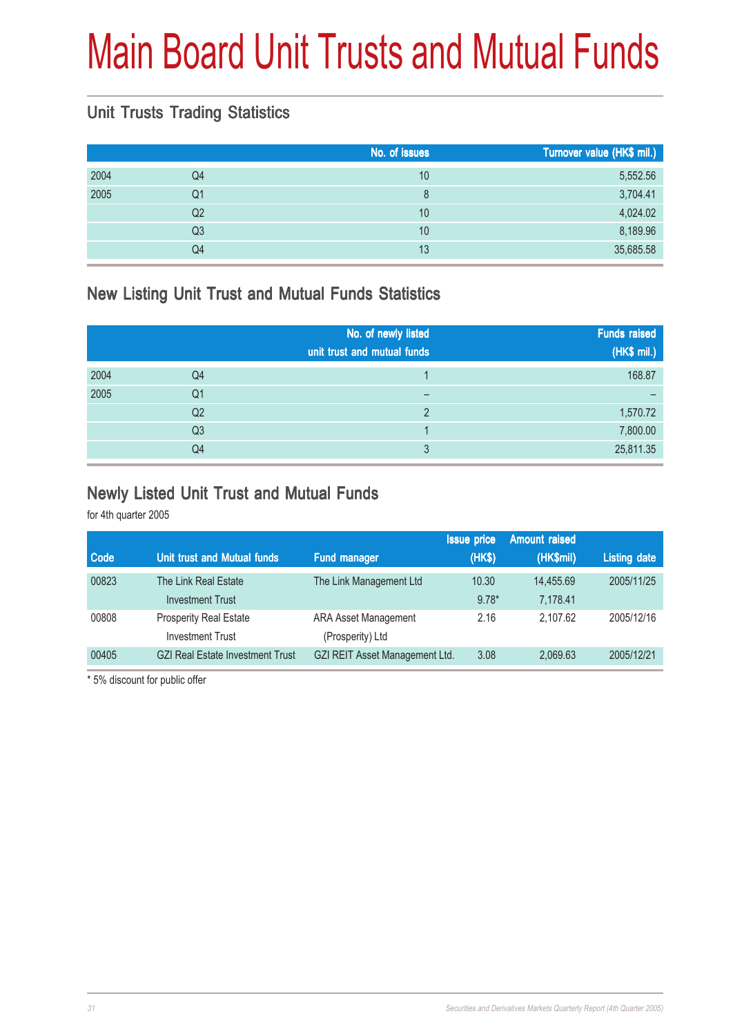# Main Board Unit Trusts and Mutual Funds

## Unit Trusts Trading Statistics

| | | No. of issues | Turnover value (HK$ mil.) |
|---|---|---|---|
| 2004 | Q4 | 10 | 5,552.56 |
| 2005 | Q1 | 8 | 3,704.41 |
| | Q2 | 10 | 4,024.02 |
| | Q3 | 10 | 8,189.96 |
| | Q4 | 13 | 35,685.58 |

## New Listing Unit Trust and Mutual Funds Statistics

| | | No. of newly listed unit trust and mutual funds | Funds raised (HK$ mil.) |
|---|---|---|---|
| 2004 | Q4 | 1 | 168.87 |
| 2005 | Q1 | – | – |
| | Q2 | 2 | 1,570.72 |
| | Q3 | 1 | 7,800.00 |
| | Q4 | 3 | 25,811.35 |

## Newly Listed Unit Trust and Mutual Funds

for 4th quarter 2005

| Code | Unit trust and Mutual funds | Fund manager | Issue price (HK$) | Amount raised (HK$mil) | Listing date |
|---|---|---|---|---|---|
| 00823 | The Link Real Estate Investment Trust | The Link Management Ltd | 10.30 | 14,455.69 | 2005/11/25 |
| | | | 9.78* | 7,178.41 | |
| 00808 | Prosperity Real Estate Investment Trust | ARA Asset Management (Prosperity) Ltd | 2.16 | 2,107.62 | 2005/12/16 |
| 00405 | GZI Real Estate Investment Trust | GZI REIT Asset Management Ltd. | 3.08 | 2,069.63 | 2005/12/21 |

* 5% discount for public offer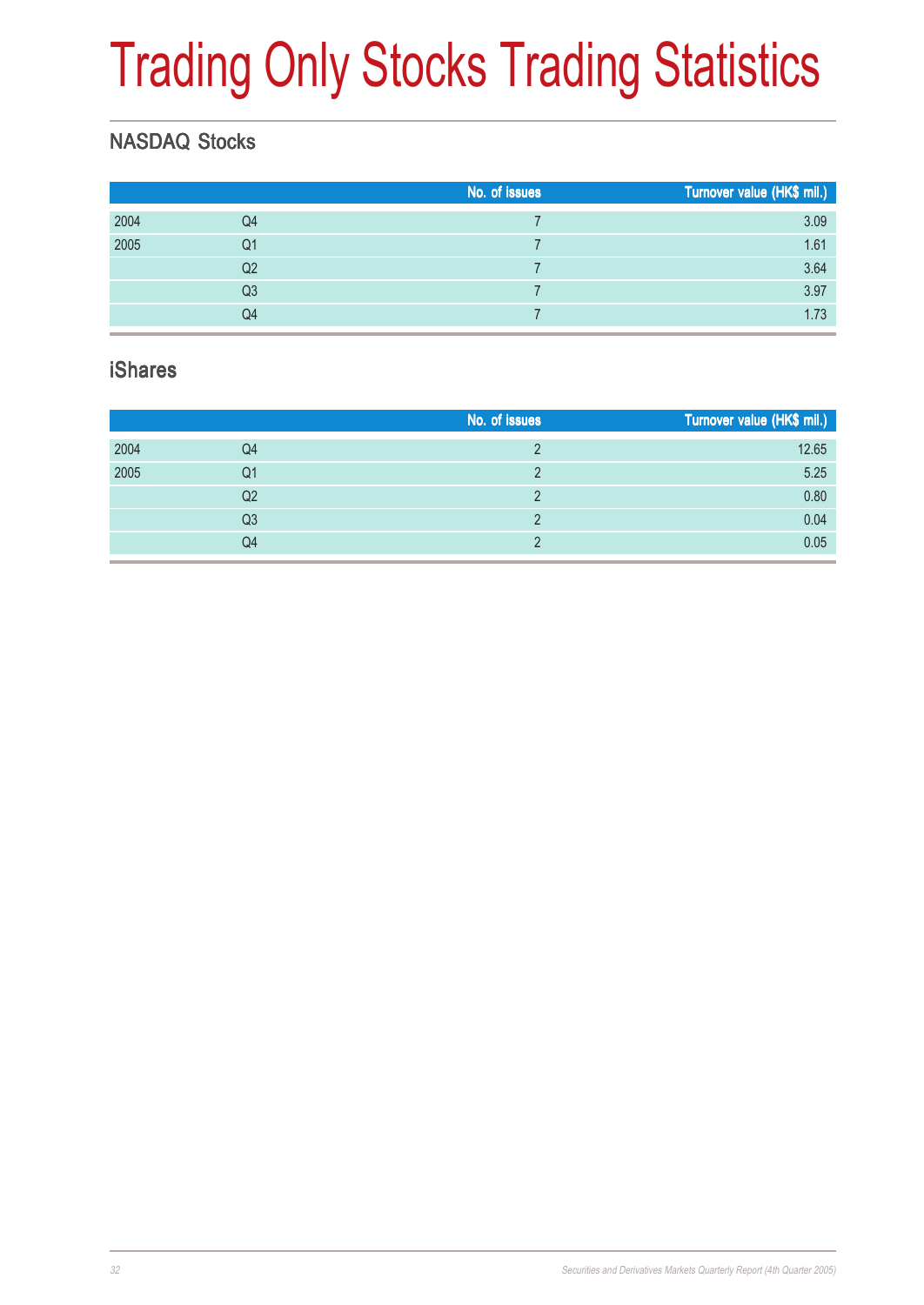# Trading Only Stocks Trading Statistics

## NASDAQ Stocks

| | | No. of issues | Turnover value (HK$ mil.) |
|---|---|---|---|
| 2004 | Q4 | 7 | 3.09 |
| 2005 | Q1 | 7 | 1.61 |
| | Q2 | 7 | 3.64 |
| | Q3 | 7 | 3.97 |
| | Q4 | 7 | 1.73 |

## iShares

| | | No. of issues | Turnover value (HK$ mil.) |
|---|---|---|---|
| 2004 | Q4 | 2 | 12.65 |
| 2005 | Q1 | 2 | 5.25 |
| | Q2 | 2 | 0.80 |
| | Q3 | 2 | 0.04 |
| | Q4 | 2 | 0.05 |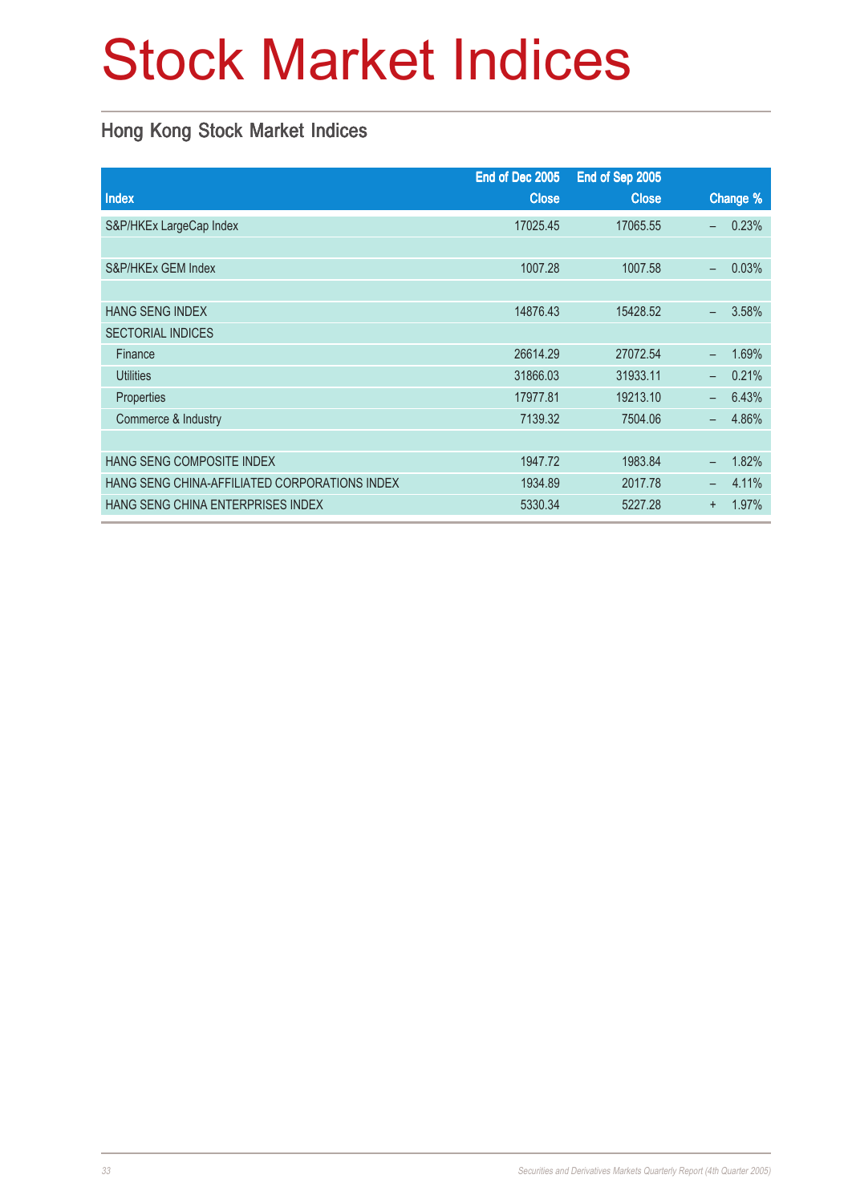# Stock Market Indices

## Hong Kong Stock Market Indices

| Index | End of Dec 2005 Close | End of Sep 2005 Close | Change % |
|---|---|---|---|
| S&P/HKEx LargeCap Index | 17025.45 | 17065.55 | – 0.23% |
| | | | |
| S&P/HKEx GEM Index | 1007.28 | 1007.58 | – 0.03% |
| | | | |
| HANG SENG INDEX | 14876.43 | 15428.52 | – 3.58% |
| SECTORIAL INDICES | | | |
| Finance | 26614.29 | 27072.54 | – 1.69% |
| Utilities | 31866.03 | 31933.11 | – 0.21% |
| Properties | 17977.81 | 19213.10 | – 6.43% |
| Commerce & Industry | 7139.32 | 7504.06 | – 4.86% |
| | | | |
| HANG SENG COMPOSITE INDEX | 1947.72 | 1983.84 | – 1.82% |
| HANG SENG CHINA-AFFILIATED CORPORATIONS INDEX | 1934.89 | 2017.78 | – 4.11% |
| HANG SENG CHINA ENTERPRISES INDEX | 5330.34 | 5227.28 | + 1.97% |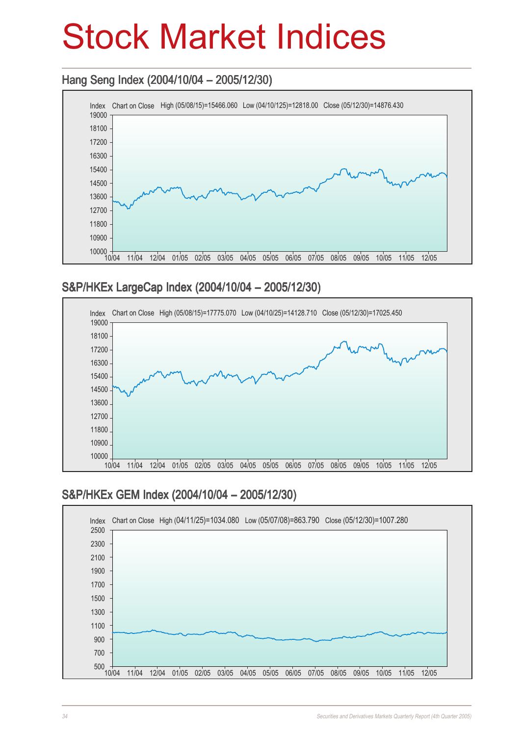# Stock Market Indices

## Hang Seng Index (2004/10/04 – 2005/12/30)

Index Chart on Close High (05/08/15)=15466.060 Low (04/10/125)=12818.00 Close (05/12/30)=14876.430

## S&P/HKEx LargeCap Index (2004/10/04 – 2005/12/30)

Index Chart on Close High (05/08/15)=17775.070 Low (04/10/25)=14128.710 Close (05/12/30)=17025.450

## S&P/HKEx GEM Index (2004/10/04 – 2005/12/30)

Index Chart on Close High (04/11/25)=1034.080 Low (05/07/08)=863.790 Close (05/12/30)=1007.280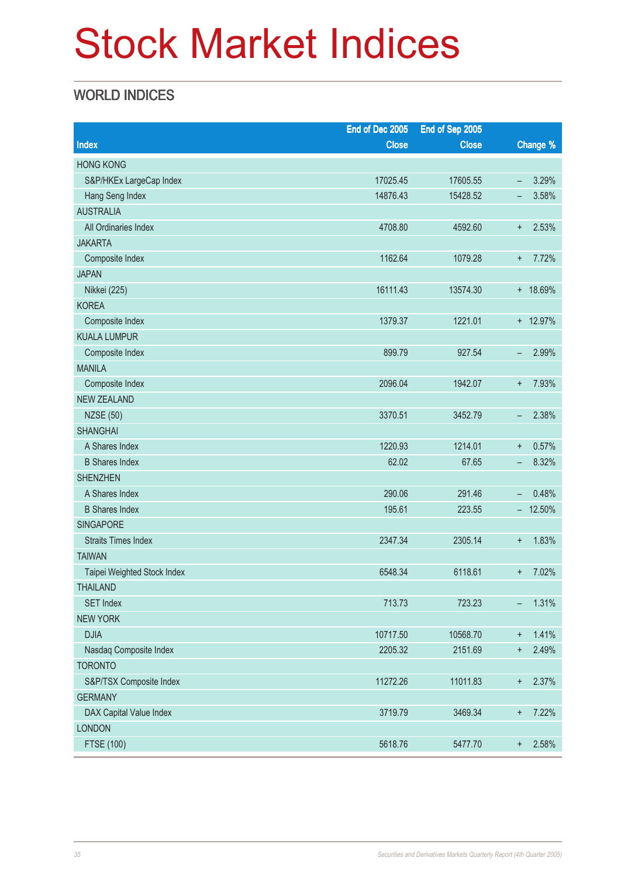# Stock Market Indices

## WORLD INDICES

| Index | End of Dec 2005 Close | End of Sep 2005 Close | Change % |
|---|---|---|---|
| HONG KONG | | | |
| S&P/HKEx LargeCap Index | 17025.45 | 17605.55 | – 3.29% |
| Hang Seng Index | 14876.43 | 15428.52 | – 3.58% |
| AUSTRALIA | | | |
| All Ordinaries Index | 4708.80 | 4592.60 | + 2.53% |
| JAKARTA | | | |
| Composite Index | 1162.64 | 1079.28 | + 7.72% |
| JAPAN | | | |
| Nikkei (225) | 16111.43 | 13574.30 | + 18.69% |
| KOREA | | | |
| Composite Index | 1379.37 | 1221.01 | + 12.97% |
| KUALA LUMPUR | | | |
| Composite Index | 899.79 | 927.54 | – 2.99% |
| MANILA | | | |
| Composite Index | 2096.04 | 1942.07 | + 7.93% |
| NEW ZEALAND | | | |
| NZSE (50) | 3370.51 | 3452.79 | – 2.38% |
| SHANGHAI | | | |
| A Shares Index | 1220.93 | 1214.01 | + 0.57% |
| B Shares Index | 62.02 | 67.65 | – 8.32% |
| SHENZHEN | | | |
| A Shares Index | 290.06 | 291.46 | – 0.48% |
| B Shares Index | 195.61 | 223.55 | – 12.50% |
| SINGAPORE | | | |
| Straits Times Index | 2347.34 | 2305.14 | + 1.83% |
| TAIWAN | | | |
| Taipei Weighted Stock Index | 6548.34 | 6118.61 | + 7.02% |
| THAILAND | | | |
| SET Index | 713.73 | 723.23 | – 1.31% |
| NEW YORK | | | |
| DJIA | 10717.50 | 10568.70 | + 1.41% |
| Nasdaq Composite Index | 2205.32 | 2151.69 | + 2.49% |
| TORONTO | | | |
| S&P/TSX Composite Index | 11272.26 | 11011.83 | + 2.37% |
| GERMANY | | | |
| DAX Capital Value Index | 3719.79 | 3469.34 | + 7.22% |
| LONDON | | | |
| FTSE (100) | 5618.76 | 5477.70 | + 2.58% |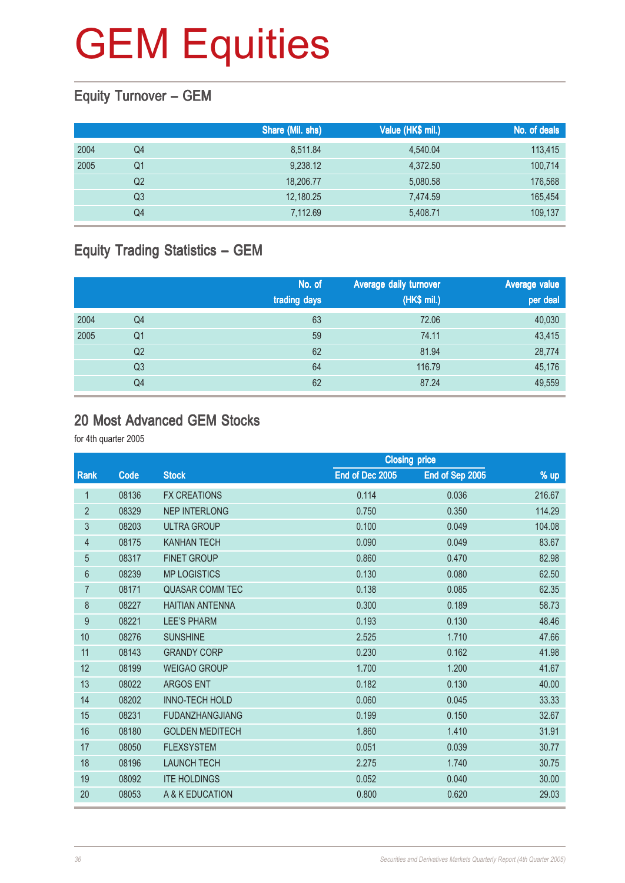# GEM Equities

## Equity Turnover – GEM

| | | Share (Mil. shs) | Value (HK$ mil.) | No. of deals |
|---|---|---|---|---|
| 2004 | Q4 | 8,511.84 | 4,540.04 | 113,415 |
| 2005 | Q1 | 9,238.12 | 4,372.50 | 100,714 |
| | Q2 | 18,206.77 | 5,080.58 | 176,568 |
| | Q3 | 12,180.25 | 7,474.59 | 165,454 |
| | Q4 | 7,112.69 | 5,408.71 | 109,137 |

## Equity Trading Statistics – GEM

| | | No. of trading days | Average daily turnover (HK$ mil.) | Average value per deal |
|---|---|---|---|---|
| 2004 | Q4 | 63 | 72.06 | 40,030 |
| 2005 | Q1 | 59 | 74.11 | 43,415 |
| | Q2 | 62 | 81.94 | 28,774 |
| | Q3 | 64 | 116.79 | 45,176 |
| | Q4 | 62 | 87.24 | 49,559 |

## 20 Most Advanced GEM Stocks

for 4th quarter 2005

| | | | Closing price | | |
|---|---|---|---|---|---|
| Rank | Code | Stock | End of Dec 2005 | End of Sep 2005 | % up |
| 1 | 08136 | FX CREATIONS | 0.114 | 0.036 | 216.67 |
| 2 | 08329 | NEP INTERLONG | 0.750 | 0.350 | 114.29 |
| 3 | 08203 | ULTRA GROUP | 0.100 | 0.049 | 104.08 |
| 4 | 08175 | KANHAN TECH | 0.090 | 0.049 | 83.67 |
| 5 | 08317 | FINET GROUP | 0.860 | 0.470 | 82.98 |
| 6 | 08239 | MP LOGISTICS | 0.130 | 0.080 | 62.50 |
| 7 | 08171 | QUASAR COMM TEC | 0.138 | 0.085 | 62.35 |
| 8 | 08227 | HAITIAN ANTENNA | 0.300 | 0.189 | 58.73 |
| 9 | 08221 | LEE'S PHARM | 0.193 | 0.130 | 48.46 |
| 10 | 08276 | SUNSHINE | 2.525 | 1.710 | 47.66 |
| 11 | 08143 | GRANDY CORP | 0.230 | 0.162 | 41.98 |
| 12 | 08199 | WEIGAO GROUP | 1.700 | 1.200 | 41.67 |
| 13 | 08022 | ARGOS ENT | 0.182 | 0.130 | 40.00 |
| 14 | 08202 | INNO-TECH HOLD | 0.060 | 0.045 | 33.33 |
| 15 | 08231 | FUDANZHANGJIANG | 0.199 | 0.150 | 32.67 |
| 16 | 08180 | GOLDEN MEDITECH | 1.860 | 1.410 | 31.91 |
| 17 | 08050 | FLEXSYSTEM | 0.051 | 0.039 | 30.77 |
| 18 | 08196 | LAUNCH TECH | 2.275 | 1.740 | 30.75 |
| 19 | 08092 | ITE HOLDINGS | 0.052 | 0.040 | 30.00 |
| 20 | 08053 | A & K EDUCATION | 0.800 | 0.620 | 29.03 |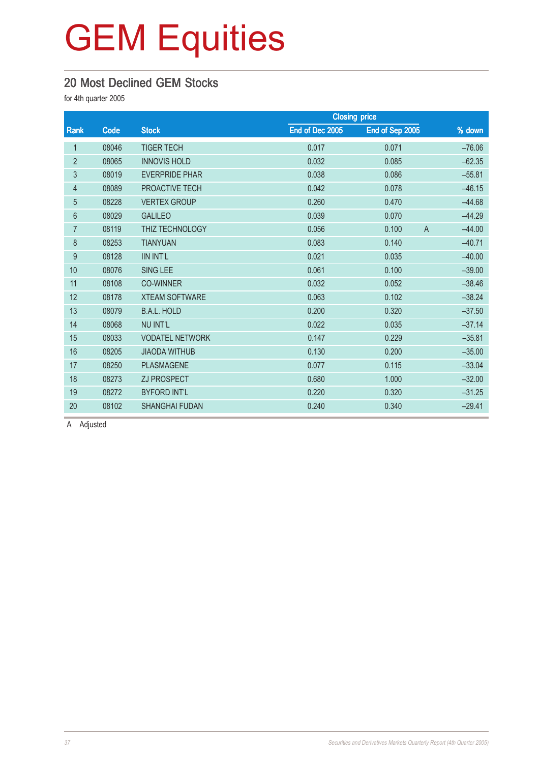# GEM Equities

## 20 Most Declined GEM Stocks

for 4th quarter 2005

| Rank | Code | Stock | Closing price | | | % down |
|---|---|---|---|---|---|---|
| | | | End of Dec 2005 | End of Sep 2005 | | |
| 1 | 08046 | TIGER TECH | 0.017 | 0.071 | | –76.06 |
| 2 | 08065 | INNOVIS HOLD | 0.032 | 0.085 | | –62.35 |
| 3 | 08019 | EVERPRIDE PHAR | 0.038 | 0.086 | | –55.81 |
| 4 | 08089 | PROACTIVE TECH | 0.042 | 0.078 | | –46.15 |
| 5 | 08228 | VERTEX GROUP | 0.260 | 0.470 | | –44.68 |
| 6 | 08029 | GALILEO | 0.039 | 0.070 | | –44.29 |
| 7 | 08119 | THIZ TECHNOLOGY | 0.056 | 0.100 | A | –44.00 |
| 8 | 08253 | TIANYUAN | 0.083 | 0.140 | | –40.71 |
| 9 | 08128 | IIN INT'L | 0.021 | 0.035 | | –40.00 |
| 10 | 08076 | SING LEE | 0.061 | 0.100 | | –39.00 |
| 11 | 08108 | CO-WINNER | 0.032 | 0.052 | | –38.46 |
| 12 | 08178 | XTEAM SOFTWARE | 0.063 | 0.102 | | –38.24 |
| 13 | 08079 | B.A.L. HOLD | 0.200 | 0.320 | | –37.50 |
| 14 | 08068 | NU INT'L | 0.022 | 0.035 | | –37.14 |
| 15 | 08033 | VODATEL NETWORK | 0.147 | 0.229 | | –35.81 |
| 16 | 08205 | JIAODA WITHUB | 0.130 | 0.200 | | –35.00 |
| 17 | 08250 | PLASMAGENE | 0.077 | 0.115 | | –33.04 |
| 18 | 08273 | ZJ PROSPECT | 0.680 | 1.000 | | –32.00 |
| 19 | 08272 | BYFORD INT'L | 0.220 | 0.320 | | –31.25 |
| 20 | 08102 | SHANGHAI FUDAN | 0.240 | 0.340 | | –29.41 |

A Adjusted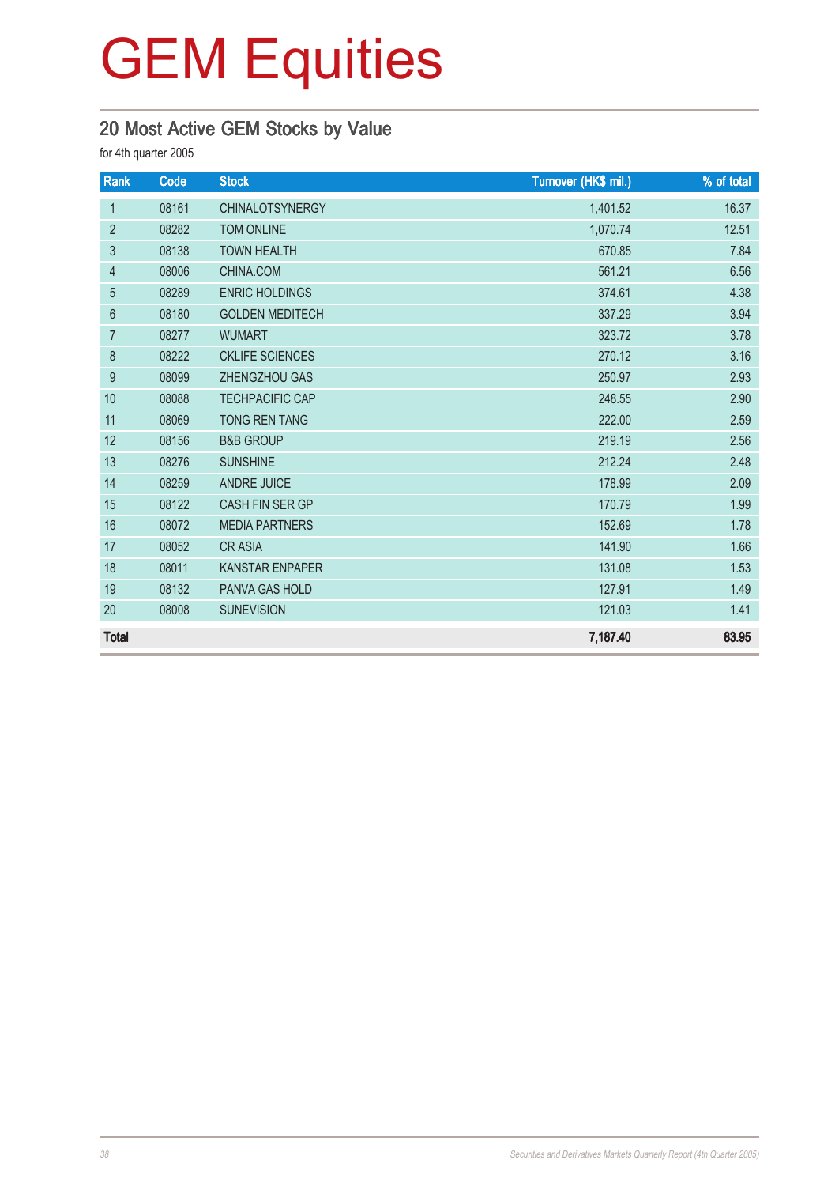# GEM Equities

## 20 Most Active GEM Stocks by Value

for 4th quarter 2005

| Rank | Code | Stock | Turnover (HK$ mil.) | % of total |
|---|---|---|---|---|
| 1 | 08161 | CHINALOTSYNERGY | 1,401.52 | 16.37 |
| 2 | 08282 | TOM ONLINE | 1,070.74 | 12.51 |
| 3 | 08138 | TOWN HEALTH | 670.85 | 7.84 |
| 4 | 08006 | CHINA.COM | 561.21 | 6.56 |
| 5 | 08289 | ENRIC HOLDINGS | 374.61 | 4.38 |
| 6 | 08180 | GOLDEN MEDITECH | 337.29 | 3.94 |
| 7 | 08277 | WUMART | 323.72 | 3.78 |
| 8 | 08222 | CKLIFE SCIENCES | 270.12 | 3.16 |
| 9 | 08099 | ZHENGZHOU GAS | 250.97 | 2.93 |
| 10 | 08088 | TECHPACIFIC CAP | 248.55 | 2.90 |
| 11 | 08069 | TONG REN TANG | 222.00 | 2.59 |
| 12 | 08156 | B&B GROUP | 219.19 | 2.56 |
| 13 | 08276 | SUNSHINE | 212.24 | 2.48 |
| 14 | 08259 | ANDRE JUICE | 178.99 | 2.09 |
| 15 | 08122 | CASH FIN SER GP | 170.79 | 1.99 |
| 16 | 08072 | MEDIA PARTNERS | 152.69 | 1.78 |
| 17 | 08052 | CR ASIA | 141.90 | 1.66 |
| 18 | 08011 | KANSTAR ENPAPER | 131.08 | 1.53 |
| 19 | 08132 | PANVA GAS HOLD | 127.91 | 1.49 |
| 20 | 08008 | SUNEVISION | 121.03 | 1.41 |
| **Total** | | | **7,187.40** | **83.95** |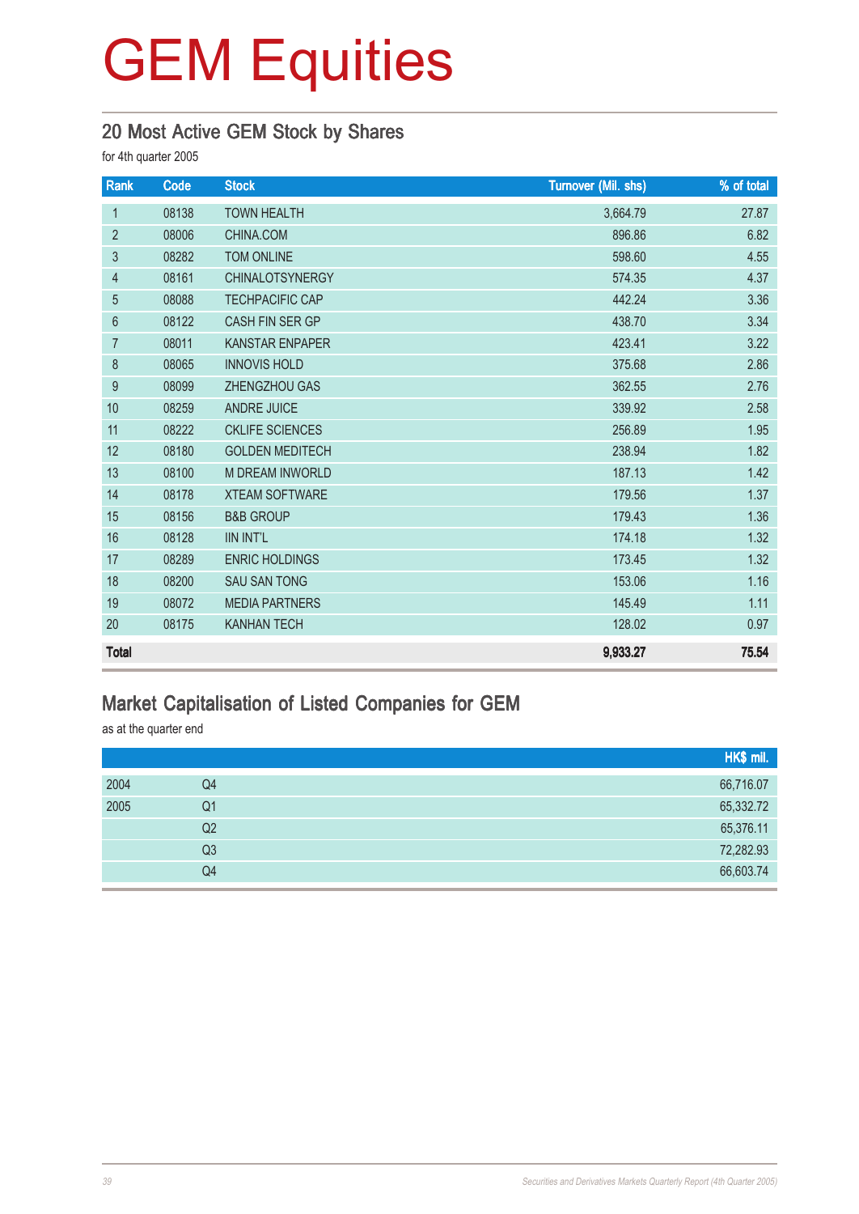# GEM Equities

## 20 Most Active GEM Stock by Shares

for 4th quarter 2005

| Rank | Code | Stock | Turnover (Mil. shs) | % of total |
|---|---|---|---|---|
| 1 | 08138 | TOWN HEALTH | 3,664.79 | 27.87 |
| 2 | 08006 | CHINA.COM | 896.86 | 6.82 |
| 3 | 08282 | TOM ONLINE | 598.60 | 4.55 |
| 4 | 08161 | CHINALOTSYNERGY | 574.35 | 4.37 |
| 5 | 08088 | TECHPACIFIC CAP | 442.24 | 3.36 |
| 6 | 08122 | CASH FIN SER GP | 438.70 | 3.34 |
| 7 | 08011 | KANSTAR ENPAPER | 423.41 | 3.22 |
| 8 | 08065 | INNOVIS HOLD | 375.68 | 2.86 |
| 9 | 08099 | ZHENGZHOU GAS | 362.55 | 2.76 |
| 10 | 08259 | ANDRE JUICE | 339.92 | 2.58 |
| 11 | 08222 | CKLIFE SCIENCES | 256.89 | 1.95 |
| 12 | 08180 | GOLDEN MEDITECH | 238.94 | 1.82 |
| 13 | 08100 | M DREAM INWORLD | 187.13 | 1.42 |
| 14 | 08178 | XTEAM SOFTWARE | 179.56 | 1.37 |
| 15 | 08156 | B&B GROUP | 179.43 | 1.36 |
| 16 | 08128 | IIN INT'L | 174.18 | 1.32 |
| 17 | 08289 | ENRIC HOLDINGS | 173.45 | 1.32 |
| 18 | 08200 | SAU SAN TONG | 153.06 | 1.16 |
| 19 | 08072 | MEDIA PARTNERS | 145.49 | 1.11 |
| 20 | 08175 | KANHAN TECH | 128.02 | 0.97 |
| **Total** | | | **9,933.27** | **75.54** |

## Market Capitalisation of Listed Companies for GEM

as at the quarter end

| | | HK$ mil. |
|---|---|---|
| 2004 | Q4 | 66,716.07 |
| 2005 | Q1 | 65,332.72 |
| | Q2 | 65,376.11 |
| | Q3 | 72,282.93 |
| | Q4 | 66,603.74 |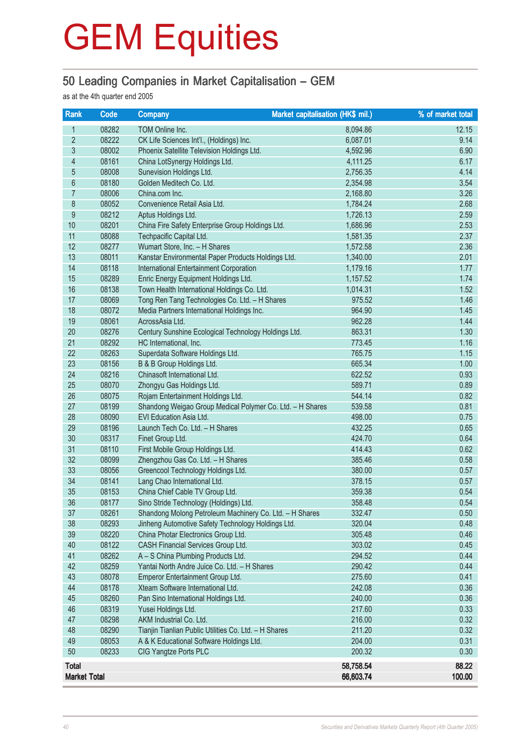# GEM Equities

## 50 Leading Companies in Market Capitalisation – GEM

as at the 4th quarter end 2005

| Rank | Code | Company | Market capitalisation (HK$ mil.) | % of market total |
|---|---|---|---|---|
| 1 | 08282 | TOM Online Inc. | 8,094.86 | 12.15 |
| 2 | 08222 | CK Life Sciences Int'l., (Holdings) Inc. | 6,087.01 | 9.14 |
| 3 | 08002 | Phoenix Satellite Television Holdings Ltd. | 4,592.96 | 6.90 |
| 4 | 08161 | China LotSynergy Holdings Ltd. | 4,111.25 | 6.17 |
| 5 | 08008 | Sunevision Holdings Ltd. | 2,756.35 | 4.14 |
| 6 | 08180 | Golden Meditech Co. Ltd. | 2,354.98 | 3.54 |
| 7 | 08006 | China.com Inc. | 2,168.80 | 3.26 |
| 8 | 08052 | Convenience Retail Asia Ltd. | 1,784.24 | 2.68 |
| 9 | 08212 | Aptus Holdings Ltd. | 1,726.13 | 2.59 |
| 10 | 08201 | China Fire Safety Enterprise Group Holdings Ltd. | 1,686.96 | 2.53 |
| 11 | 08088 | Techpacific Capital Ltd. | 1,581.35 | 2.37 |
| 12 | 08277 | Wumart Store, Inc. – H Shares | 1,572.58 | 2.36 |
| 13 | 08011 | Kanstar Environmental Paper Products Holdings Ltd. | 1,340.00 | 2.01 |
| 14 | 08118 | International Entertainment Corporation | 1,179.16 | 1.77 |
| 15 | 08289 | Enric Energy Equipment Holdings Ltd. | 1,157.52 | 1.74 |
| 16 | 08138 | Town Health International Holdings Co. Ltd. | 1,014.31 | 1.52 |
| 17 | 08069 | Tong Ren Tang Technologies Co. Ltd. – H Shares | 975.52 | 1.46 |
| 18 | 08072 | Media Partners International Holdings Inc. | 964.90 | 1.45 |
| 19 | 08061 | AcrossAsia Ltd. | 962.28 | 1.44 |
| 20 | 08276 | Century Sunshine Ecological Technology Holdings Ltd. | 863.31 | 1.30 |
| 21 | 08292 | HC International, Inc. | 773.45 | 1.16 |
| 22 | 08263 | Superdata Software Holdings Ltd. | 765.75 | 1.15 |
| 23 | 08156 | B & B Group Holdings Ltd. | 665.34 | 1.00 |
| 24 | 08216 | Chinasoft International Ltd. | 622.52 | 0.93 |
| 25 | 08070 | Zhongyu Gas Holdings Ltd. | 589.71 | 0.89 |
| 26 | 08075 | Rojam Entertainment Holdings Ltd. | 544.14 | 0.82 |
| 27 | 08199 | Shandong Weigao Group Medical Polymer Co. Ltd. – H Shares | 539.58 | 0.81 |
| 28 | 08090 | EVI Education Asia Ltd. | 498.00 | 0.75 |
| 29 | 08196 | Launch Tech Co. Ltd. – H Shares | 432.25 | 0.65 |
| 30 | 08317 | Finet Group Ltd. | 424.70 | 0.64 |
| 31 | 08110 | First Mobile Group Holdings Ltd. | 414.43 | 0.62 |
| 32 | 08099 | Zhengzhou Gas Co. Ltd. – H Shares | 385.46 | 0.58 |
| 33 | 08056 | Greencool Technology Holdings Ltd. | 380.00 | 0.57 |
| 34 | 08141 | Lang Chao International Ltd. | 378.15 | 0.57 |
| 35 | 08153 | China Chief Cable TV Group Ltd. | 359.38 | 0.54 |
| 36 | 08177 | Sino Stride Technology (Holdings) Ltd. | 358.48 | 0.54 |
| 37 | 08261 | Shandong Molong Petroleum Machinery Co. Ltd. – H Shares | 332.47 | 0.50 |
| 38 | 08293 | Jinheng Automotive Safety Technology Holdings Ltd. | 320.04 | 0.48 |
| 39 | 08220 | China Photar Electronics Group Ltd. | 305.48 | 0.46 |
| 40 | 08122 | CASH Financial Services Group Ltd. | 303.02 | 0.45 |
| 41 | 08262 | A – S China Plumbing Products Ltd. | 294.52 | 0.44 |
| 42 | 08259 | Yantai North Andre Juice Co. Ltd. – H Shares | 290.42 | 0.44 |
| 43 | 08078 | Emperor Entertainment Group Ltd. | 275.60 | 0.41 |
| 44 | 08178 | Xteam Software International Ltd. | 242.08 | 0.36 |
| 45 | 08260 | Pan Sino International Holdings Ltd. | 240.00 | 0.36 |
| 46 | 08319 | Yusei Holdings Ltd. | 217.60 | 0.33 |
| 47 | 08298 | AKM Industrial Co. Ltd. | 216.00 | 0.32 |
| 48 | 08290 | Tianjin Tianlian Public Utilities Co. Ltd. – H Shares | 211.20 | 0.32 |
| 49 | 08053 | A & K Educational Software Holdings Ltd. | 204.00 | 0.31 |
| 50 | 08233 | CIG Yangtze Ports PLC | 200.32 | 0.30 |
| **Total** | | | **58,758.54** | **88.22** |
| **Market Total** | | | **66,603.74** | **100.00** |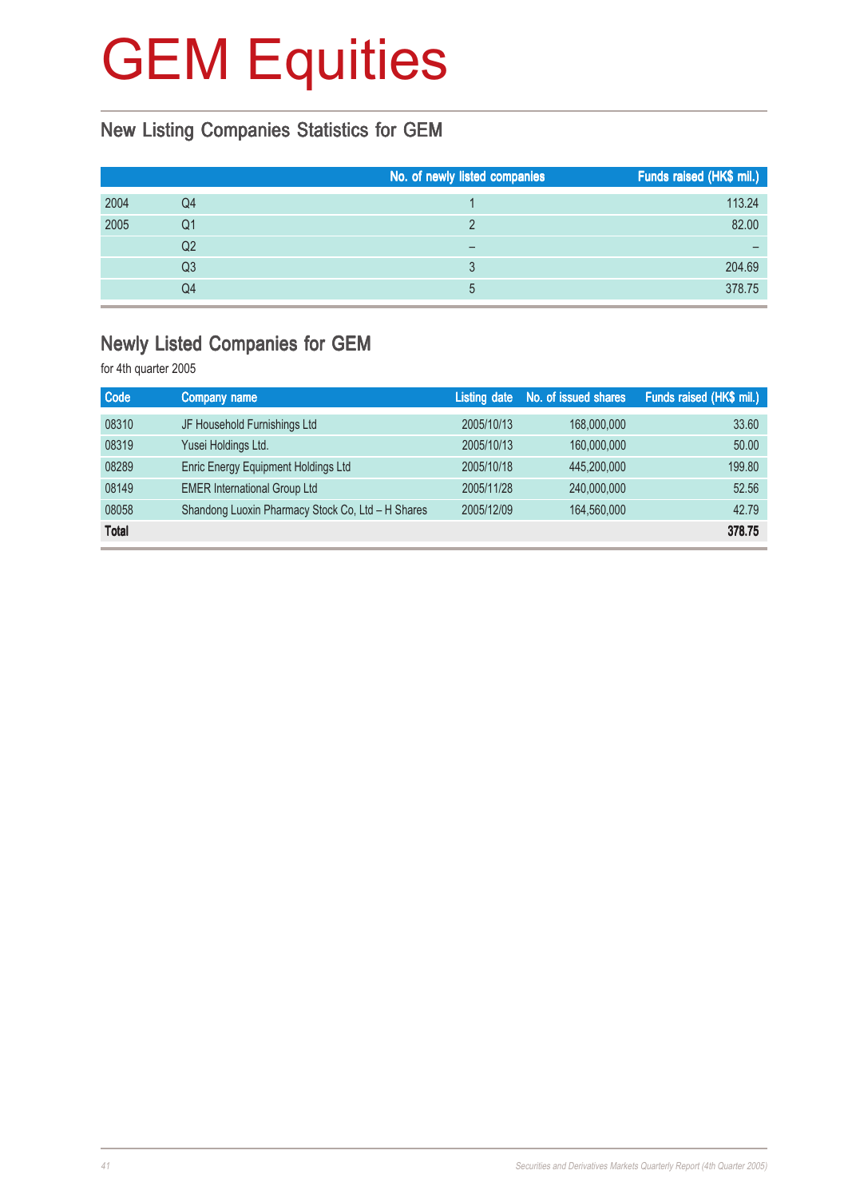# GEM Equities

## New Listing Companies Statistics for GEM

| | | No. of newly listed companies | Funds raised (HK$ mil.) |
|---|---|---|---|
| 2004 | Q4 | 1 | 113.24 |
| 2005 | Q1 | 2 | 82.00 |
| | Q2 | – | – |
| | Q3 | 3 | 204.69 |
| | Q4 | 5 | 378.75 |

## Newly Listed Companies for GEM

for 4th quarter 2005

| Code | Company name | Listing date | No. of issued shares | Funds raised (HK$ mil.) |
|---|---|---|---|---|
| 08310 | JF Household Furnishings Ltd | 2005/10/13 | 168,000,000 | 33.60 |
| 08319 | Yusei Holdings Ltd. | 2005/10/13 | 160,000,000 | 50.00 |
| 08289 | Enric Energy Equipment Holdings Ltd | 2005/10/18 | 445,200,000 | 199.80 |
| 08149 | EMER International Group Ltd | 2005/11/28 | 240,000,000 | 52.56 |
| 08058 | Shandong Luoxin Pharmacy Stock Co, Ltd – H Shares | 2005/12/09 | 164,560,000 | 42.79 |
| **Total** | | | | **378.75** |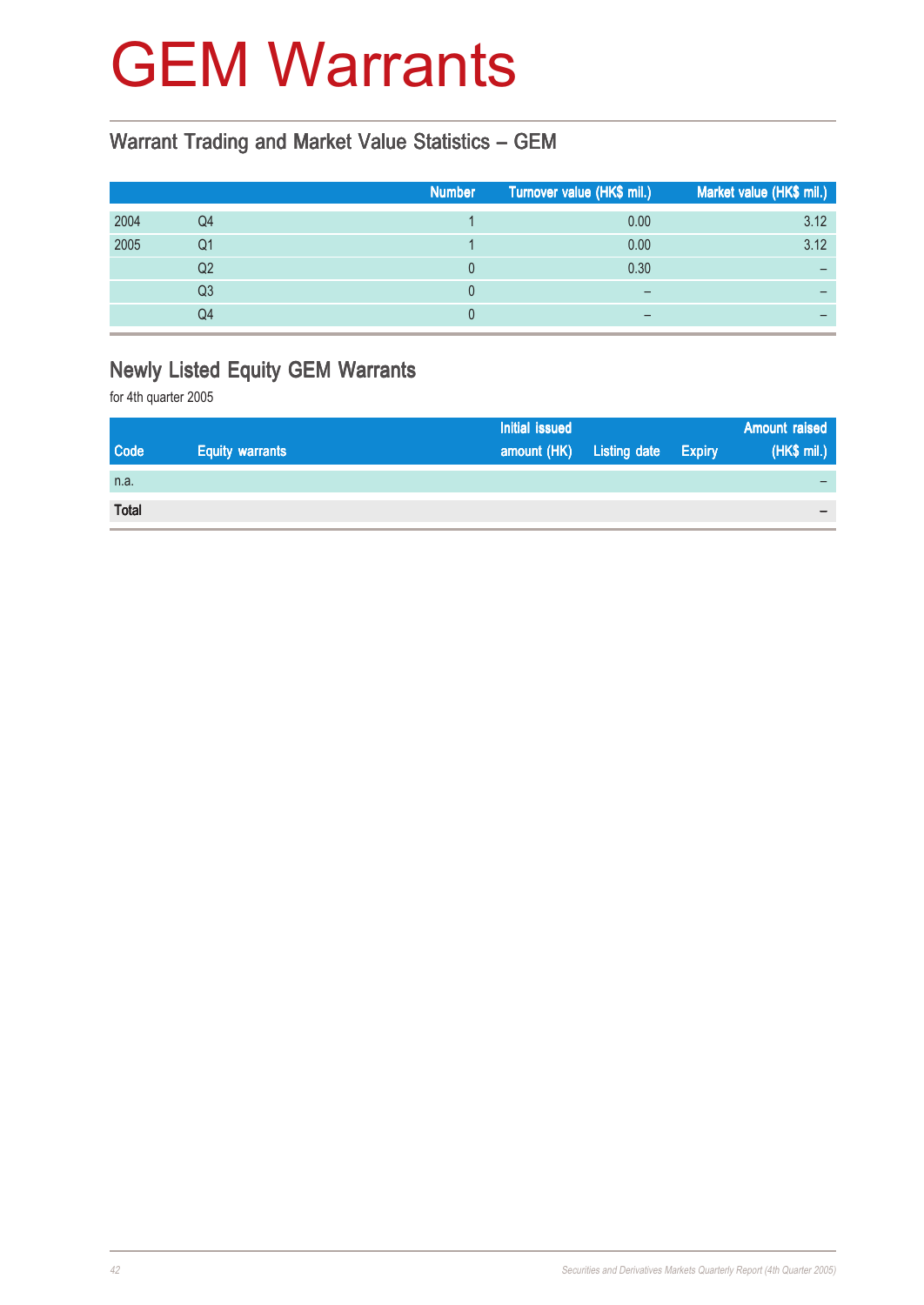# GEM Warrants

## Warrant Trading and Market Value Statistics – GEM

| | | Number | Turnover value (HK$ mil.) | Market value (HK$ mil.) |
|---|---|---|---|---|
| 2004 | Q4 | 1 | 0.00 | 3.12 |
| 2005 | Q1 | 1 | 0.00 | 3.12 |
| | Q2 | 0 | 0.30 | – |
| | Q3 | 0 | – | – |
| | Q4 | 0 | – | – |

## Newly Listed Equity GEM Warrants

for 4th quarter 2005

| Code | Equity warrants | Initial issued amount (HK) | Listing date | Expiry | Amount raised (HK$ mil.) |
|---|---|---|---|---|---|
| n.a. | | | | | – |
| **Total** | | | | | **–** |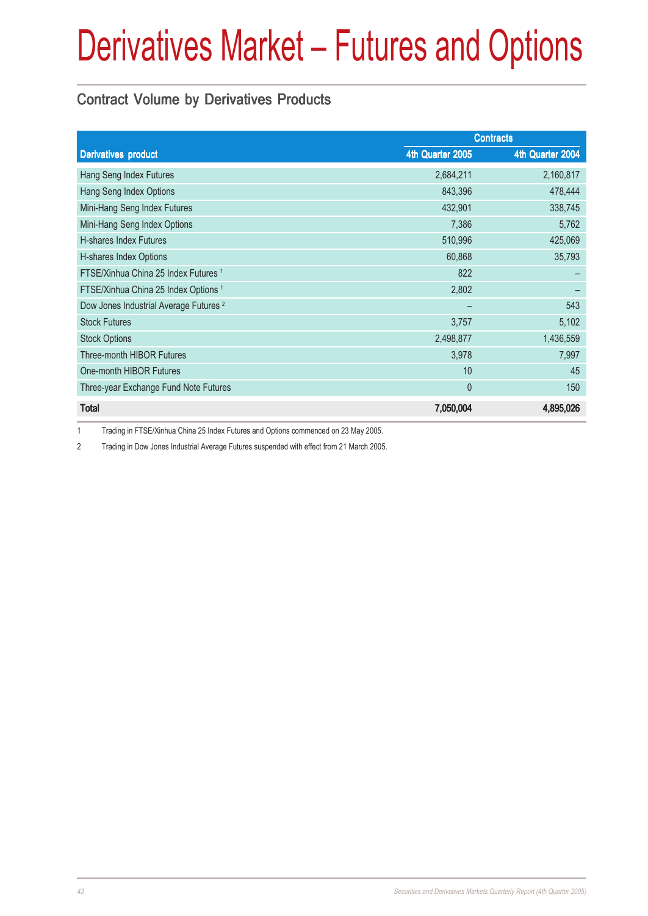# Derivatives Market – Futures and Options

## Contract Volume by Derivatives Products

| Derivatives product | Contracts | |
|---|---|---|
| | 4th Quarter 2005 | 4th Quarter 2004 |
| Hang Seng Index Futures | 2,684,211 | 2,160,817 |
| Hang Seng Index Options | 843,396 | 478,444 |
| Mini-Hang Seng Index Futures | 432,901 | 338,745 |
| Mini-Hang Seng Index Options | 7,386 | 5,762 |
| H-shares Index Futures | 510,996 | 425,069 |
| H-shares Index Options | 60,868 | 35,793 |
| FTSE/Xinhua China 25 Index Futures [1] | 822 | – |
| FTSE/Xinhua China 25 Index Options [1] | 2,802 | – |
| Dow Jones Industrial Average Futures [2] | – | 543 |
| Stock Futures | 3,757 | 5,102 |
| Stock Options | 2,498,877 | 1,436,559 |
| Three-month HIBOR Futures | 3,978 | 7,997 |
| One-month HIBOR Futures | 10 | 45 |
| Three-year Exchange Fund Note Futures | 0 | 150 |
| **Total** | **7,050,004** | **4,895,026** |

1 Trading in FTSE/Xinhua China 25 Index Futures and Options commenced on 23 May 2005.

2 Trading in Dow Jones Industrial Average Futures suspended with effect from 21 March 2005.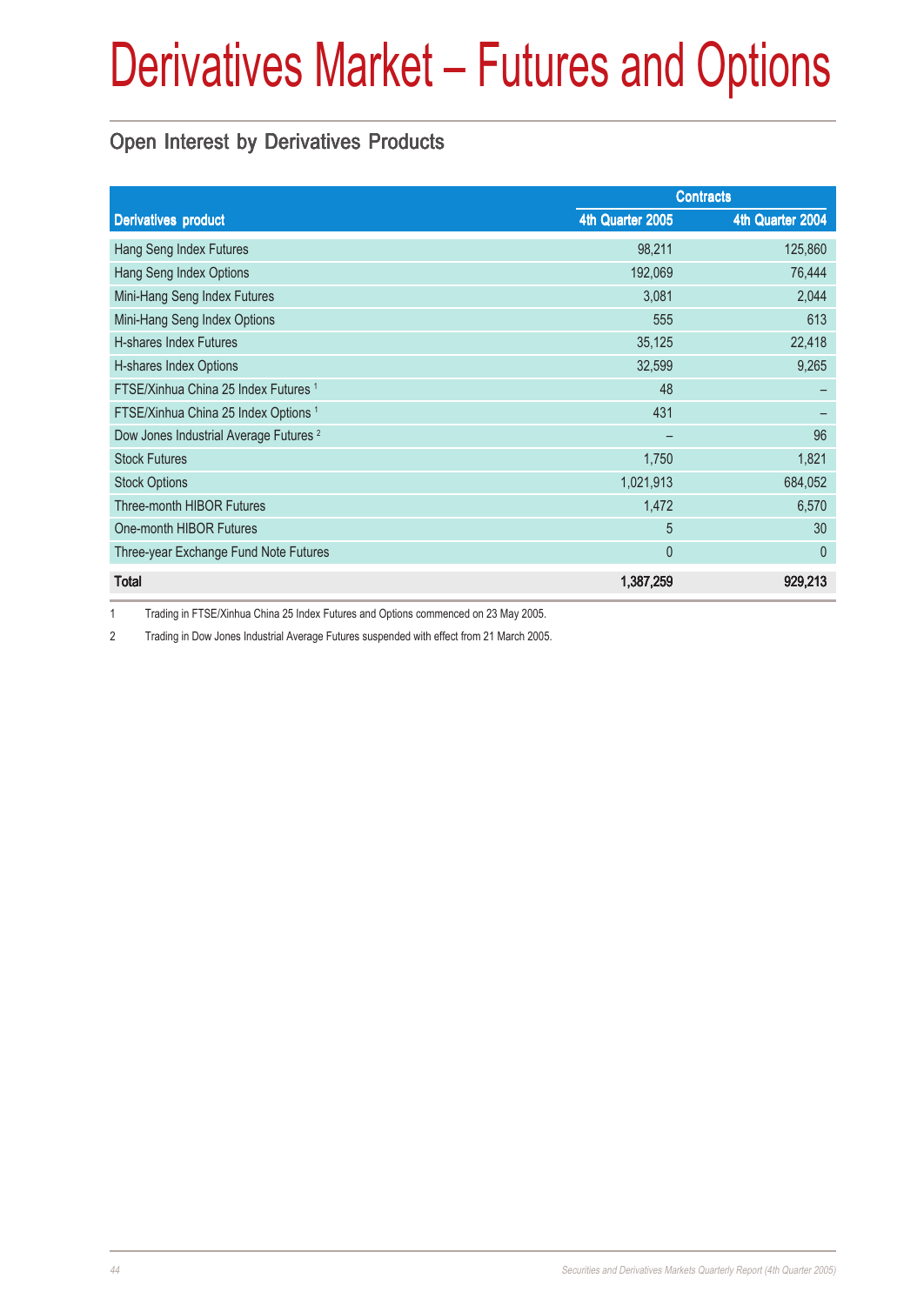# Derivatives Market – Futures and Options

## Open Interest by Derivatives Products

| Derivatives product | Contracts | |
|---|---|---|
| | 4th Quarter 2005 | 4th Quarter 2004 |
| Hang Seng Index Futures | 98,211 | 125,860 |
| Hang Seng Index Options | 192,069 | 76,444 |
| Mini-Hang Seng Index Futures | 3,081 | 2,044 |
| Mini-Hang Seng Index Options | 555 | 613 |
| H-shares Index Futures | 35,125 | 22,418 |
| H-shares Index Options | 32,599 | 9,265 |
| FTSE/Xinhua China 25 Index Futures [1] | 48 | – |
| FTSE/Xinhua China 25 Index Options [1] | 431 | – |
| Dow Jones Industrial Average Futures [2] | – | 96 |
| Stock Futures | 1,750 | 1,821 |
| Stock Options | 1,021,913 | 684,052 |
| Three-month HIBOR Futures | 1,472 | 6,570 |
| One-month HIBOR Futures | 5 | 30 |
| Three-year Exchange Fund Note Futures | 0 | 0 |
| **Total** | **1,387,259** | **929,213** |

1 Trading in FTSE/Xinhua China 25 Index Futures and Options commenced on 23 May 2005.

2 Trading in Dow Jones Industrial Average Futures suspended with effect from 21 March 2005.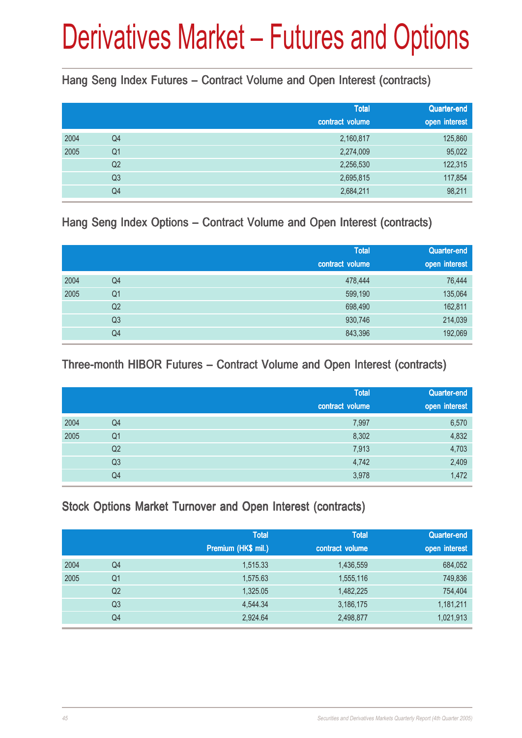# Derivatives Market – Futures and Options

## Hang Seng Index Futures – Contract Volume and Open Interest (contracts)

| | | Total contract volume | Quarter-end open interest |
|---|---|---|---|
| 2004 | Q4 | 2,160,817 | 125,860 |
| 2005 | Q1 | 2,274,009 | 95,022 |
| | Q2 | 2,256,530 | 122,315 |
| | Q3 | 2,695,815 | 117,854 |
| | Q4 | 2,684,211 | 98,211 |

## Hang Seng Index Options – Contract Volume and Open Interest (contracts)

| | | Total contract volume | Quarter-end open interest |
|---|---|---|---|
| 2004 | Q4 | 478,444 | 76,444 |
| 2005 | Q1 | 599,190 | 135,064 |
| | Q2 | 698,490 | 162,811 |
| | Q3 | 930,746 | 214,039 |
| | Q4 | 843,396 | 192,069 |

## Three-month HIBOR Futures – Contract Volume and Open Interest (contracts)

| | | Total contract volume | Quarter-end open interest |
|---|---|---|---|
| 2004 | Q4 | 7,997 | 6,570 |
| 2005 | Q1 | 8,302 | 4,832 |
| | Q2 | 7,913 | 4,703 |
| | Q3 | 4,742 | 2,409 |
| | Q4 | 3,978 | 1,472 |

## Stock Options Market Turnover and Open Interest (contracts)

| | | Total Premium (HK$ mil.) | Total contract volume | Quarter-end open interest |
|---|---|---|---|---|
| 2004 | Q4 | 1,515.33 | 1,436,559 | 684,052 |
| 2005 | Q1 | 1,575.63 | 1,555,116 | 749,836 |
| | Q2 | 1,325.05 | 1,482,225 | 754,404 |
| | Q3 | 4,544.34 | 3,186,175 | 1,181,211 |
| | Q4 | 2,924.64 | 2,498,877 | 1,021,913 |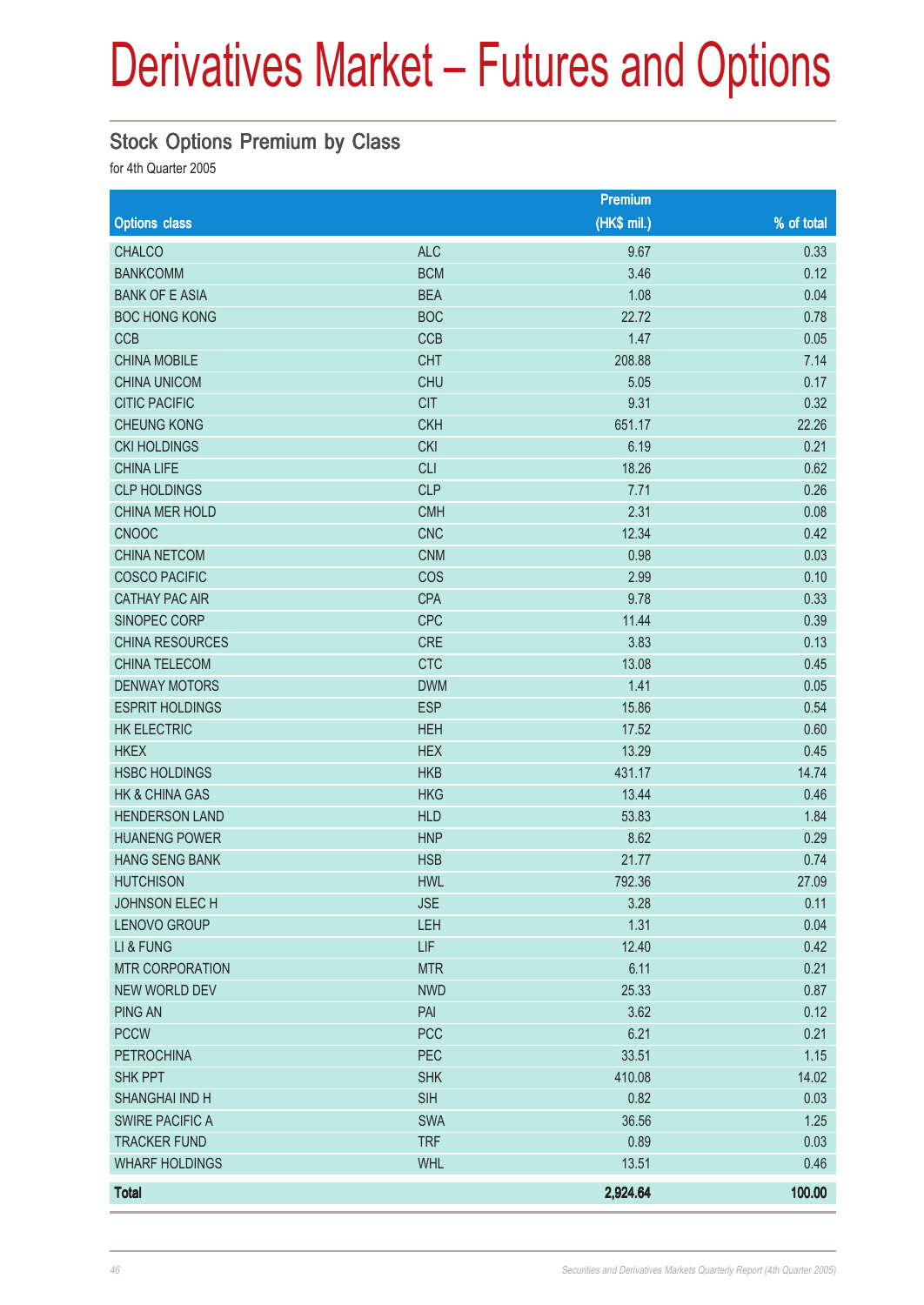# Derivatives Market – Futures and Options

## Stock Options Premium by Class

for 4th Quarter 2005

| Options class | | Premium (HK$ mil.) | % of total |
|---|---|---|---|
| CHALCO | ALC | 9.67 | 0.33 |
| BANKCOMM | BCM | 3.46 | 0.12 |
| BANK OF E ASIA | BEA | 1.08 | 0.04 |
| BOC HONG KONG | BOC | 22.72 | 0.78 |
| CCB | CCB | 1.47 | 0.05 |
| CHINA MOBILE | CHT | 208.88 | 7.14 |
| CHINA UNICOM | CHU | 5.05 | 0.17 |
| CITIC PACIFIC | CIT | 9.31 | 0.32 |
| CHEUNG KONG | CKH | 651.17 | 22.26 |
| CKI HOLDINGS | CKI | 6.19 | 0.21 |
| CHINA LIFE | CLI | 18.26 | 0.62 |
| CLP HOLDINGS | CLP | 7.71 | 0.26 |
| CHINA MER HOLD | CMH | 2.31 | 0.08 |
| CNOOC | CNC | 12.34 | 0.42 |
| CHINA NETCOM | CNM | 0.98 | 0.03 |
| COSCO PACIFIC | COS | 2.99 | 0.10 |
| CATHAY PAC AIR | CPA | 9.78 | 0.33 |
| SINOPEC CORP | CPC | 11.44 | 0.39 |
| CHINA RESOURCES | CRE | 3.83 | 0.13 |
| CHINA TELECOM | CTC | 13.08 | 0.45 |
| DENWAY MOTORS | DWM | 1.41 | 0.05 |
| ESPRIT HOLDINGS | ESP | 15.86 | 0.54 |
| HK ELECTRIC | HEH | 17.52 | 0.60 |
| HKEX | HEX | 13.29 | 0.45 |
| HSBC HOLDINGS | HKB | 431.17 | 14.74 |
| HK & CHINA GAS | HKG | 13.44 | 0.46 |
| HENDERSON LAND | HLD | 53.83 | 1.84 |
| HUANENG POWER | HNP | 8.62 | 0.29 |
| HANG SENG BANK | HSB | 21.77 | 0.74 |
| HUTCHISON | HWL | 792.36 | 27.09 |
| JOHNSON ELEC H | JSE | 3.28 | 0.11 |
| LENOVO GROUP | LEH | 1.31 | 0.04 |
| LI & FUNG | LIF | 12.40 | 0.42 |
| MTR CORPORATION | MTR | 6.11 | 0.21 |
| NEW WORLD DEV | NWD | 25.33 | 0.87 |
| PING AN | PAI | 3.62 | 0.12 |
| PCCW | PCC | 6.21 | 0.21 |
| PETROCHINA | PEC | 33.51 | 1.15 |
| SHK PPT | SHK | 410.08 | 14.02 |
| SHANGHAI IND H | SIH | 0.82 | 0.03 |
| SWIRE PACIFIC A | SWA | 36.56 | 1.25 |
| TRACKER FUND | TRF | 0.89 | 0.03 |
| WHARF HOLDINGS | WHL | 13.51 | 0.46 |
| **Total** | | **2,924.64** | **100.00** |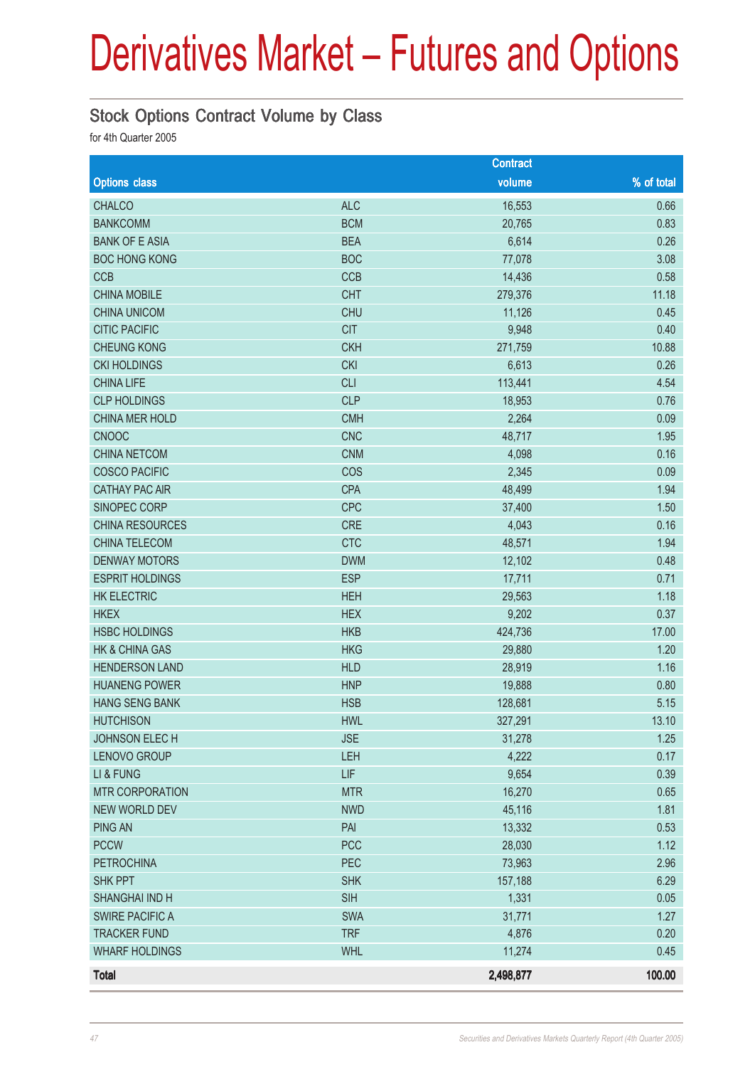# Derivatives Market – Futures and Options

## Stock Options Contract Volume by Class

for 4th Quarter 2005

| Options class | | Contract volume | % of total |
|---|---|---|---|
| CHALCO | ALC | 16,553 | 0.66 |
| BANKCOMM | BCM | 20,765 | 0.83 |
| BANK OF E ASIA | BEA | 6,614 | 0.26 |
| BOC HONG KONG | BOC | 77,078 | 3.08 |
| CCB | CCB | 14,436 | 0.58 |
| CHINA MOBILE | CHT | 279,376 | 11.18 |
| CHINA UNICOM | CHU | 11,126 | 0.45 |
| CITIC PACIFIC | CIT | 9,948 | 0.40 |
| CHEUNG KONG | CKH | 271,759 | 10.88 |
| CKI HOLDINGS | CKI | 6,613 | 0.26 |
| CHINA LIFE | CLI | 113,441 | 4.54 |
| CLP HOLDINGS | CLP | 18,953 | 0.76 |
| CHINA MER HOLD | CMH | 2,264 | 0.09 |
| CNOOC | CNC | 48,717 | 1.95 |
| CHINA NETCOM | CNM | 4,098 | 0.16 |
| COSCO PACIFIC | COS | 2,345 | 0.09 |
| CATHAY PAC AIR | CPA | 48,499 | 1.94 |
| SINOPEC CORP | CPC | 37,400 | 1.50 |
| CHINA RESOURCES | CRE | 4,043 | 0.16 |
| CHINA TELECOM | CTC | 48,571 | 1.94 |
| DENWAY MOTORS | DWM | 12,102 | 0.48 |
| ESPRIT HOLDINGS | ESP | 17,711 | 0.71 |
| HK ELECTRIC | HEH | 29,563 | 1.18 |
| HKEX | HEX | 9,202 | 0.37 |
| HSBC HOLDINGS | HKB | 424,736 | 17.00 |
| HK & CHINA GAS | HKG | 29,880 | 1.20 |
| HENDERSON LAND | HLD | 28,919 | 1.16 |
| HUANENG POWER | HNP | 19,888 | 0.80 |
| HANG SENG BANK | HSB | 128,681 | 5.15 |
| HUTCHISON | HWL | 327,291 | 13.10 |
| JOHNSON ELEC H | JSE | 31,278 | 1.25 |
| LENOVO GROUP | LEH | 4,222 | 0.17 |
| LI & FUNG | LIF | 9,654 | 0.39 |
| MTR CORPORATION | MTR | 16,270 | 0.65 |
| NEW WORLD DEV | NWD | 45,116 | 1.81 |
| PING AN | PAI | 13,332 | 0.53 |
| PCCW | PCC | 28,030 | 1.12 |
| PETROCHINA | PEC | 73,963 | 2.96 |
| SHK PPT | SHK | 157,188 | 6.29 |
| SHANGHAI IND H | SIH | 1,331 | 0.05 |
| SWIRE PACIFIC A | SWA | 31,771 | 1.27 |
| TRACKER FUND | TRF | 4,876 | 0.20 |
| WHARF HOLDINGS | WHL | 11,274 | 0.45 |
| **Total** | | **2,498,877** | **100.00** |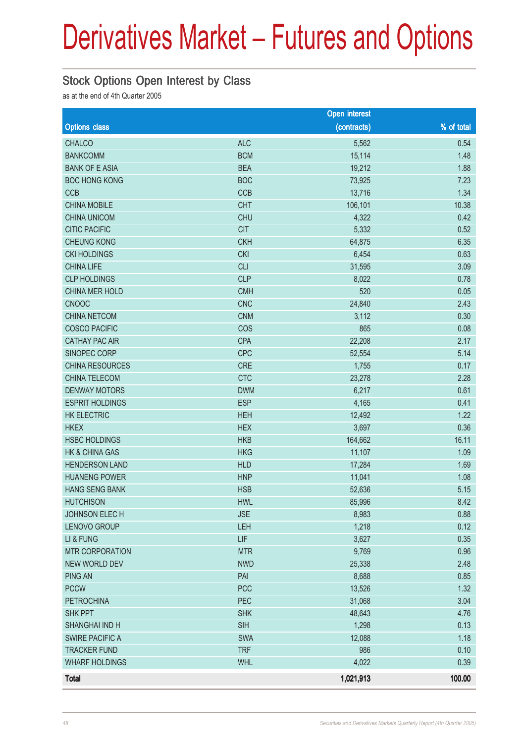# Derivatives Market – Futures and Options

## Stock Options Open Interest by Class

as at the end of 4th Quarter 2005

| Options class | | Open interest (contracts) | % of total |
|---|---|---|---|
| CHALCO | ALC | 5,562 | 0.54 |
| BANKCOMM | BCM | 15,114 | 1.48 |
| BANK OF E ASIA | BEA | 19,212 | 1.88 |
| BOC HONG KONG | BOC | 73,925 | 7.23 |
| CCB | CCB | 13,716 | 1.34 |
| CHINA MOBILE | CHT | 106,101 | 10.38 |
| CHINA UNICOM | CHU | 4,322 | 0.42 |
| CITIC PACIFIC | CIT | 5,332 | 0.52 |
| CHEUNG KONG | CKH | 64,875 | 6.35 |
| CKI HOLDINGS | CKI | 6,454 | 0.63 |
| CHINA LIFE | CLI | 31,595 | 3.09 |
| CLP HOLDINGS | CLP | 8,022 | 0.78 |
| CHINA MER HOLD | CMH | 520 | 0.05 |
| CNOOC | CNC | 24,840 | 2.43 |
| CHINA NETCOM | CNM | 3,112 | 0.30 |
| COSCO PACIFIC | COS | 865 | 0.08 |
| CATHAY PAC AIR | CPA | 22,208 | 2.17 |
| SINOPEC CORP | CPC | 52,554 | 5.14 |
| CHINA RESOURCES | CRE | 1,755 | 0.17 |
| CHINA TELECOM | CTC | 23,278 | 2.28 |
| DENWAY MOTORS | DWM | 6,217 | 0.61 |
| ESPRIT HOLDINGS | ESP | 4,165 | 0.41 |
| HK ELECTRIC | HEH | 12,492 | 1.22 |
| HKEX | HEX | 3,697 | 0.36 |
| HSBC HOLDINGS | HKB | 164,662 | 16.11 |
| HK & CHINA GAS | HKG | 11,107 | 1.09 |
| HENDERSON LAND | HLD | 17,284 | 1.69 |
| HUANENG POWER | HNP | 11,041 | 1.08 |
| HANG SENG BANK | HSB | 52,636 | 5.15 |
| HUTCHISON | HWL | 85,996 | 8.42 |
| JOHNSON ELEC H | JSE | 8,983 | 0.88 |
| LENOVO GROUP | LEH | 1,218 | 0.12 |
| LI & FUNG | LIF | 3,627 | 0.35 |
| MTR CORPORATION | MTR | 9,769 | 0.96 |
| NEW WORLD DEV | NWD | 25,338 | 2.48 |
| PING AN | PAI | 8,688 | 0.85 |
| PCCW | PCC | 13,526 | 1.32 |
| PETROCHINA | PEC | 31,068 | 3.04 |
| SHK PPT | SHK | 48,643 | 4.76 |
| SHANGHAI IND H | SIH | 1,298 | 0.13 |
| SWIRE PACIFIC A | SWA | 12,088 | 1.18 |
| TRACKER FUND | TRF | 986 | 0.10 |
| WHARF HOLDINGS | WHL | 4,022 | 0.39 |
| **Total** | | **1,021,913** | **100.00** |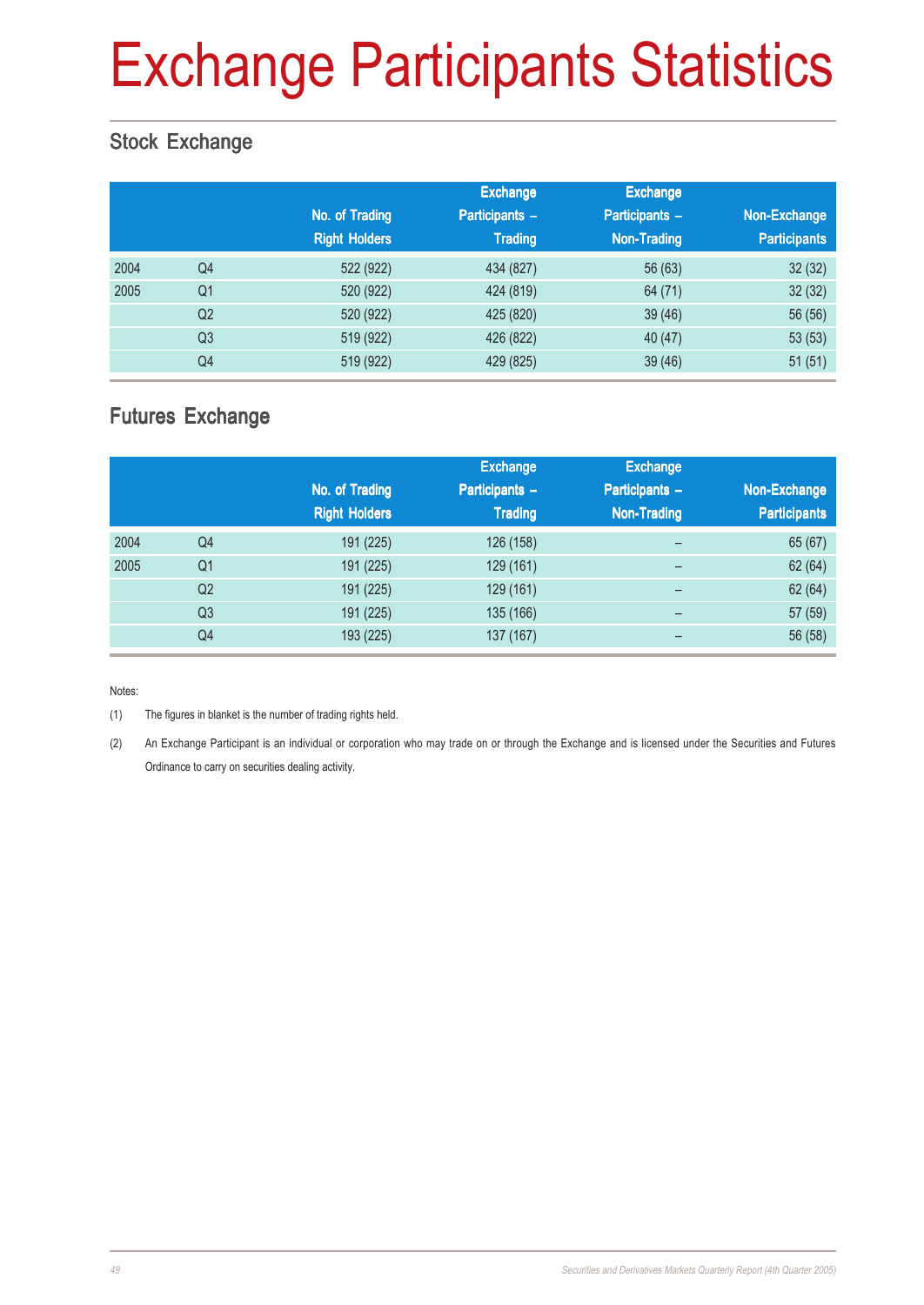# Exchange Participants Statistics

## Stock Exchange

| | | No. of Trading Right Holders | Exchange Participants – Trading | Exchange Participants – Non-Trading | Non-Exchange Participants |
|---|---|---|---|---|---|
| 2004 | Q4 | 522 (922) | 434 (827) | 56 (63) | 32 (32) |
| 2005 | Q1 | 520 (922) | 424 (819) | 64 (71) | 32 (32) |
| | Q2 | 520 (922) | 425 (820) | 39 (46) | 56 (56) |
| | Q3 | 519 (922) | 426 (822) | 40 (47) | 53 (53) |
| | Q4 | 519 (922) | 429 (825) | 39 (46) | 51 (51) |

## Futures Exchange

| | | No. of Trading Right Holders | Exchange Participants – Trading | Exchange Participants – Non-Trading | Non-Exchange Participants |
|---|---|---|---|---|---|
| 2004 | Q4 | 191 (225) | 126 (158) | – | 65 (67) |
| 2005 | Q1 | 191 (225) | 129 (161) | – | 62 (64) |
| | Q2 | 191 (225) | 129 (161) | – | 62 (64) |
| | Q3 | 191 (225) | 135 (166) | – | 57 (59) |
| | Q4 | 193 (225) | 137 (167) | – | 56 (58) |

Notes:

(1) The figures in blanket is the number of trading rights held.

(2) An Exchange Participant is an individual or corporation who may trade on or through the Exchange and is licensed under the Securities and Futures Ordinance to carry on securities dealing activity.